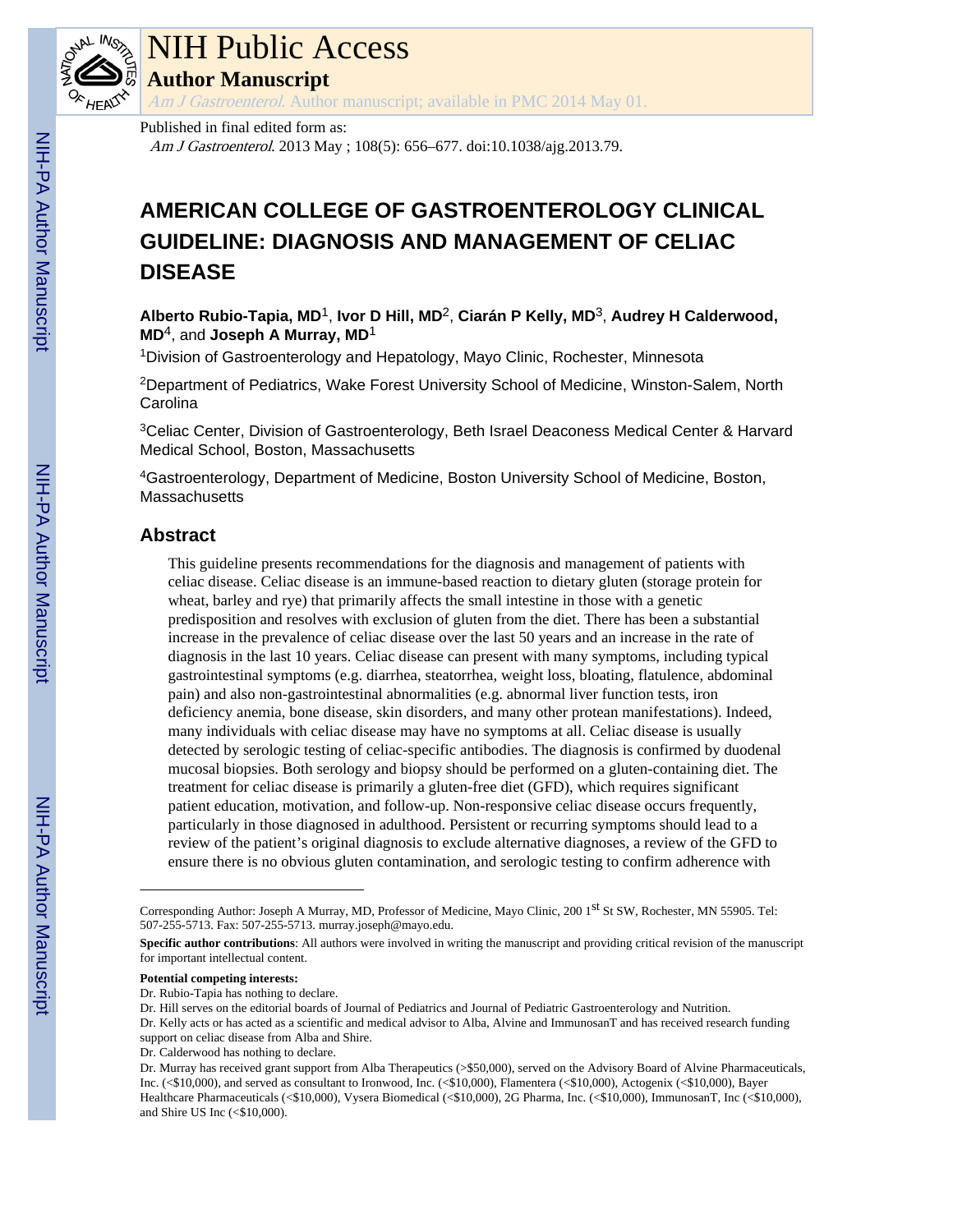# NIH Public Access

## Author Manuscript

*Am J Gastroenterol*. Author manuscript; available in PMC 2014 May 01.

Published in final edited form as:

*Am J Gastroenterol*. 2013 May ; 108(5): 656–677. doi:10.1038/ajg.2013.79.

# AMERICAN COLLEGE OF GASTROENTEROLOGY CLINICAL GUIDELINE: DIAGNOSIS AND MANAGEMENT OF CELIAC DISEASE

**Alberto Rubio-Tapia, MD**[1], **Ivor D Hill, MD**[2], **Ciarán P Kelly, MD**[3], **Audrey H Calderwood, MD**[4], and **Joseph A Murray, MD**[1]

[1]Division of Gastroenterology and Hepatology, Mayo Clinic, Rochester, Minnesota

[2]Department of Pediatrics, Wake Forest University School of Medicine, Winston-Salem, North Carolina

[3]Celiac Center, Division of Gastroenterology, Beth Israel Deaconess Medical Center & Harvard Medical School, Boston, Massachusetts

[4]Gastroenterology, Department of Medicine, Boston University School of Medicine, Boston, Massachusetts

## Abstract

This guideline presents recommendations for the diagnosis and management of patients with celiac disease. Celiac disease is an immune-based reaction to dietary gluten (storage protein for wheat, barley and rye) that primarily affects the small intestine in those with a genetic predisposition and resolves with exclusion of gluten from the diet. There has been a substantial increase in the prevalence of celiac disease over the last 50 years and an increase in the rate of diagnosis in the last 10 years. Celiac disease can present with many symptoms, including typical gastrointestinal symptoms (e.g. diarrhea, steatorrhea, weight loss, bloating, flatulence, abdominal pain) and also non-gastrointestinal abnormalities (e.g. abnormal liver function tests, iron deficiency anemia, bone disease, skin disorders, and many other protean manifestations). Indeed, many individuals with celiac disease may have no symptoms at all. Celiac disease is usually detected by serologic testing of celiac-specific antibodies. The diagnosis is confirmed by duodenal mucosal biopsies. Both serology and biopsy should be performed on a gluten-containing diet. The treatment for celiac disease is primarily a gluten-free diet (GFD), which requires significant patient education, motivation, and follow-up. Non-responsive celiac disease occurs frequently, particularly in those diagnosed in adulthood. Persistent or recurring symptoms should lead to a review of the patient's original diagnosis to exclude alternative diagnoses, a review of the GFD to ensure there is no obvious gluten contamination, and serologic testing to confirm adherence with

---

Corresponding Author: Joseph A Murray, MD, Professor of Medicine, Mayo Clinic, 200 1st St SW, Rochester, MN 55905. Tel: 507-255-5713. Fax: 507-255-5713. murray.joseph@mayo.edu.

**Specific author contributions**: All authors were involved in writing the manuscript and providing critical revision of the manuscript for important intellectual content.

**Potential competing interests:**

Dr. Rubio-Tapia has nothing to declare.

Dr. Hill serves on the editorial boards of Journal of Pediatrics and Journal of Pediatric Gastroenterology and Nutrition.

Dr. Kelly acts or has acted as a scientific and medical advisor to Alba, Alvine and ImmunosanT and has received research funding support on celiac disease from Alba and Shire.

Dr. Calderwood has nothing to declare.

Dr. Murray has received grant support from Alba Therapeutics (>$50,000), served on the Advisory Board of Alvine Pharmaceuticals, Inc. (<$10,000), and served as consultant to Ironwood, Inc. (<$10,000), Flamentera (<$10,000), Actogenix (<$10,000), Bayer Healthcare Pharmaceuticals (<$10,000), Vysera Biomedical (<$10,000), 2G Pharma, Inc. (<$10,000), ImmunosanT, Inc (<$10,000), and Shire US Inc (<$10,000).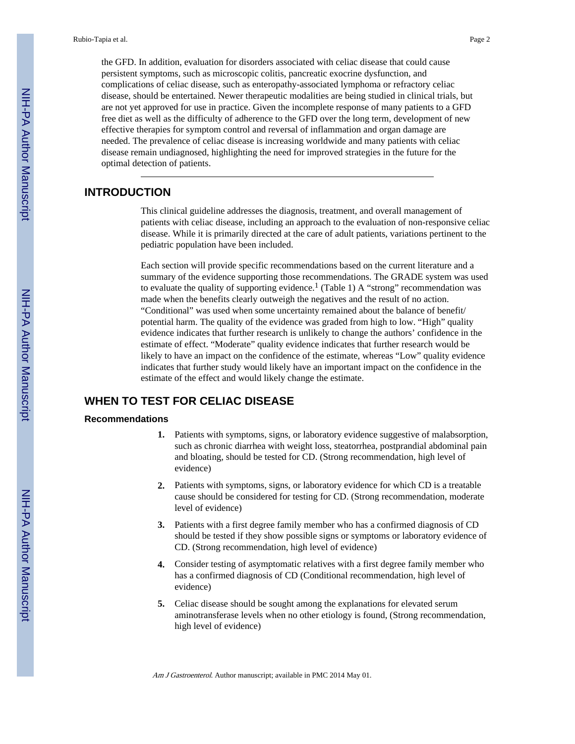the GFD. In addition, evaluation for disorders associated with celiac disease that could cause persistent symptoms, such as microscopic colitis, pancreatic exocrine dysfunction, and complications of celiac disease, such as enteropathy-associated lymphoma or refractory celiac disease, should be entertained. Newer therapeutic modalities are being studied in clinical trials, but are not yet approved for use in practice. Given the incomplete response of many patients to a GFD free diet as well as the difficulty of adherence to the GFD over the long term, development of new effective therapies for symptom control and reversal of inflammation and organ damage are needed. The prevalence of celiac disease is increasing worldwide and many patients with celiac disease remain undiagnosed, highlighting the need for improved strategies in the future for the optimal detection of patients.

## INTRODUCTION

This clinical guideline addresses the diagnosis, treatment, and overall management of patients with celiac disease, including an approach to the evaluation of non-responsive celiac disease. While it is primarily directed at the care of adult patients, variations pertinent to the pediatric population have been included.

Each section will provide specific recommendations based on the current literature and a summary of the evidence supporting those recommendations. The GRADE system was used to evaluate the quality of supporting evidence.[1] (Table 1) A "strong" recommendation was made when the benefits clearly outweigh the negatives and the result of no action. "Conditional" was used when some uncertainty remained about the balance of benefit/ potential harm. The quality of the evidence was graded from high to low. "High" quality evidence indicates that further research is unlikely to change the authors' confidence in the estimate of effect. "Moderate" quality evidence indicates that further research would be likely to have an impact on the confidence of the estimate, whereas "Low" quality evidence indicates that further study would likely have an important impact on the confidence in the estimate of the effect and would likely change the estimate.

## WHEN TO TEST FOR CELIAC DISEASE

### Recommendations

1. Patients with symptoms, signs, or laboratory evidence suggestive of malabsorption, such as chronic diarrhea with weight loss, steatorrhea, postprandial abdominal pain and bloating, should be tested for CD. (Strong recommendation, high level of evidence)
2. Patients with symptoms, signs, or laboratory evidence for which CD is a treatable cause should be considered for testing for CD. (Strong recommendation, moderate level of evidence)
3. Patients with a first degree family member who has a confirmed diagnosis of CD should be tested if they show possible signs or symptoms or laboratory evidence of CD. (Strong recommendation, high level of evidence)
4. Consider testing of asymptomatic relatives with a first degree family member who has a confirmed diagnosis of CD (Conditional recommendation, high level of evidence)
5. Celiac disease should be sought among the explanations for elevated serum aminotransferase levels when no other etiology is found, (Strong recommendation, high level of evidence)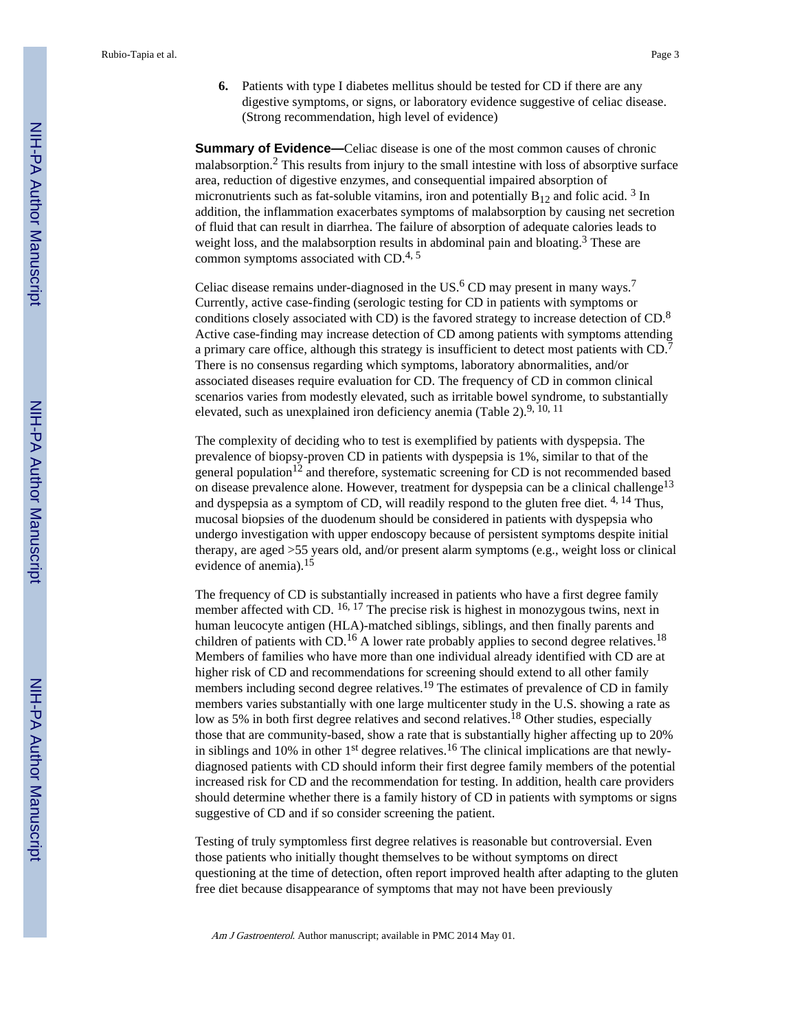6. Patients with type I diabetes mellitus should be tested for CD if there are any digestive symptoms, or signs, or laboratory evidence suggestive of celiac disease. (Strong recommendation, high level of evidence)

**Summary of Evidence—**Celiac disease is one of the most common causes of chronic malabsorption.[2] This results from injury to the small intestine with loss of absorptive surface area, reduction of digestive enzymes, and consequential impaired absorption of micronutrients such as fat-soluble vitamins, iron and potentially $B_{12}$ and folic acid. [3] In addition, the inflammation exacerbates symptoms of malabsorption by causing net secretion of fluid that can result in diarrhea. The failure of absorption of adequate calories leads to weight loss, and the malabsorption results in abdominal pain and bloating.[3] These are common symptoms associated with CD.[4, 5]

Celiac disease remains under-diagnosed in the US.[6] CD may present in many ways.[7] Currently, active case-finding (serologic testing for CD in patients with symptoms or conditions closely associated with CD) is the favored strategy to increase detection of CD.[8] Active case-finding may increase detection of CD among patients with symptoms attending a primary care office, although this strategy is insufficient to detect most patients with CD.[7] There is no consensus regarding which symptoms, laboratory abnormalities, and/or associated diseases require evaluation for CD. The frequency of CD in common clinical scenarios varies from modestly elevated, such as irritable bowel syndrome, to substantially elevated, such as unexplained iron deficiency anemia (Table 2).[9, 10, 11]

The complexity of deciding who to test is exemplified by patients with dyspepsia. The prevalence of biopsy-proven CD in patients with dyspepsia is 1%, similar to that of the general population[12] and therefore, systematic screening for CD is not recommended based on disease prevalence alone. However, treatment for dyspepsia can be a clinical challenge[13] and dyspepsia as a symptom of CD, will readily respond to the gluten free diet. [4, 14] Thus, mucosal biopsies of the duodenum should be considered in patients with dyspepsia who undergo investigation with upper endoscopy because of persistent symptoms despite initial therapy, are aged >55 years old, and/or present alarm symptoms (e.g., weight loss or clinical evidence of anemia).[15]

The frequency of CD is substantially increased in patients who have a first degree family member affected with CD. [16, 17] The precise risk is highest in monozygous twins, next in human leucocyte antigen (HLA)-matched siblings, siblings, and then finally parents and children of patients with CD.[16] A lower rate probably applies to second degree relatives.[18] Members of families who have more than one individual already identified with CD are at higher risk of CD and recommendations for screening should extend to all other family members including second degree relatives.[19] The estimates of prevalence of CD in family members varies substantially with one large multicenter study in the U.S. showing a rate as low as 5% in both first degree relatives and second relatives.[18] Other studies, especially those that are community-based, show a rate that is substantially higher affecting up to 20% in siblings and 10% in other 1st degree relatives.[16] The clinical implications are that newly-diagnosed patients with CD should inform their first degree family members of the potential increased risk for CD and the recommendation for testing. In addition, health care providers should determine whether there is a family history of CD in patients with symptoms or signs suggestive of CD and if so consider screening the patient.

Testing of truly symptomless first degree relatives is reasonable but controversial. Even those patients who initially thought themselves to be without symptoms on direct questioning at the time of detection, often report improved health after adapting to the gluten free diet because disappearance of symptoms that may not have been previously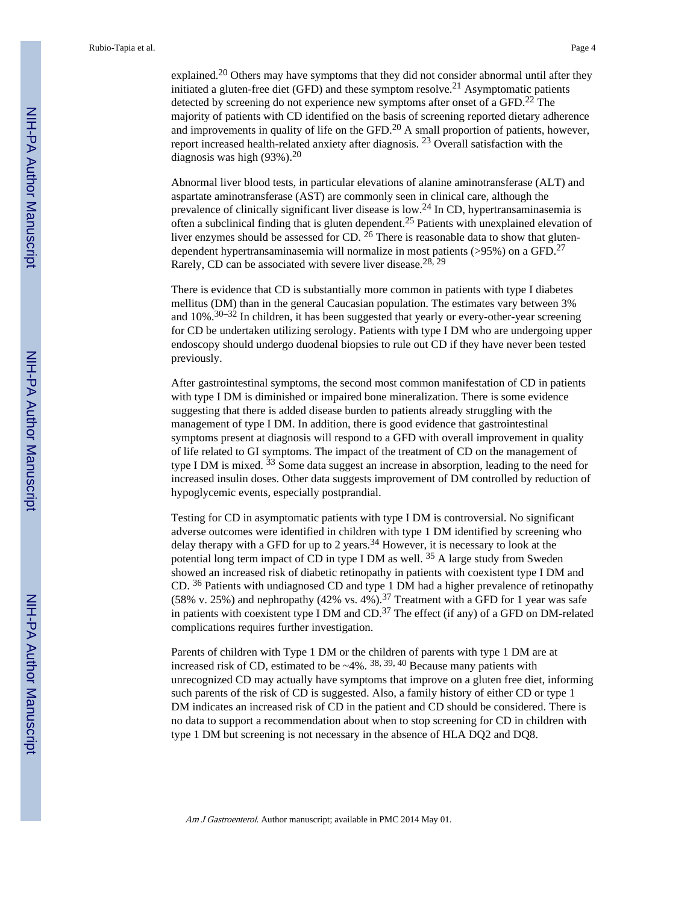explained.[20] Others may have symptoms that they did not consider abnormal until after they initiated a gluten-free diet (GFD) and these symptom resolve.[21] Asymptomatic patients detected by screening do not experience new symptoms after onset of a GFD.[22] The majority of patients with CD identified on the basis of screening reported dietary adherence and improvements in quality of life on the GFD.[20] A small proportion of patients, however, report increased health-related anxiety after diagnosis. [23] Overall satisfaction with the diagnosis was high (93%).[20]

Abnormal liver blood tests, in particular elevations of alanine aminotransferase (ALT) and aspartate aminotransferase (AST) are commonly seen in clinical care, although the prevalence of clinically significant liver disease is low.[24] In CD, hypertransaminasemia is often a subclinical finding that is gluten dependent.[25] Patients with unexplained elevation of liver enzymes should be assessed for CD. [26] There is reasonable data to show that gluten-dependent hypertransaminasemia will normalize in most patients (>95%) on a GFD.[27] Rarely, CD can be associated with severe liver disease.[28, 29]

There is evidence that CD is substantially more common in patients with type I diabetes mellitus (DM) than in the general Caucasian population. The estimates vary between 3% and 10%.[30–32] In children, it has been suggested that yearly or every-other-year screening for CD be undertaken utilizing serology. Patients with type I DM who are undergoing upper endoscopy should undergo duodenal biopsies to rule out CD if they have never been tested previously.

After gastrointestinal symptoms, the second most common manifestation of CD in patients with type I DM is diminished or impaired bone mineralization. There is some evidence suggesting that there is added disease burden to patients already struggling with the management of type I DM. In addition, there is good evidence that gastrointestinal symptoms present at diagnosis will respond to a GFD with overall improvement in quality of life related to GI symptoms. The impact of the treatment of CD on the management of type I DM is mixed. [33] Some data suggest an increase in absorption, leading to the need for increased insulin doses. Other data suggests improvement of DM controlled by reduction of hypoglycemic events, especially postprandial.

Testing for CD in asymptomatic patients with type I DM is controversial. No significant adverse outcomes were identified in children with type 1 DM identified by screening who delay therapy with a GFD for up to 2 years.[34] However, it is necessary to look at the potential long term impact of CD in type I DM as well. [35] A large study from Sweden showed an increased risk of diabetic retinopathy in patients with coexistent type I DM and CD. [36] Patients with undiagnosed CD and type 1 DM had a higher prevalence of retinopathy (58% v. 25%) and nephropathy (42% vs. 4%).[37] Treatment with a GFD for 1 year was safe in patients with coexistent type I DM and CD.[37] The effect (if any) of a GFD on DM-related complications requires further investigation.

Parents of children with Type 1 DM or the children of parents with type 1 DM are at increased risk of CD, estimated to be ~4%. [38, 39, 40] Because many patients with unrecognized CD may actually have symptoms that improve on a gluten free diet, informing such parents of the risk of CD is suggested. Also, a family history of either CD or type 1 DM indicates an increased risk of CD in the patient and CD should be considered. There is no data to support a recommendation about when to stop screening for CD in children with type 1 DM but screening is not necessary in the absence of HLA DQ2 and DQ8.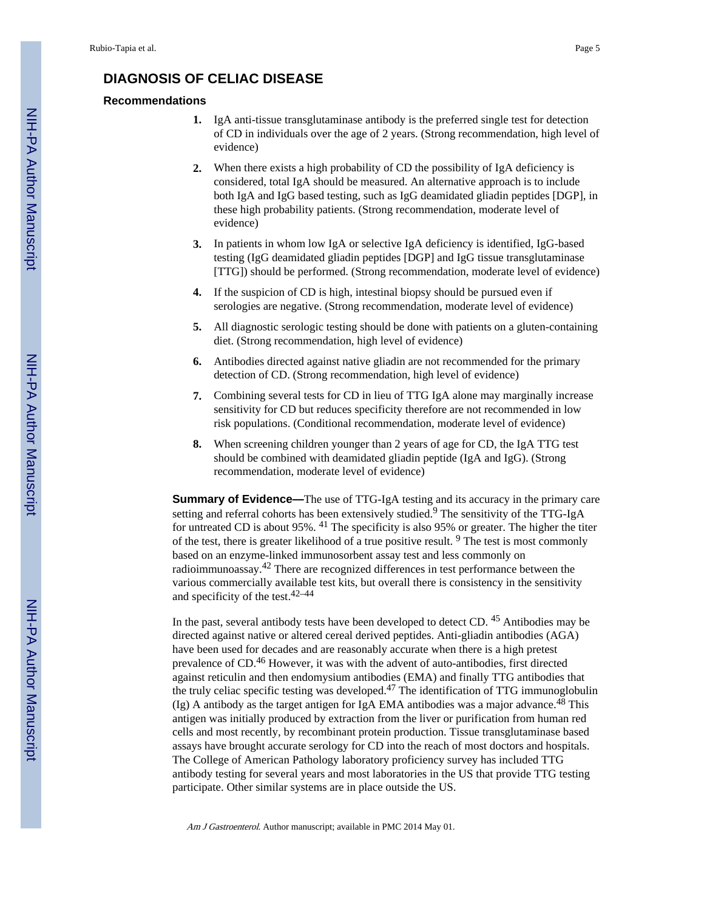## DIAGNOSIS OF CELIAC DISEASE

### Recommendations

1. IgA anti-tissue transglutaminase antibody is the preferred single test for detection of CD in individuals over the age of 2 years. (Strong recommendation, high level of evidence)
2. When there exists a high probability of CD the possibility of IgA deficiency is considered, total IgA should be measured. An alternative approach is to include both IgA and IgG based testing, such as IgG deamidated gliadin peptides [DGP], in these high probability patients. (Strong recommendation, moderate level of evidence)
3. In patients in whom low IgA or selective IgA deficiency is identified, IgG-based testing (IgG deamidated gliadin peptides [DGP] and IgG tissue transglutaminase [TTG]) should be performed. (Strong recommendation, moderate level of evidence)
4. If the suspicion of CD is high, intestinal biopsy should be pursued even if serologies are negative. (Strong recommendation, moderate level of evidence)
5. All diagnostic serologic testing should be done with patients on a gluten-containing diet. (Strong recommendation, high level of evidence)
6. Antibodies directed against native gliadin are not recommended for the primary detection of CD. (Strong recommendation, high level of evidence)
7. Combining several tests for CD in lieu of TTG IgA alone may marginally increase sensitivity for CD but reduces specificity therefore are not recommended in low risk populations. (Conditional recommendation, moderate level of evidence)
8. When screening children younger than 2 years of age for CD, the IgA TTG test should be combined with deamidated gliadin peptide (IgA and IgG). (Strong recommendation, moderate level of evidence)

**Summary of Evidence—**The use of TTG-IgA testing and its accuracy in the primary care setting and referral cohorts has been extensively studied.[9] The sensitivity of the TTG-IgA for untreated CD is about 95%. [41] The specificity is also 95% or greater. The higher the titer of the test, there is greater likelihood of a true positive result. [9] The test is most commonly based on an enzyme-linked immunosorbent assay test and less commonly on radioimmunoassay.[42] There are recognized differences in test performance between the various commercially available test kits, but overall there is consistency in the sensitivity and specificity of the test.[42–44]

In the past, several antibody tests have been developed to detect CD. [45] Antibodies may be directed against native or altered cereal derived peptides. Anti-gliadin antibodies (AGA) have been used for decades and are reasonably accurate when there is a high pretest prevalence of CD.[46] However, it was with the advent of auto-antibodies, first directed against reticulin and then endomysium antibodies (EMA) and finally TTG antibodies that the truly celiac specific testing was developed.[47] The identification of TTG immunoglobulin (Ig) A antibody as the target antigen for IgA EMA antibodies was a major advance.[48] This antigen was initially produced by extraction from the liver or purification from human red cells and most recently, by recombinant protein production. Tissue transglutaminase based assays have brought accurate serology for CD into the reach of most doctors and hospitals. The College of American Pathology laboratory proficiency survey has included TTG antibody testing for several years and most laboratories in the US that provide TTG testing participate. Other similar systems are in place outside the US.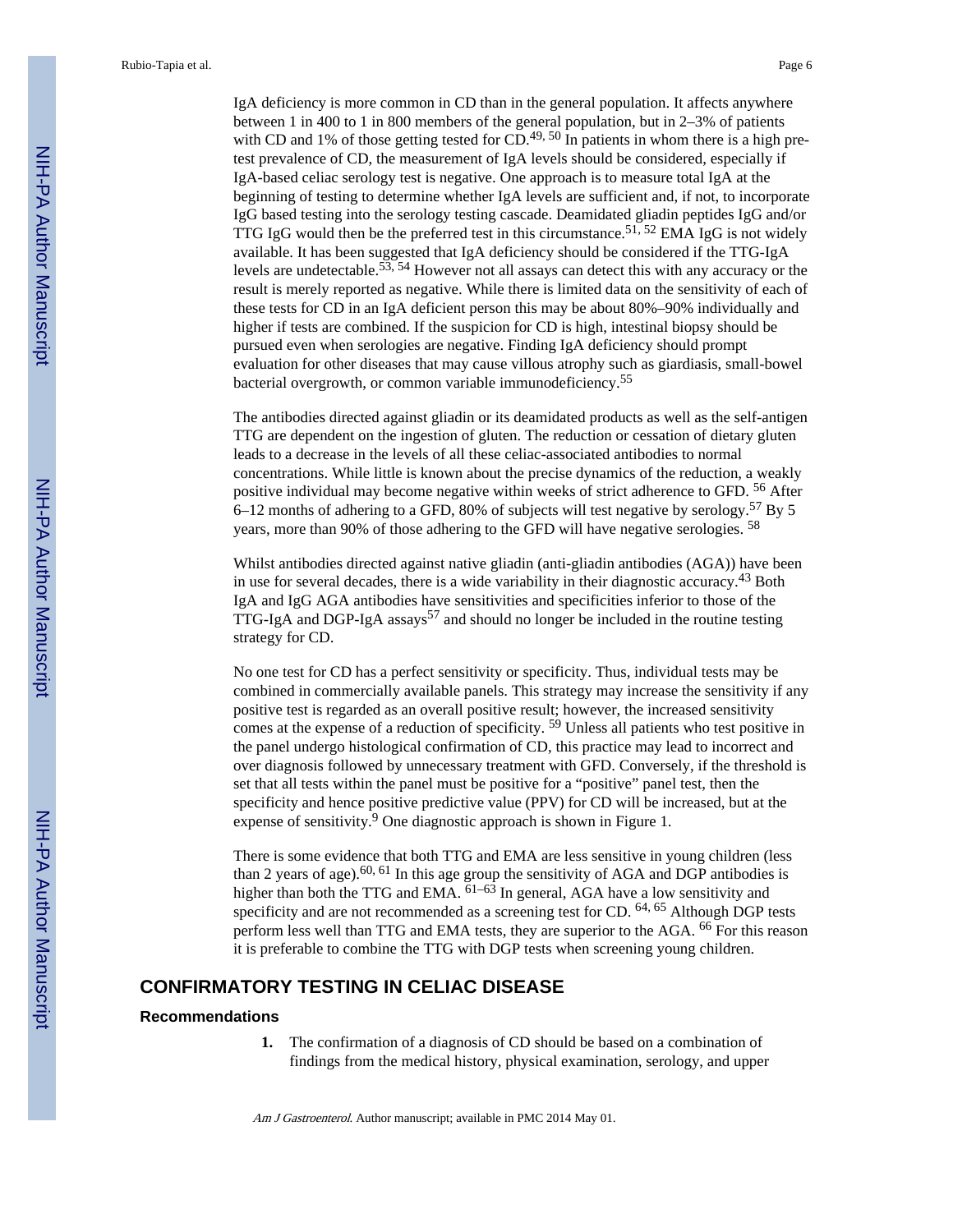IgA deficiency is more common in CD than in the general population. It affects anywhere between 1 in 400 to 1 in 800 members of the general population, but in 2–3% of patients with CD and 1% of those getting tested for CD.[49, 50] In patients in whom there is a high pre-test prevalence of CD, the measurement of IgA levels should be considered, especially if IgA-based celiac serology test is negative. One approach is to measure total IgA at the beginning of testing to determine whether IgA levels are sufficient and, if not, to incorporate IgG based testing into the serology testing cascade. Deamidated gliadin peptides IgG and/or TTG IgG would then be the preferred test in this circumstance.[51, 52] EMA IgG is not widely available. It has been suggested that IgA deficiency should be considered if the TTG-IgA levels are undetectable.[53, 54] However not all assays can detect this with any accuracy or the result is merely reported as negative. While there is limited data on the sensitivity of each of these tests for CD in an IgA deficient person this may be about 80%–90% individually and higher if tests are combined. If the suspicion for CD is high, intestinal biopsy should be pursued even when serologies are negative. Finding IgA deficiency should prompt evaluation for other diseases that may cause villous atrophy such as giardiasis, small-bowel bacterial overgrowth, or common variable immunodeficiency.[55]

The antibodies directed against gliadin or its deamidated products as well as the self-antigen TTG are dependent on the ingestion of gluten. The reduction or cessation of dietary gluten leads to a decrease in the levels of all these celiac-associated antibodies to normal concentrations. While little is known about the precise dynamics of the reduction, a weakly positive individual may become negative within weeks of strict adherence to GFD. [56] After 6–12 months of adhering to a GFD, 80% of subjects will test negative by serology.[57] By 5 years, more than 90% of those adhering to the GFD will have negative serologies. [58]

Whilst antibodies directed against native gliadin (anti-gliadin antibodies (AGA)) have been in use for several decades, there is a wide variability in their diagnostic accuracy.[43] Both IgA and IgG AGA antibodies have sensitivities and specificities inferior to those of the TTG-IgA and DGP-IgA assays[57] and should no longer be included in the routine testing strategy for CD.

No one test for CD has a perfect sensitivity or specificity. Thus, individual tests may be combined in commercially available panels. This strategy may increase the sensitivity if any positive test is regarded as an overall positive result; however, the increased sensitivity comes at the expense of a reduction of specificity. [59] Unless all patients who test positive in the panel undergo histological confirmation of CD, this practice may lead to incorrect and over diagnosis followed by unnecessary treatment with GFD. Conversely, if the threshold is set that all tests within the panel must be positive for a "positive" panel test, then the specificity and hence positive predictive value (PPV) for CD will be increased, but at the expense of sensitivity.[9] One diagnostic approach is shown in Figure 1.

There is some evidence that both TTG and EMA are less sensitive in young children (less than 2 years of age).[60, 61] In this age group the sensitivity of AGA and DGP antibodies is higher than both the TTG and EMA. [61–63] In general, AGA have a low sensitivity and specificity and are not recommended as a screening test for CD. [64, 65] Although DGP tests perform less well than TTG and EMA tests, they are superior to the AGA. [66] For this reason it is preferable to combine the TTG with DGP tests when screening young children.

## CONFIRMATORY TESTING IN CELIAC DISEASE

### Recommendations

1. The confirmation of a diagnosis of CD should be based on a combination of findings from the medical history, physical examination, serology, and upper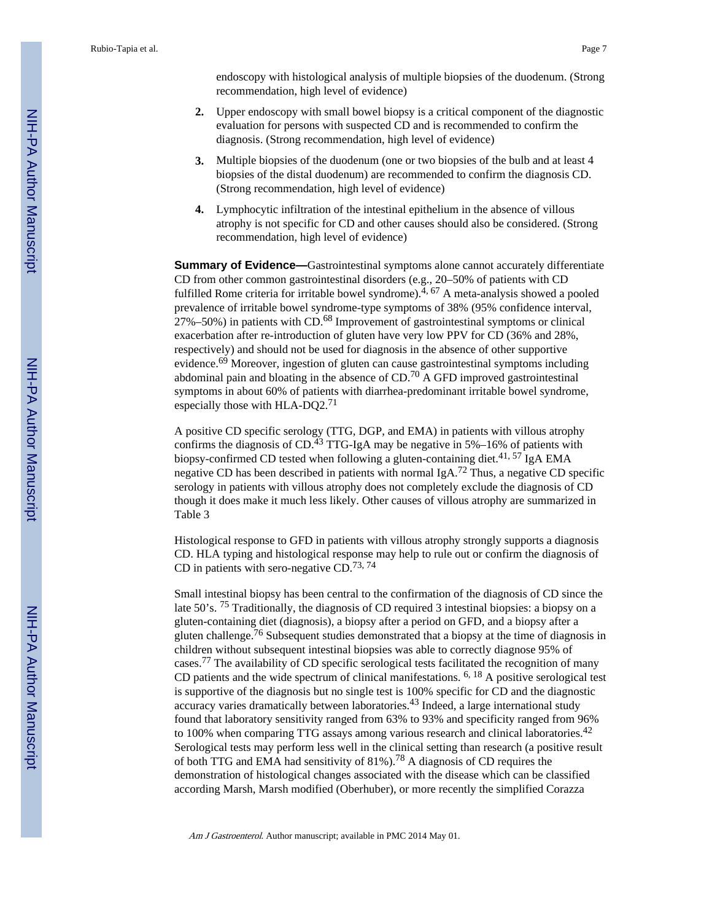endoscopy with histological analysis of multiple biopsies of the duodenum. (Strong recommendation, high level of evidence)

2. Upper endoscopy with small bowel biopsy is a critical component of the diagnostic evaluation for persons with suspected CD and is recommended to confirm the diagnosis. (Strong recommendation, high level of evidence)

3. Multiple biopsies of the duodenum (one or two biopsies of the bulb and at least 4 biopsies of the distal duodenum) are recommended to confirm the diagnosis CD. (Strong recommendation, high level of evidence)

4. Lymphocytic infiltration of the intestinal epithelium in the absence of villous atrophy is not specific for CD and other causes should also be considered. (Strong recommendation, high level of evidence)

**Summary of Evidence—**Gastrointestinal symptoms alone cannot accurately differentiate CD from other common gastrointestinal disorders (e.g., 20–50% of patients with CD fulfilled Rome criteria for irritable bowel syndrome).[4, 67] A meta-analysis showed a pooled prevalence of irritable bowel syndrome-type symptoms of 38% (95% confidence interval, 27%–50%) in patients with CD.[68] Improvement of gastrointestinal symptoms or clinical exacerbation after re-introduction of gluten have very low PPV for CD (36% and 28%, respectively) and should not be used for diagnosis in the absence of other supportive evidence.[69] Moreover, ingestion of gluten can cause gastrointestinal symptoms including abdominal pain and bloating in the absence of CD.[70] A GFD improved gastrointestinal symptoms in about 60% of patients with diarrhea-predominant irritable bowel syndrome, especially those with HLA-DQ2.[71]

A positive CD specific serology (TTG, DGP, and EMA) in patients with villous atrophy confirms the diagnosis of CD.[43] TTG-IgA may be negative in 5%–16% of patients with biopsy-confirmed CD tested when following a gluten-containing diet.[41, 57] IgA EMA negative CD has been described in patients with normal IgA.[72] Thus, a negative CD specific serology in patients with villous atrophy does not completely exclude the diagnosis of CD though it does make it much less likely. Other causes of villous atrophy are summarized in Table 3

Histological response to GFD in patients with villous atrophy strongly supports a diagnosis CD. HLA typing and histological response may help to rule out or confirm the diagnosis of CD in patients with sero-negative CD.[73, 74]

Small intestinal biopsy has been central to the confirmation of the diagnosis of CD since the late 50's. [75] Traditionally, the diagnosis of CD required 3 intestinal biopsies: a biopsy on a gluten-containing diet (diagnosis), a biopsy after a period on GFD, and a biopsy after a gluten challenge.[76] Subsequent studies demonstrated that a biopsy at the time of diagnosis in children without subsequent intestinal biopsies was able to correctly diagnose 95% of cases.[77] The availability of CD specific serological tests facilitated the recognition of many CD patients and the wide spectrum of clinical manifestations. [6, 18] A positive serological test is supportive of the diagnosis but no single test is 100% specific for CD and the diagnostic accuracy varies dramatically between laboratories.[43] Indeed, a large international study found that laboratory sensitivity ranged from 63% to 93% and specificity ranged from 96% to 100% when comparing TTG assays among various research and clinical laboratories.[42] Serological tests may perform less well in the clinical setting than research (a positive result of both TTG and EMA had sensitivity of 81%).[78] A diagnosis of CD requires the demonstration of histological changes associated with the disease which can be classified according Marsh, Marsh modified (Oberhuber), or more recently the simplified Corazza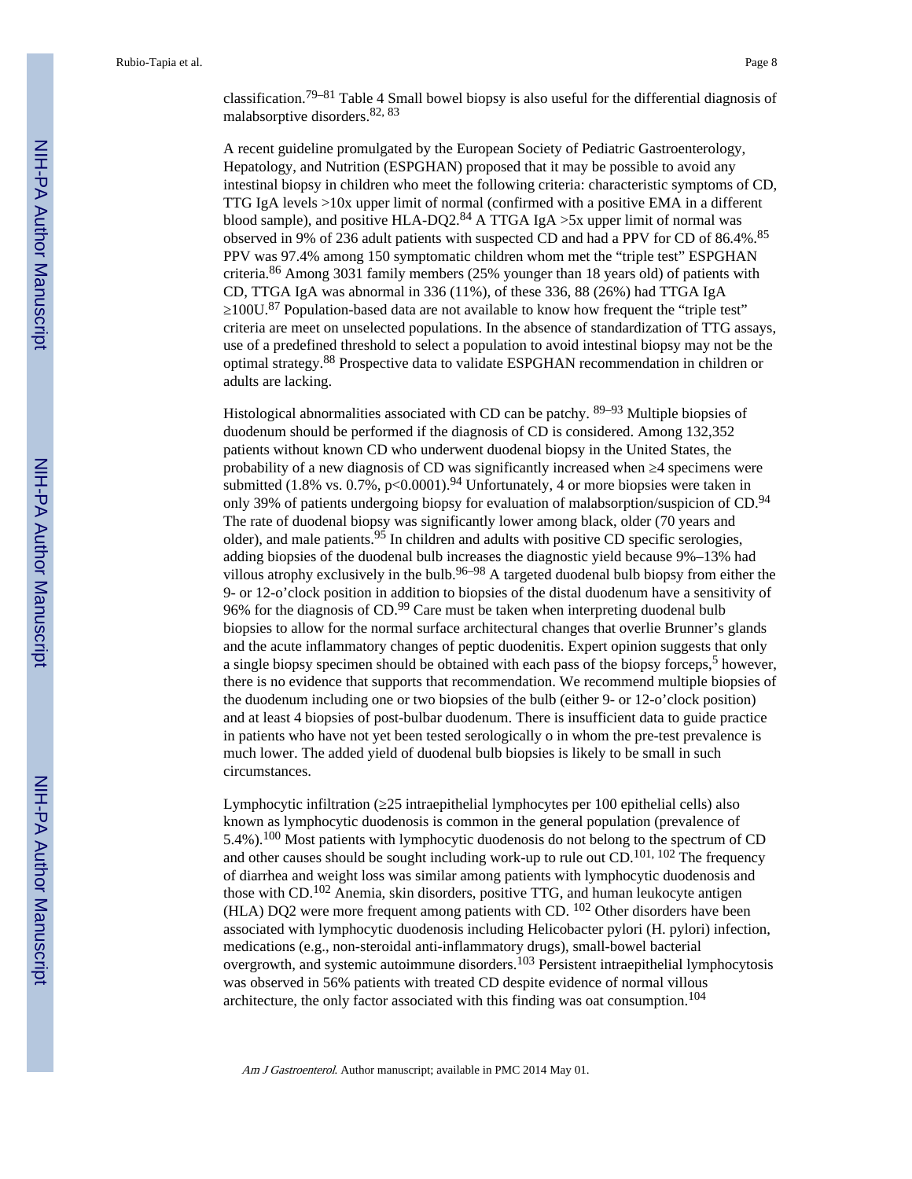classification.[79–81] Table 4 Small bowel biopsy is also useful for the differential diagnosis of malabsorptive disorders.[82, 83]

A recent guideline promulgated by the European Society of Pediatric Gastroenterology, Hepatology, and Nutrition (ESPGHAN) proposed that it may be possible to avoid any intestinal biopsy in children who meet the following criteria: characteristic symptoms of CD, TTG IgA levels >10x upper limit of normal (confirmed with a positive EMA in a different blood sample), and positive HLA-DQ2.[84] A TTGA IgA >5x upper limit of normal was observed in 9% of 236 adult patients with suspected CD and had a PPV for CD of 86.4%.[85] PPV was 97.4% among 150 symptomatic children whom met the "triple test" ESPGHAN criteria.[86] Among 3031 family members (25% younger than 18 years old) of patients with CD, TTGA IgA was abnormal in 336 (11%), of these 336, 88 (26%) had TTGA IgA ≥100U.[87] Population-based data are not available to know how frequent the "triple test" criteria are meet on unselected populations. In the absence of standardization of TTG assays, use of a predefined threshold to select a population to avoid intestinal biopsy may not be the optimal strategy.[88] Prospective data to validate ESPGHAN recommendation in children or adults are lacking.

Histological abnormalities associated with CD can be patchy. [89–93] Multiple biopsies of duodenum should be performed if the diagnosis of CD is considered. Among 132,352 patients without known CD who underwent duodenal biopsy in the United States, the probability of a new diagnosis of CD was significantly increased when ≥4 specimens were submitted (1.8% vs. 0.7%, $p<0.0001$).[94] Unfortunately, 4 or more biopsies were taken in only 39% of patients undergoing biopsy for evaluation of malabsorption/suspicion of CD.[94] The rate of duodenal biopsy was significantly lower among black, older (70 years and older), and male patients.[95] In children and adults with positive CD specific serologies, adding biopsies of the duodenal bulb increases the diagnostic yield because 9%–13% had villous atrophy exclusively in the bulb.[96–98] A targeted duodenal bulb biopsy from either the 9- or 12-o'clock position in addition to biopsies of the distal duodenum have a sensitivity of 96% for the diagnosis of CD.[99] Care must be taken when interpreting duodenal bulb biopsies to allow for the normal surface architectural changes that overlie Brunner's glands and the acute inflammatory changes of peptic duodenitis. Expert opinion suggests that only a single biopsy specimen should be obtained with each pass of the biopsy forceps,[5] however, there is no evidence that supports that recommendation. We recommend multiple biopsies of the duodenum including one or two biopsies of the bulb (either 9- or 12-o'clock position) and at least 4 biopsies of post-bulbar duodenum. There is insufficient data to guide practice in patients who have not yet been tested serologically o in whom the pre-test prevalence is much lower. The added yield of duodenal bulb biopsies is likely to be small in such circumstances.

Lymphocytic infiltration (≥25 intraepithelial lymphocytes per 100 epithelial cells) also known as lymphocytic duodenosis is common in the general population (prevalence of 5.4%).[100] Most patients with lymphocytic duodenosis do not belong to the spectrum of CD and other causes should be sought including work-up to rule out CD.[101, 102] The frequency of diarrhea and weight loss was similar among patients with lymphocytic duodenosis and those with CD.[102] Anemia, skin disorders, positive TTG, and human leukocyte antigen (HLA) DQ2 were more frequent among patients with CD. [102] Other disorders have been associated with lymphocytic duodenosis including Helicobacter pylori (H. pylori) infection, medications (e.g., non-steroidal anti-inflammatory drugs), small-bowel bacterial overgrowth, and systemic autoimmune disorders.[103] Persistent intraepithelial lymphocytosis was observed in 56% patients with treated CD despite evidence of normal villous architecture, the only factor associated with this finding was oat consumption.[104]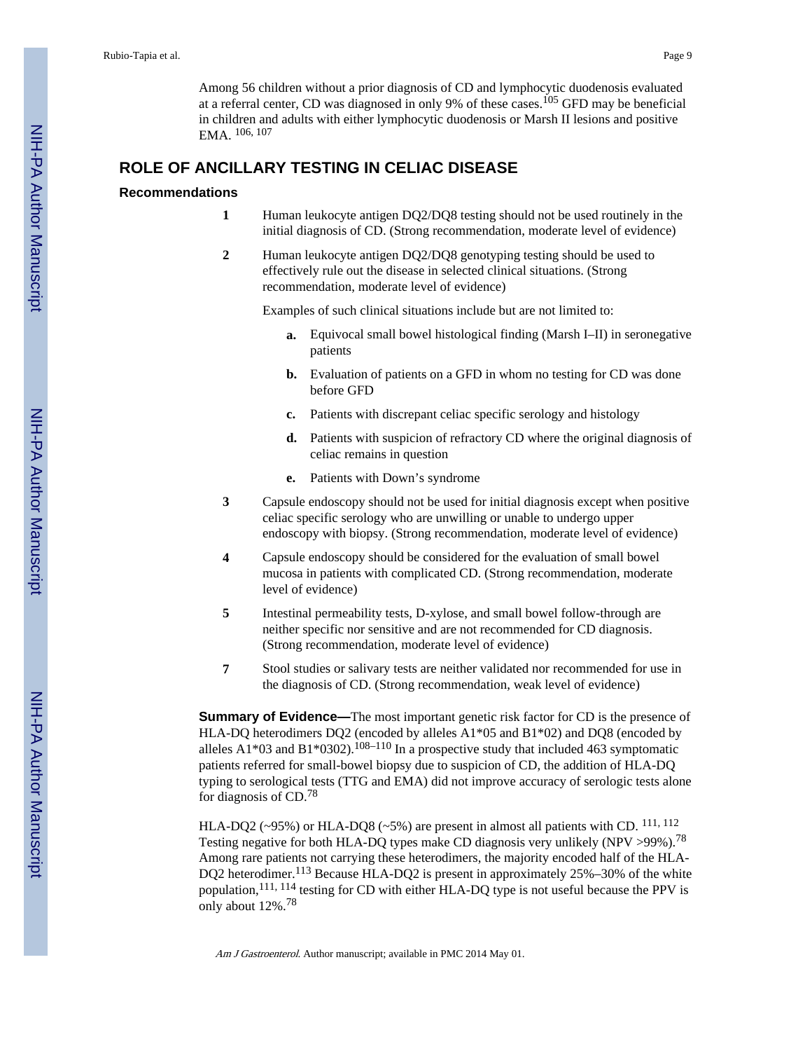Among 56 children without a prior diagnosis of CD and lymphocytic duodenosis evaluated at a referral center, CD was diagnosed in only 9% of these cases.[105] GFD may be beneficial in children and adults with either lymphocytic duodenosis or Marsh II lesions and positive EMA.[106, 107]

## ROLE OF ANCILLARY TESTING IN CELIAC DISEASE

### Recommendations

1. Human leukocyte antigen DQ2/DQ8 testing should not be used routinely in the initial diagnosis of CD. (Strong recommendation, moderate level of evidence)
2. Human leukocyte antigen DQ2/DQ8 genotyping testing should be used to effectively rule out the disease in selected clinical situations. (Strong recommendation, moderate level of evidence)

   Examples of such clinical situations include but are not limited to:

   a. Equivocal small bowel histological finding (Marsh I–II) in seronegative patients

   b. Evaluation of patients on a GFD in whom no testing for CD was done before GFD

   c. Patients with discrepant celiac specific serology and histology

   d. Patients with suspicion of refractory CD where the original diagnosis of celiac remains in question

   e. Patients with Down's syndrome

3. Capsule endoscopy should not be used for initial diagnosis except when positive celiac specific serology who are unwilling or unable to undergo upper endoscopy with biopsy. (Strong recommendation, moderate level of evidence)
4. Capsule endoscopy should be considered for the evaluation of small bowel mucosa in patients with complicated CD. (Strong recommendation, moderate level of evidence)
5. Intestinal permeability tests, D-xylose, and small bowel follow-through are neither specific nor sensitive and are not recommended for CD diagnosis. (Strong recommendation, moderate level of evidence)

7. Stool studies or salivary tests are neither validated nor recommended for use in the diagnosis of CD. (Strong recommendation, weak level of evidence)

**Summary of Evidence—**The most important genetic risk factor for CD is the presence of HLA-DQ heterodimers DQ2 (encoded by alleles A1*05 and B1*02) and DQ8 (encoded by alleles A1*03 and B1*0302).[108–110] In a prospective study that included 463 symptomatic patients referred for small-bowel biopsy due to suspicion of CD, the addition of HLA-DQ typing to serological tests (TTG and EMA) did not improve accuracy of serologic tests alone for diagnosis of CD.[78]

HLA-DQ2 (~95%) or HLA-DQ8 (~5%) are present in almost all patients with CD.[111, 112] Testing negative for both HLA-DQ types make CD diagnosis very unlikely (NPV >99%).[78] Among rare patients not carrying these heterodimers, the majority encoded half of the HLA-DQ2 heterodimer.[113] Because HLA-DQ2 is present in approximately 25%–30% of the white population,[111, 114] testing for CD with either HLA-DQ type is not useful because the PPV is only about 12%.[78]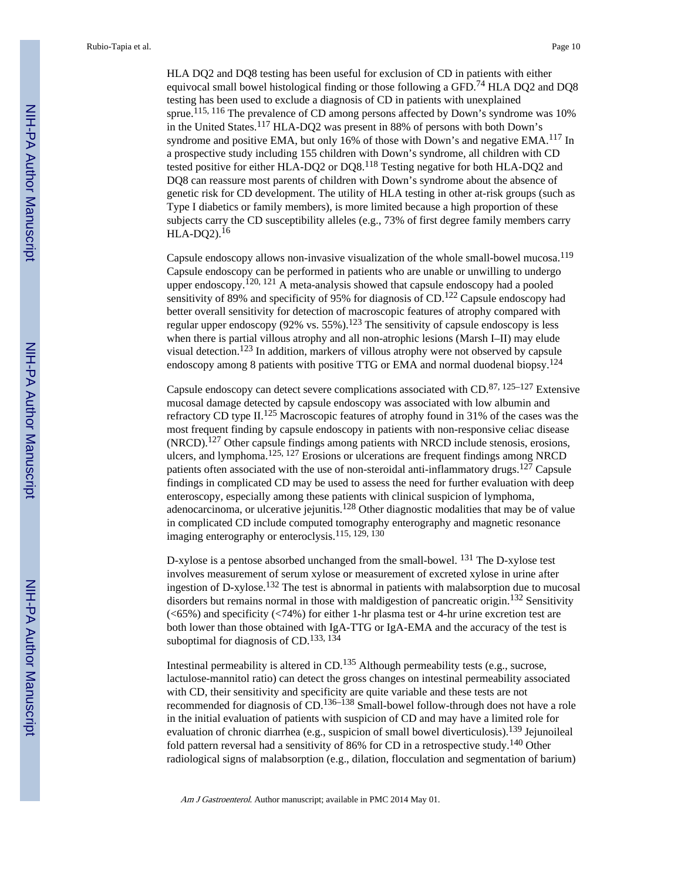HLA DQ2 and DQ8 testing has been useful for exclusion of CD in patients with either equivocal small bowel histological finding or those following a GFD.[74] HLA DQ2 and DQ8 testing has been used to exclude a diagnosis of CD in patients with unexplained sprue.[115, 116] The prevalence of CD among persons affected by Down's syndrome was 10% in the United States.[117] HLA-DQ2 was present in 88% of persons with both Down's syndrome and positive EMA, but only 16% of those with Down's and negative EMA.[117] In a prospective study including 155 children with Down's syndrome, all children with CD tested positive for either HLA-DQ2 or DQ8.[118] Testing negative for both HLA-DQ2 and DQ8 can reassure most parents of children with Down's syndrome about the absence of genetic risk for CD development. The utility of HLA testing in other at-risk groups (such as Type I diabetics or family members), is more limited because a high proportion of these subjects carry the CD susceptibility alleles (e.g., 73% of first degree family members carry HLA-DQ2).[16]

Capsule endoscopy allows non-invasive visualization of the whole small-bowel mucosa.[119] Capsule endoscopy can be performed in patients who are unable or unwilling to undergo upper endoscopy.[120, 121] A meta-analysis showed that capsule endoscopy had a pooled sensitivity of 89% and specificity of 95% for diagnosis of CD.[122] Capsule endoscopy had better overall sensitivity for detection of macroscopic features of atrophy compared with regular upper endoscopy (92% vs. 55%).[123] The sensitivity of capsule endoscopy is less when there is partial villous atrophy and all non-atrophic lesions (Marsh I–II) may elude visual detection.[123] In addition, markers of villous atrophy were not observed by capsule endoscopy among 8 patients with positive TTG or EMA and normal duodenal biopsy.[124]

Capsule endoscopy can detect severe complications associated with CD.[87, 125–127] Extensive mucosal damage detected by capsule endoscopy was associated with low albumin and refractory CD type II.[125] Macroscopic features of atrophy found in 31% of the cases was the most frequent finding by capsule endoscopy in patients with non-responsive celiac disease (NRCD).[127] Other capsule findings among patients with NRCD include stenosis, erosions, ulcers, and lymphoma.[125, 127] Erosions or ulcerations are frequent findings among NRCD patients often associated with the use of non-steroidal anti-inflammatory drugs.[127] Capsule findings in complicated CD may be used to assess the need for further evaluation with deep enteroscopy, especially among these patients with clinical suspicion of lymphoma, adenocarcinoma, or ulcerative jejunitis.[128] Other diagnostic modalities that may be of value in complicated CD include computed tomography enterography and magnetic resonance imaging enterography or enteroclysis.[115, 129, 130]

D-xylose is a pentose absorbed unchanged from the small-bowel. [131] The D-xylose test involves measurement of serum xylose or measurement of excreted xylose in urine after ingestion of D-xylose.[132] The test is abnormal in patients with malabsorption due to mucosal disorders but remains normal in those with maldigestion of pancreatic origin.[132] Sensitivity (<65%) and specificity (<74%) for either 1-hr plasma test or 4-hr urine excretion test are both lower than those obtained with IgA-TTG or IgA-EMA and the accuracy of the test is suboptimal for diagnosis of CD.[133, 134]

Intestinal permeability is altered in CD.[135] Although permeability tests (e.g., sucrose, lactulose-mannitol ratio) can detect the gross changes on intestinal permeability associated with CD, their sensitivity and specificity are quite variable and these tests are not recommended for diagnosis of CD.[136–138] Small-bowel follow-through does not have a role in the initial evaluation of patients with suspicion of CD and may have a limited role for evaluation of chronic diarrhea (e.g., suspicion of small bowel diverticulosis).[139] Jejunoileal fold pattern reversal had a sensitivity of 86% for CD in a retrospective study.[140] Other radiological signs of malabsorption (e.g., dilation, flocculation and segmentation of barium)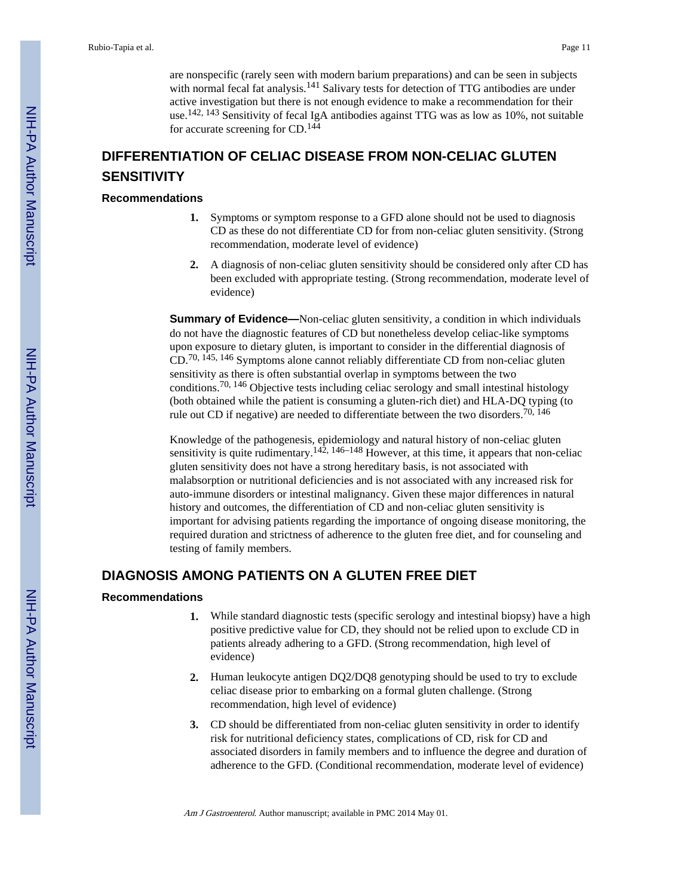are nonspecific (rarely seen with modern barium preparations) and can be seen in subjects with normal fecal fat analysis.[141] Salivary tests for detection of TTG antibodies are under active investigation but there is not enough evidence to make a recommendation for their use.[142, 143] Sensitivity of fecal IgA antibodies against TTG was as low as 10%, not suitable for accurate screening for CD.[144]

## DIFFERENTIATION OF CELIAC DISEASE FROM NON-CELIAC GLUTEN SENSITIVITY

### Recommendations

1. Symptoms or symptom response to a GFD alone should not be used to diagnosis CD as these do not differentiate CD for from non-celiac gluten sensitivity. (Strong recommendation, moderate level of evidence)
2. A diagnosis of non-celiac gluten sensitivity should be considered only after CD has been excluded with appropriate testing. (Strong recommendation, moderate level of evidence)

**Summary of Evidence—**Non-celiac gluten sensitivity, a condition in which individuals do not have the diagnostic features of CD but nonetheless develop celiac-like symptoms upon exposure to dietary gluten, is important to consider in the differential diagnosis of CD.[70, 145, 146] Symptoms alone cannot reliably differentiate CD from non-celiac gluten sensitivity as there is often substantial overlap in symptoms between the two conditions.[70, 146] Objective tests including celiac serology and small intestinal histology (both obtained while the patient is consuming a gluten-rich diet) and HLA-DQ typing (to rule out CD if negative) are needed to differentiate between the two disorders.[70, 146]

Knowledge of the pathogenesis, epidemiology and natural history of non-celiac gluten sensitivity is quite rudimentary.[142, 146–148] However, at this time, it appears that non-celiac gluten sensitivity does not have a strong hereditary basis, is not associated with malabsorption or nutritional deficiencies and is not associated with any increased risk for auto-immune disorders or intestinal malignancy. Given these major differences in natural history and outcomes, the differentiation of CD and non-celiac gluten sensitivity is important for advising patients regarding the importance of ongoing disease monitoring, the required duration and strictness of adherence to the gluten free diet, and for counseling and testing of family members.

## DIAGNOSIS AMONG PATIENTS ON A GLUTEN FREE DIET

### Recommendations

1. While standard diagnostic tests (specific serology and intestinal biopsy) have a high positive predictive value for CD, they should not be relied upon to exclude CD in patients already adhering to a GFD. (Strong recommendation, high level of evidence)
2. Human leukocyte antigen DQ2/DQ8 genotyping should be used to try to exclude celiac disease prior to embarking on a formal gluten challenge. (Strong recommendation, high level of evidence)
3. CD should be differentiated from non-celiac gluten sensitivity in order to identify risk for nutritional deficiency states, complications of CD, risk for CD and associated disorders in family members and to influence the degree and duration of adherence to the GFD. (Conditional recommendation, moderate level of evidence)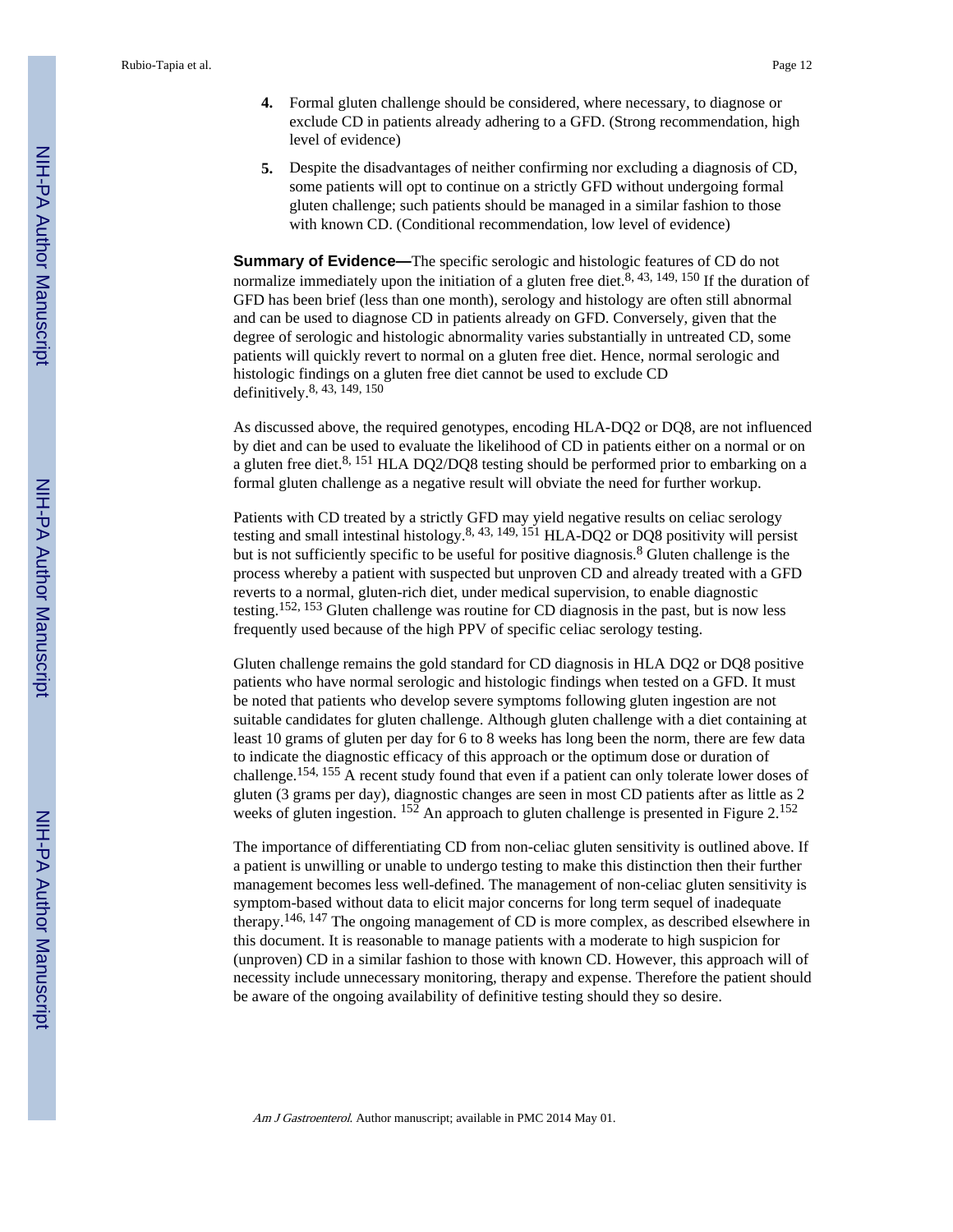4. Formal gluten challenge should be considered, where necessary, to diagnose or exclude CD in patients already adhering to a GFD. (Strong recommendation, high level of evidence)

5. Despite the disadvantages of neither confirming nor excluding a diagnosis of CD, some patients will opt to continue on a strictly GFD without undergoing formal gluten challenge; such patients should be managed in a similar fashion to those with known CD. (Conditional recommendation, low level of evidence)

**Summary of Evidence—**The specific serologic and histologic features of CD do not normalize immediately upon the initiation of a gluten free diet.[8, 43, 149, 150] If the duration of GFD has been brief (less than one month), serology and histology are often still abnormal and can be used to diagnose CD in patients already on GFD. Conversely, given that the degree of serologic and histologic abnormality varies substantially in untreated CD, some patients will quickly revert to normal on a gluten free diet. Hence, normal serologic and histologic findings on a gluten free diet cannot be used to exclude CD definitively.[8, 43, 149, 150]

As discussed above, the required genotypes, encoding HLA-DQ2 or DQ8, are not influenced by diet and can be used to evaluate the likelihood of CD in patients either on a normal or on a gluten free diet.[8, 151] HLA DQ2/DQ8 testing should be performed prior to embarking on a formal gluten challenge as a negative result will obviate the need for further workup.

Patients with CD treated by a strictly GFD may yield negative results on celiac serology testing and small intestinal histology.[8, 43, 149, 151] HLA-DQ2 or DQ8 positivity will persist but is not sufficiently specific to be useful for positive diagnosis.[8] Gluten challenge is the process whereby a patient with suspected but unproven CD and already treated with a GFD reverts to a normal, gluten-rich diet, under medical supervision, to enable diagnostic testing.[152, 153] Gluten challenge was routine for CD diagnosis in the past, but is now less frequently used because of the high PPV of specific celiac serology testing.

Gluten challenge remains the gold standard for CD diagnosis in HLA DQ2 or DQ8 positive patients who have normal serologic and histologic findings when tested on a GFD. It must be noted that patients who develop severe symptoms following gluten ingestion are not suitable candidates for gluten challenge. Although gluten challenge with a diet containing at least 10 grams of gluten per day for 6 to 8 weeks has long been the norm, there are few data to indicate the diagnostic efficacy of this approach or the optimum dose or duration of challenge.[154, 155] A recent study found that even if a patient can only tolerate lower doses of gluten (3 grams per day), diagnostic changes are seen in most CD patients after as little as 2 weeks of gluten ingestion. [152] An approach to gluten challenge is presented in Figure 2.[152]

The importance of differentiating CD from non-celiac gluten sensitivity is outlined above. If a patient is unwilling or unable to undergo testing to make this distinction then their further management becomes less well-defined. The management of non-celiac gluten sensitivity is symptom-based without data to elicit major concerns for long term sequel of inadequate therapy.[146, 147] The ongoing management of CD is more complex, as described elsewhere in this document. It is reasonable to manage patients with a moderate to high suspicion for (unproven) CD in a similar fashion to those with known CD. However, this approach will of necessity include unnecessary monitoring, therapy and expense. Therefore the patient should be aware of the ongoing availability of definitive testing should they so desire.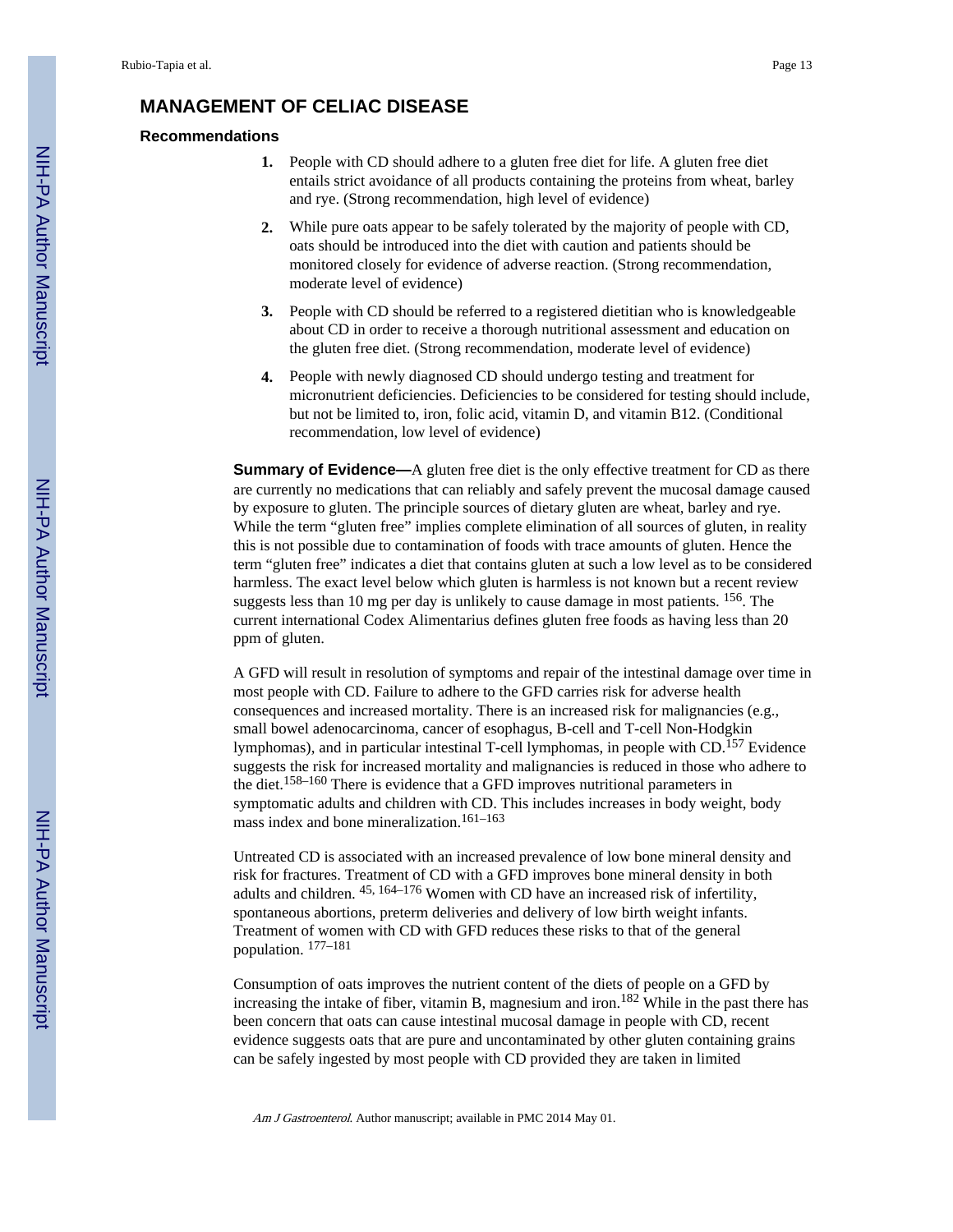## MANAGEMENT OF CELIAC DISEASE

### Recommendations

1. People with CD should adhere to a gluten free diet for life. A gluten free diet entails strict avoidance of all products containing the proteins from wheat, barley and rye. (Strong recommendation, high level of evidence)
2. While pure oats appear to be safely tolerated by the majority of people with CD, oats should be introduced into the diet with caution and patients should be monitored closely for evidence of adverse reaction. (Strong recommendation, moderate level of evidence)
3. People with CD should be referred to a registered dietitian who is knowledgeable about CD in order to receive a thorough nutritional assessment and education on the gluten free diet. (Strong recommendation, moderate level of evidence)
4. People with newly diagnosed CD should undergo testing and treatment for micronutrient deficiencies. Deficiencies to be considered for testing should include, but not be limited to, iron, folic acid, vitamin D, and vitamin B12. (Conditional recommendation, low level of evidence)

**Summary of Evidence—**A gluten free diet is the only effective treatment for CD as there are currently no medications that can reliably and safely prevent the mucosal damage caused by exposure to gluten. The principle sources of dietary gluten are wheat, barley and rye. While the term "gluten free" implies complete elimination of all sources of gluten, in reality this is not possible due to contamination of foods with trace amounts of gluten. Hence the term "gluten free" indicates a diet that contains gluten at such a low level as to be considered harmless. The exact level below which gluten is harmless is not known but a recent review suggests less than 10 mg per day is unlikely to cause damage in most patients. [156]. The current international Codex Alimentarius defines gluten free foods as having less than 20 ppm of gluten.

A GFD will result in resolution of symptoms and repair of the intestinal damage over time in most people with CD. Failure to adhere to the GFD carries risk for adverse health consequences and increased mortality. There is an increased risk for malignancies (e.g., small bowel adenocarcinoma, cancer of esophagus, B-cell and T-cell Non-Hodgkin lymphomas), and in particular intestinal T-cell lymphomas, in people with CD.[157] Evidence suggests the risk for increased mortality and malignancies is reduced in those who adhere to the diet.[158–160] There is evidence that a GFD improves nutritional parameters in symptomatic adults and children with CD. This includes increases in body weight, body mass index and bone mineralization.[161–163]

Untreated CD is associated with an increased prevalence of low bone mineral density and risk for fractures. Treatment of CD with a GFD improves bone mineral density in both adults and children. [45, 164–176] Women with CD have an increased risk of infertility, spontaneous abortions, preterm deliveries and delivery of low birth weight infants. Treatment of women with CD with GFD reduces these risks to that of the general population. [177–181]

Consumption of oats improves the nutrient content of the diets of people on a GFD by increasing the intake of fiber, vitamin B, magnesium and iron.[182] While in the past there has been concern that oats can cause intestinal mucosal damage in people with CD, recent evidence suggests oats that are pure and uncontaminated by other gluten containing grains can be safely ingested by most people with CD provided they are taken in limited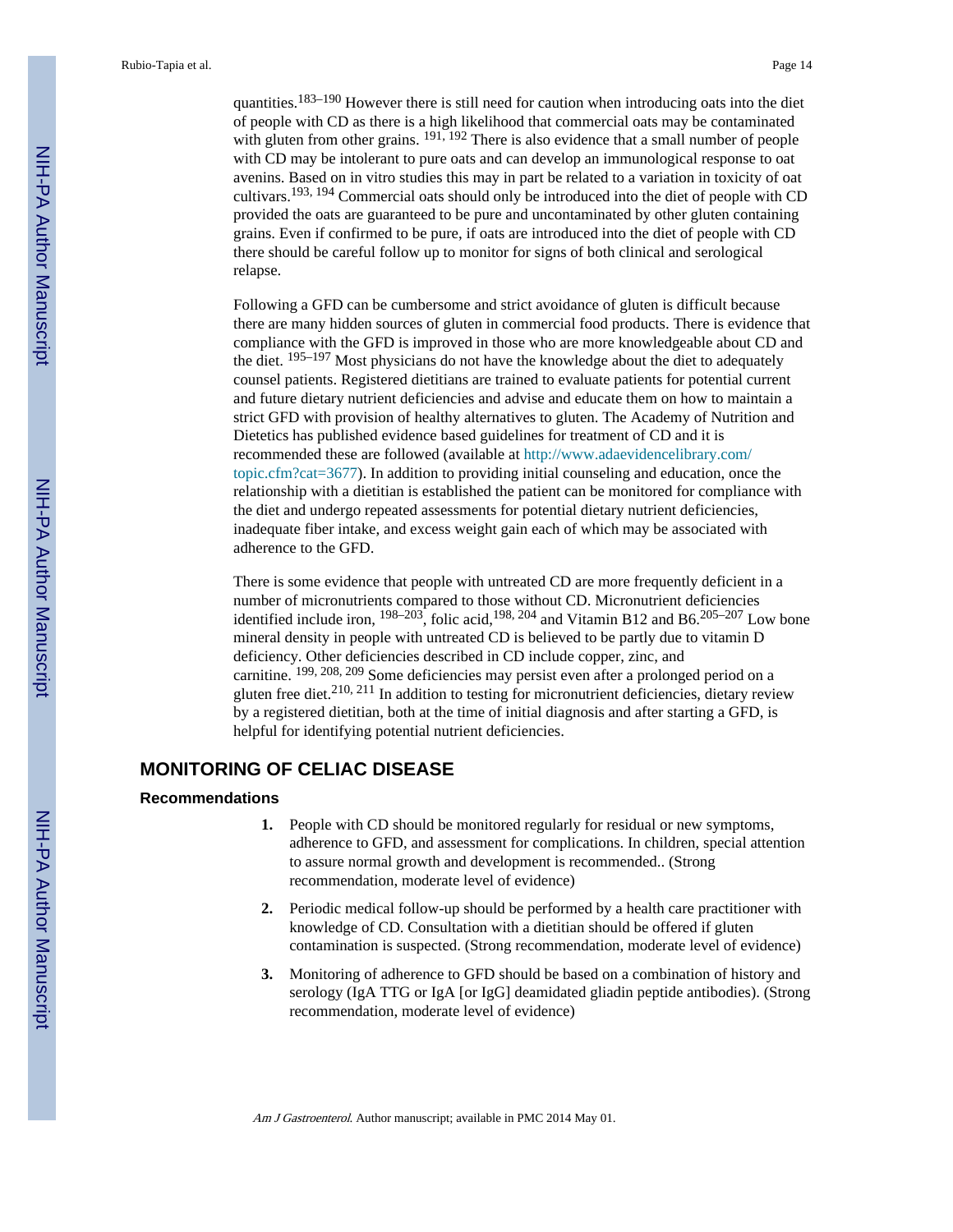quantities.[183–190] However there is still need for caution when introducing oats into the diet of people with CD as there is a high likelihood that commercial oats may be contaminated with gluten from other grains. [191, 192] There is also evidence that a small number of people with CD may be intolerant to pure oats and can develop an immunological response to oat avenins. Based on in vitro studies this may in part be related to a variation in toxicity of oat cultivars.[193, 194] Commercial oats should only be introduced into the diet of people with CD provided the oats are guaranteed to be pure and uncontaminated by other gluten containing grains. Even if confirmed to be pure, if oats are introduced into the diet of people with CD there should be careful follow up to monitor for signs of both clinical and serological relapse.

Following a GFD can be cumbersome and strict avoidance of gluten is difficult because there are many hidden sources of gluten in commercial food products. There is evidence that compliance with the GFD is improved in those who are more knowledgeable about CD and the diet. [195–197] Most physicians do not have the knowledge about the diet to adequately counsel patients. Registered dietitians are trained to evaluate patients for potential current and future dietary nutrient deficiencies and advise and educate them on how to maintain a strict GFD with provision of healthy alternatives to gluten. The Academy of Nutrition and Dietetics has published evidence based guidelines for treatment of CD and it is recommended these are followed (available at http://www.adaevidencelibrary.com/topic.cfm?cat=3677). In addition to providing initial counseling and education, once the relationship with a dietitian is established the patient can be monitored for compliance with the diet and undergo repeated assessments for potential dietary nutrient deficiencies, inadequate fiber intake, and excess weight gain each of which may be associated with adherence to the GFD.

There is some evidence that people with untreated CD are more frequently deficient in a number of micronutrients compared to those without CD. Micronutrient deficiencies identified include iron, [198–203], folic acid,[198, 204] and Vitamin B12 and B6.[205–207] Low bone mineral density in people with untreated CD is believed to be partly due to vitamin D deficiency. Other deficiencies described in CD include copper, zinc, and carnitine. [199, 208, 209] Some deficiencies may persist even after a prolonged period on a gluten free diet.[210, 211] In addition to testing for micronutrient deficiencies, dietary review by a registered dietitian, both at the time of initial diagnosis and after starting a GFD, is helpful for identifying potential nutrient deficiencies.

## MONITORING OF CELIAC DISEASE

### Recommendations

1. People with CD should be monitored regularly for residual or new symptoms, adherence to GFD, and assessment for complications. In children, special attention to assure normal growth and development is recommended.. (Strong recommendation, moderate level of evidence)
2. Periodic medical follow-up should be performed by a health care practitioner with knowledge of CD. Consultation with a dietitian should be offered if gluten contamination is suspected. (Strong recommendation, moderate level of evidence)
3. Monitoring of adherence to GFD should be based on a combination of history and serology (IgA TTG or IgA [or IgG] deamidated gliadin peptide antibodies). (Strong recommendation, moderate level of evidence)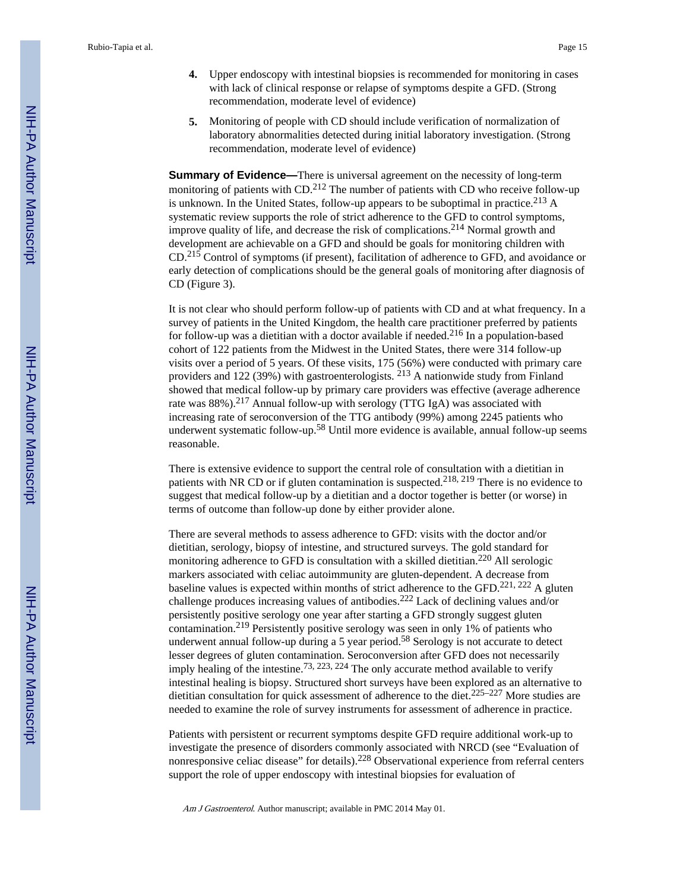4. Upper endoscopy with intestinal biopsies is recommended for monitoring in cases with lack of clinical response or relapse of symptoms despite a GFD. (Strong recommendation, moderate level of evidence)

5. Monitoring of people with CD should include verification of normalization of laboratory abnormalities detected during initial laboratory investigation. (Strong recommendation, moderate level of evidence)

**Summary of Evidence—**There is universal agreement on the necessity of long-term monitoring of patients with CD.[212] The number of patients with CD who receive follow-up is unknown. In the United States, follow-up appears to be suboptimal in practice.[213] A systematic review supports the role of strict adherence to the GFD to control symptoms, improve quality of life, and decrease the risk of complications.[214] Normal growth and development are achievable on a GFD and should be goals for monitoring children with CD.[215] Control of symptoms (if present), facilitation of adherence to GFD, and avoidance or early detection of complications should be the general goals of monitoring after diagnosis of CD (Figure 3).

It is not clear who should perform follow-up of patients with CD and at what frequency. In a survey of patients in the United Kingdom, the health care practitioner preferred by patients for follow-up was a dietitian with a doctor available if needed.[216] In a population-based cohort of 122 patients from the Midwest in the United States, there were 314 follow-up visits over a period of 5 years. Of these visits, 175 (56%) were conducted with primary care providers and 122 (39%) with gastroenterologists. [213] A nationwide study from Finland showed that medical follow-up by primary care providers was effective (average adherence rate was 88%).[217] Annual follow-up with serology (TTG IgA) was associated with increasing rate of seroconversion of the TTG antibody (99%) among 2245 patients who underwent systematic follow-up.[58] Until more evidence is available, annual follow-up seems reasonable.

There is extensive evidence to support the central role of consultation with a dietitian in patients with NR CD or if gluten contamination is suspected.[218, 219] There is no evidence to suggest that medical follow-up by a dietitian and a doctor together is better (or worse) in terms of outcome than follow-up done by either provider alone.

There are several methods to assess adherence to GFD: visits with the doctor and/or dietitian, serology, biopsy of intestine, and structured surveys. The gold standard for monitoring adherence to GFD is consultation with a skilled dietitian.[220] All serologic markers associated with celiac autoimmunity are gluten-dependent. A decrease from baseline values is expected within months of strict adherence to the GFD.[221, 222] A gluten challenge produces increasing values of antibodies.[222] Lack of declining values and/or persistently positive serology one year after starting a GFD strongly suggest gluten contamination.[219] Persistently positive serology was seen in only 1% of patients who underwent annual follow-up during a 5 year period.[58] Serology is not accurate to detect lesser degrees of gluten contamination. Seroconversion after GFD does not necessarily imply healing of the intestine.[73, 223, 224] The only accurate method available to verify intestinal healing is biopsy. Structured short surveys have been explored as an alternative to dietitian consultation for quick assessment of adherence to the diet.[225–227] More studies are needed to examine the role of survey instruments for assessment of adherence in practice.

Patients with persistent or recurrent symptoms despite GFD require additional work-up to investigate the presence of disorders commonly associated with NRCD (see "Evaluation of nonresponsive celiac disease" for details).[228] Observational experience from referral centers support the role of upper endoscopy with intestinal biopsies for evaluation of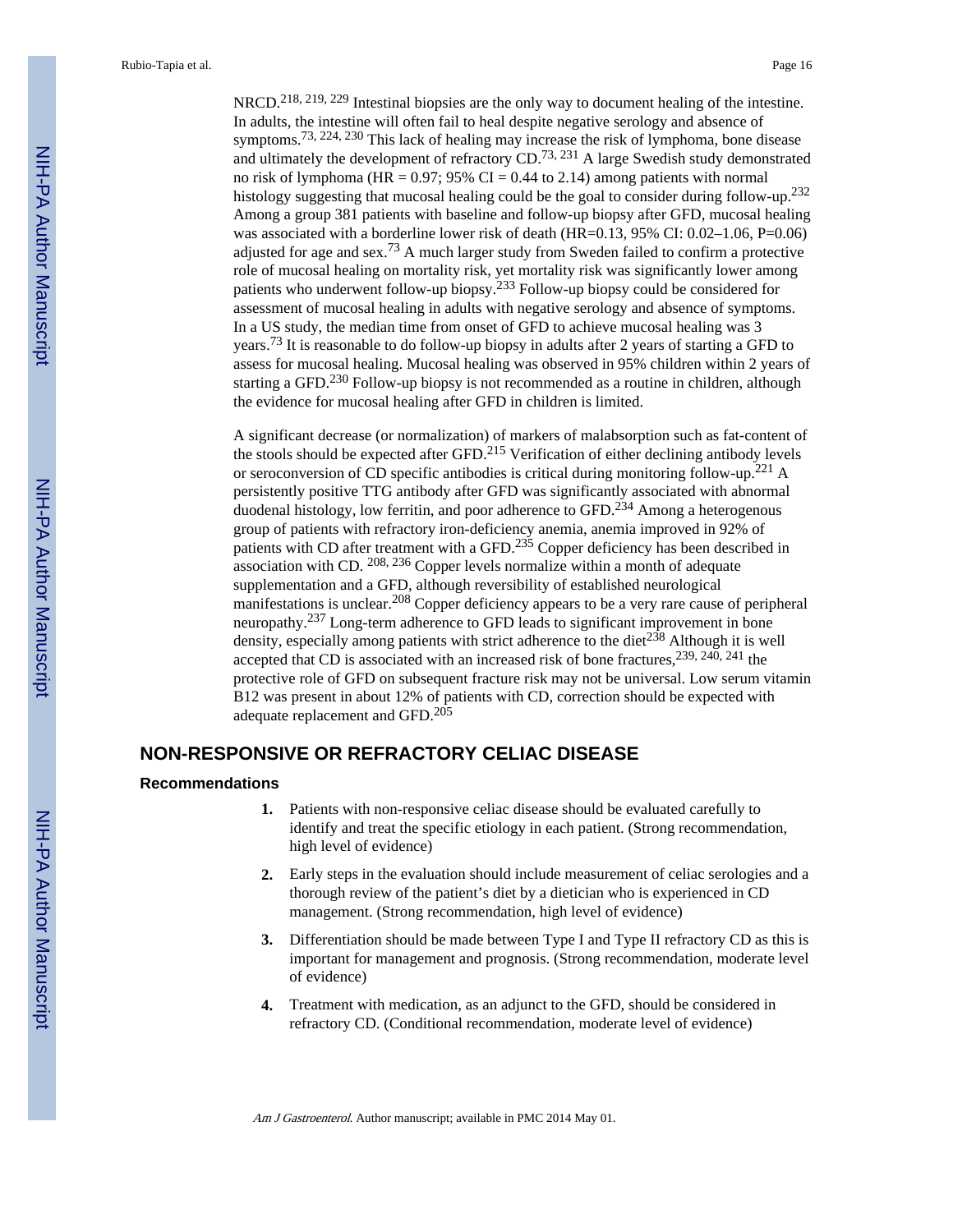NRCD.[218, 219, 229] Intestinal biopsies are the only way to document healing of the intestine. In adults, the intestine will often fail to heal despite negative serology and absence of symptoms.[73, 224, 230] This lack of healing may increase the risk of lymphoma, bone disease and ultimately the development of refractory CD.[73, 231] A large Swedish study demonstrated no risk of lymphoma (HR = 0.97; 95% CI = 0.44 to 2.14) among patients with normal histology suggesting that mucosal healing could be the goal to consider during follow-up.[232] Among a group 381 patients with baseline and follow-up biopsy after GFD, mucosal healing was associated with a borderline lower risk of death (HR=0.13, 95% CI: 0.02–1.06, P=0.06) adjusted for age and sex.[73] A much larger study from Sweden failed to confirm a protective role of mucosal healing on mortality risk, yet mortality risk was significantly lower among patients who underwent follow-up biopsy.[233] Follow-up biopsy could be considered for assessment of mucosal healing in adults with negative serology and absence of symptoms. In a US study, the median time from onset of GFD to achieve mucosal healing was 3 years.[73] It is reasonable to do follow-up biopsy in adults after 2 years of starting a GFD to assess for mucosal healing. Mucosal healing was observed in 95% children within 2 years of starting a GFD.[230] Follow-up biopsy is not recommended as a routine in children, although the evidence for mucosal healing after GFD in children is limited.

A significant decrease (or normalization) of markers of malabsorption such as fat-content of the stools should be expected after GFD.[215] Verification of either declining antibody levels or seroconversion of CD specific antibodies is critical during monitoring follow-up.[221] A persistently positive TTG antibody after GFD was significantly associated with abnormal duodenal histology, low ferritin, and poor adherence to GFD.[234] Among a heterogenous group of patients with refractory iron-deficiency anemia, anemia improved in 92% of patients with CD after treatment with a GFD.[235] Copper deficiency has been described in association with CD. [208, 236] Copper levels normalize within a month of adequate supplementation and a GFD, although reversibility of established neurological manifestations is unclear.[208] Copper deficiency appears to be a very rare cause of peripheral neuropathy.[237] Long-term adherence to GFD leads to significant improvement in bone density, especially among patients with strict adherence to the diet[238] Although it is well accepted that CD is associated with an increased risk of bone fractures,[239, 240, 241] the protective role of GFD on subsequent fracture risk may not be universal. Low serum vitamin B12 was present in about 12% of patients with CD, correction should be expected with adequate replacement and GFD.[205]

## NON-RESPONSIVE OR REFRACTORY CELIAC DISEASE

### Recommendations

1. Patients with non-responsive celiac disease should be evaluated carefully to identify and treat the specific etiology in each patient. (Strong recommendation, high level of evidence)
2. Early steps in the evaluation should include measurement of celiac serologies and a thorough review of the patient's diet by a dietician who is experienced in CD management. (Strong recommendation, high level of evidence)
3. Differentiation should be made between Type I and Type II refractory CD as this is important for management and prognosis. (Strong recommendation, moderate level of evidence)
4. Treatment with medication, as an adjunct to the GFD, should be considered in refractory CD. (Conditional recommendation, moderate level of evidence)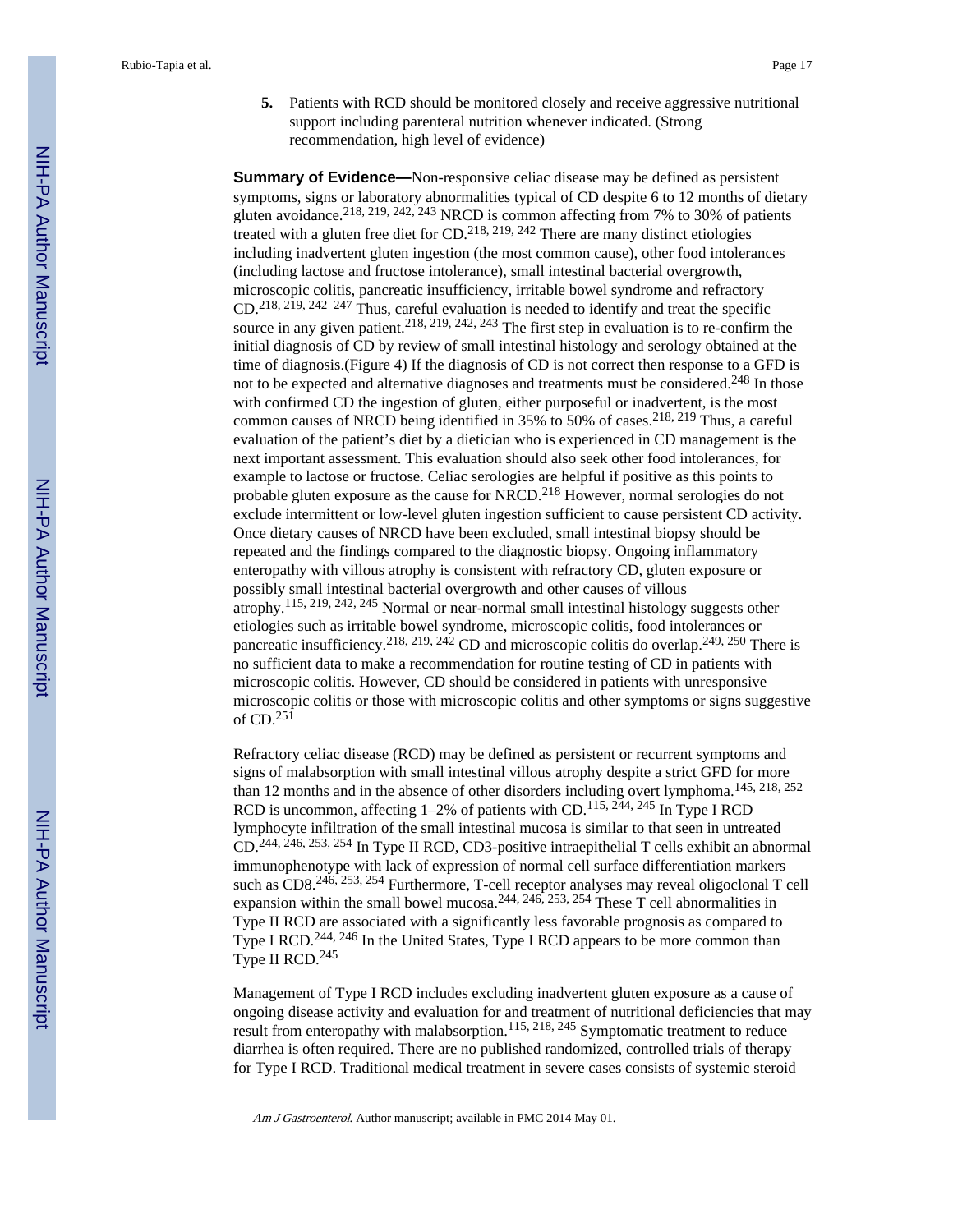5. Patients with RCD should be monitored closely and receive aggressive nutritional support including parenteral nutrition whenever indicated. (Strong recommendation, high level of evidence)

**Summary of Evidence—**Non-responsive celiac disease may be defined as persistent symptoms, signs or laboratory abnormalities typical of CD despite 6 to 12 months of dietary gluten avoidance.[218, 219, 242, 243] NRCD is common affecting from 7% to 30% of patients treated with a gluten free diet for CD.[218, 219, 242] There are many distinct etiologies including inadvertent gluten ingestion (the most common cause), other food intolerances (including lactose and fructose intolerance), small intestinal bacterial overgrowth, microscopic colitis, pancreatic insufficiency, irritable bowel syndrome and refractory CD.[218, 219, 242–247] Thus, careful evaluation is needed to identify and treat the specific source in any given patient.[218, 219, 242, 243] The first step in evaluation is to re-confirm the initial diagnosis of CD by review of small intestinal histology and serology obtained at the time of diagnosis.(Figure 4) If the diagnosis of CD is not correct then response to a GFD is not to be expected and alternative diagnoses and treatments must be considered.[248] In those with confirmed CD the ingestion of gluten, either purposeful or inadvertent, is the most common causes of NRCD being identified in 35% to 50% of cases.[218, 219] Thus, a careful evaluation of the patient's diet by a dietician who is experienced in CD management is the next important assessment. This evaluation should also seek other food intolerances, for example to lactose or fructose. Celiac serologies are helpful if positive as this points to probable gluten exposure as the cause for NRCD.[218] However, normal serologies do not exclude intermittent or low-level gluten ingestion sufficient to cause persistent CD activity. Once dietary causes of NRCD have been excluded, small intestinal biopsy should be repeated and the findings compared to the diagnostic biopsy. Ongoing inflammatory enteropathy with villous atrophy is consistent with refractory CD, gluten exposure or possibly small intestinal bacterial overgrowth and other causes of villous atrophy.[115, 219, 242, 245] Normal or near-normal small intestinal histology suggests other etiologies such as irritable bowel syndrome, microscopic colitis, food intolerances or pancreatic insufficiency.[218, 219, 242] CD and microscopic colitis do overlap.[249, 250] There is no sufficient data to make a recommendation for routine testing of CD in patients with microscopic colitis. However, CD should be considered in patients with unresponsive microscopic colitis or those with microscopic colitis and other symptoms or signs suggestive of CD.[251]

Refractory celiac disease (RCD) may be defined as persistent or recurrent symptoms and signs of malabsorption with small intestinal villous atrophy despite a strict GFD for more than 12 months and in the absence of other disorders including overt lymphoma.[145, 218, 252] RCD is uncommon, affecting 1–2% of patients with CD.[115, 244, 245] In Type I RCD lymphocyte infiltration of the small intestinal mucosa is similar to that seen in untreated CD.[244, 246, 253, 254] In Type II RCD, CD3-positive intraepithelial T cells exhibit an abnormal immunophenotype with lack of expression of normal cell surface differentiation markers such as CD8.[246, 253, 254] Furthermore, T-cell receptor analyses may reveal oligoclonal T cell expansion within the small bowel mucosa.[244, 246, 253, 254] These T cell abnormalities in Type II RCD are associated with a significantly less favorable prognosis as compared to Type I RCD.[244, 246] In the United States, Type I RCD appears to be more common than Type II RCD.[245]

Management of Type I RCD includes excluding inadvertent gluten exposure as a cause of ongoing disease activity and evaluation for and treatment of nutritional deficiencies that may result from enteropathy with malabsorption.[115, 218, 245] Symptomatic treatment to reduce diarrhea is often required. There are no published randomized, controlled trials of therapy for Type I RCD. Traditional medical treatment in severe cases consists of systemic steroid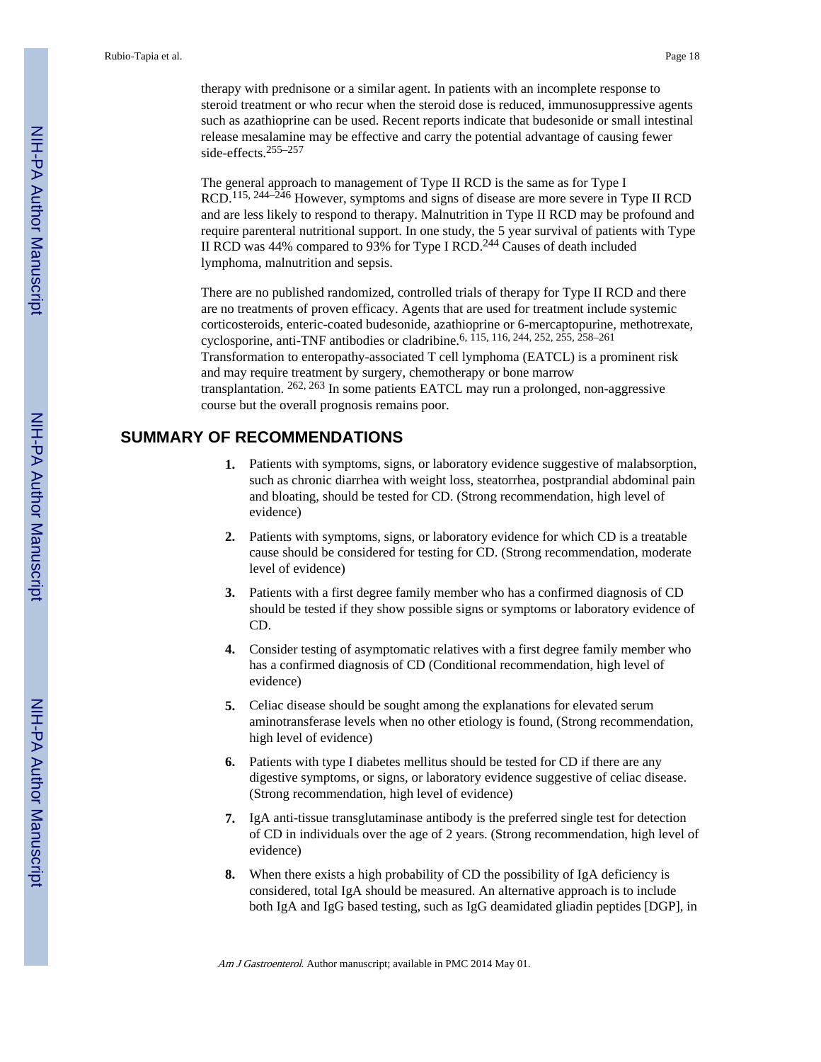therapy with prednisone or a similar agent. In patients with an incomplete response to steroid treatment or who recur when the steroid dose is reduced, immunosuppressive agents such as azathioprine can be used. Recent reports indicate that budesonide or small intestinal release mesalamine may be effective and carry the potential advantage of causing fewer side-effects.[255–257]

The general approach to management of Type II RCD is the same as for Type I RCD.[115, 244–246] However, symptoms and signs of disease are more severe in Type II RCD and are less likely to respond to therapy. Malnutrition in Type II RCD may be profound and require parenteral nutritional support. In one study, the 5 year survival of patients with Type II RCD was 44% compared to 93% for Type I RCD.[244] Causes of death included lymphoma, malnutrition and sepsis.

There are no published randomized, controlled trials of therapy for Type II RCD and there are no treatments of proven efficacy. Agents that are used for treatment include systemic corticosteroids, enteric-coated budesonide, azathioprine or 6-mercaptopurine, methotrexate, cyclosporine, anti-TNF antibodies or cladribine.[6, 115, 116, 244, 252, 255, 258–261] Transformation to enteropathy-associated T cell lymphoma (EATCL) is a prominent risk and may require treatment by surgery, chemotherapy or bone marrow transplantation. [262, 263] In some patients EATCL may run a prolonged, non-aggressive course but the overall prognosis remains poor.

## SUMMARY OF RECOMMENDATIONS

1. Patients with symptoms, signs, or laboratory evidence suggestive of malabsorption, such as chronic diarrhea with weight loss, steatorrhea, postprandial abdominal pain and bloating, should be tested for CD. (Strong recommendation, high level of evidence)
2. Patients with symptoms, signs, or laboratory evidence for which CD is a treatable cause should be considered for testing for CD. (Strong recommendation, moderate level of evidence)
3. Patients with a first degree family member who has a confirmed diagnosis of CD should be tested if they show possible signs or symptoms or laboratory evidence of CD.
4. Consider testing of asymptomatic relatives with a first degree family member who has a confirmed diagnosis of CD (Conditional recommendation, high level of evidence)
5. Celiac disease should be sought among the explanations for elevated serum aminotransferase levels when no other etiology is found, (Strong recommendation, high level of evidence)
6. Patients with type I diabetes mellitus should be tested for CD if there are any digestive symptoms, or signs, or laboratory evidence suggestive of celiac disease. (Strong recommendation, high level of evidence)
7. IgA anti-tissue transglutaminase antibody is the preferred single test for detection of CD in individuals over the age of 2 years. (Strong recommendation, high level of evidence)
8. When there exists a high probability of CD the possibility of IgA deficiency is considered, total IgA should be measured. An alternative approach is to include both IgA and IgG based testing, such as IgG deamidated gliadin peptides [DGP], in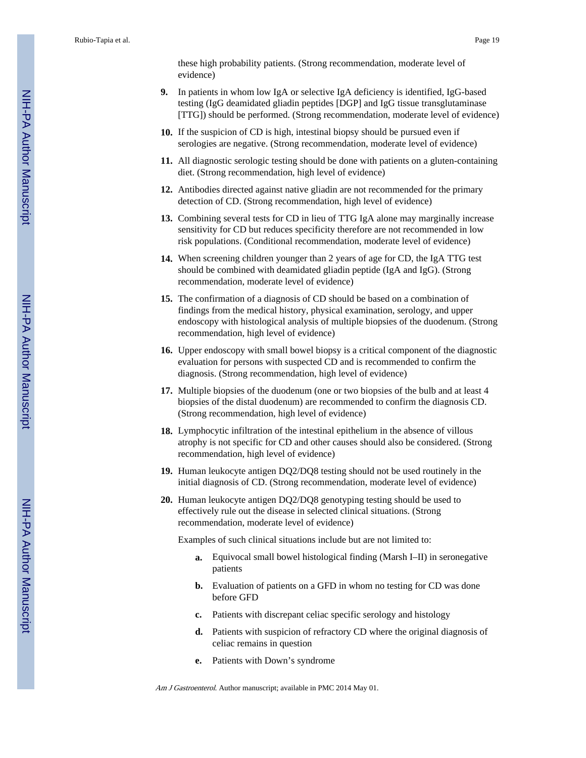these high probability patients. (Strong recommendation, moderate level of evidence)

9. In patients in whom low IgA or selective IgA deficiency is identified, IgG-based testing (IgG deamidated gliadin peptides [DGP] and IgG tissue transglutaminase [TTG]) should be performed. (Strong recommendation, moderate level of evidence)

10. If the suspicion of CD is high, intestinal biopsy should be pursued even if serologies are negative. (Strong recommendation, moderate level of evidence)

11. All diagnostic serologic testing should be done with patients on a gluten-containing diet. (Strong recommendation, high level of evidence)

12. Antibodies directed against native gliadin are not recommended for the primary detection of CD. (Strong recommendation, high level of evidence)

13. Combining several tests for CD in lieu of TTG IgA alone may marginally increase sensitivity for CD but reduces specificity therefore are not recommended in low risk populations. (Conditional recommendation, moderate level of evidence)

14. When screening children younger than 2 years of age for CD, the IgA TTG test should be combined with deamidated gliadin peptide (IgA and IgG). (Strong recommendation, moderate level of evidence)

15. The confirmation of a diagnosis of CD should be based on a combination of findings from the medical history, physical examination, serology, and upper endoscopy with histological analysis of multiple biopsies of the duodenum. (Strong recommendation, high level of evidence)

16. Upper endoscopy with small bowel biopsy is a critical component of the diagnostic evaluation for persons with suspected CD and is recommended to confirm the diagnosis. (Strong recommendation, high level of evidence)

17. Multiple biopsies of the duodenum (one or two biopsies of the bulb and at least 4 biopsies of the distal duodenum) are recommended to confirm the diagnosis CD. (Strong recommendation, high level of evidence)

18. Lymphocytic infiltration of the intestinal epithelium in the absence of villous atrophy is not specific for CD and other causes should also be considered. (Strong recommendation, high level of evidence)

19. Human leukocyte antigen DQ2/DQ8 testing should not be used routinely in the initial diagnosis of CD. (Strong recommendation, moderate level of evidence)

20. Human leukocyte antigen DQ2/DQ8 genotyping testing should be used to effectively rule out the disease in selected clinical situations. (Strong recommendation, moderate level of evidence)

    Examples of such clinical situations include but are not limited to:

    a. Equivocal small bowel histological finding (Marsh I–II) in seronegative patients

    b. Evaluation of patients on a GFD in whom no testing for CD was done before GFD

    c. Patients with discrepant celiac specific serology and histology

    d. Patients with suspicion of refractory CD where the original diagnosis of celiac remains in question

    e. Patients with Down's syndrome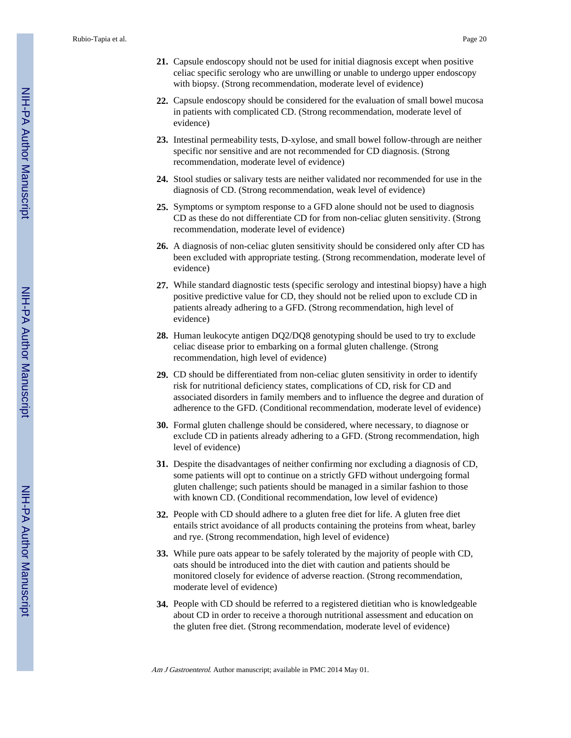21. Capsule endoscopy should not be used for initial diagnosis except when positive celiac specific serology who are unwilling or unable to undergo upper endoscopy with biopsy. (Strong recommendation, moderate level of evidence)

22. Capsule endoscopy should be considered for the evaluation of small bowel mucosa in patients with complicated CD. (Strong recommendation, moderate level of evidence)

23. Intestinal permeability tests, D-xylose, and small bowel follow-through are neither specific nor sensitive and are not recommended for CD diagnosis. (Strong recommendation, moderate level of evidence)

24. Stool studies or salivary tests are neither validated nor recommended for use in the diagnosis of CD. (Strong recommendation, weak level of evidence)

25. Symptoms or symptom response to a GFD alone should not be used to diagnosis CD as these do not differentiate CD for from non-celiac gluten sensitivity. (Strong recommendation, moderate level of evidence)

26. A diagnosis of non-celiac gluten sensitivity should be considered only after CD has been excluded with appropriate testing. (Strong recommendation, moderate level of evidence)

27. While standard diagnostic tests (specific serology and intestinal biopsy) have a high positive predictive value for CD, they should not be relied upon to exclude CD in patients already adhering to a GFD. (Strong recommendation, high level of evidence)

28. Human leukocyte antigen DQ2/DQ8 genotyping should be used to try to exclude celiac disease prior to embarking on a formal gluten challenge. (Strong recommendation, high level of evidence)

29. CD should be differentiated from non-celiac gluten sensitivity in order to identify risk for nutritional deficiency states, complications of CD, risk for CD and associated disorders in family members and to influence the degree and duration of adherence to the GFD. (Conditional recommendation, moderate level of evidence)

30. Formal gluten challenge should be considered, where necessary, to diagnose or exclude CD in patients already adhering to a GFD. (Strong recommendation, high level of evidence)

31. Despite the disadvantages of neither confirming nor excluding a diagnosis of CD, some patients will opt to continue on a strictly GFD without undergoing formal gluten challenge; such patients should be managed in a similar fashion to those with known CD. (Conditional recommendation, low level of evidence)

32. People with CD should adhere to a gluten free diet for life. A gluten free diet entails strict avoidance of all products containing the proteins from wheat, barley and rye. (Strong recommendation, high level of evidence)

33. While pure oats appear to be safely tolerated by the majority of people with CD, oats should be introduced into the diet with caution and patients should be monitored closely for evidence of adverse reaction. (Strong recommendation, moderate level of evidence)

34. People with CD should be referred to a registered dietitian who is knowledgeable about CD in order to receive a thorough nutritional assessment and education on the gluten free diet. (Strong recommendation, moderate level of evidence)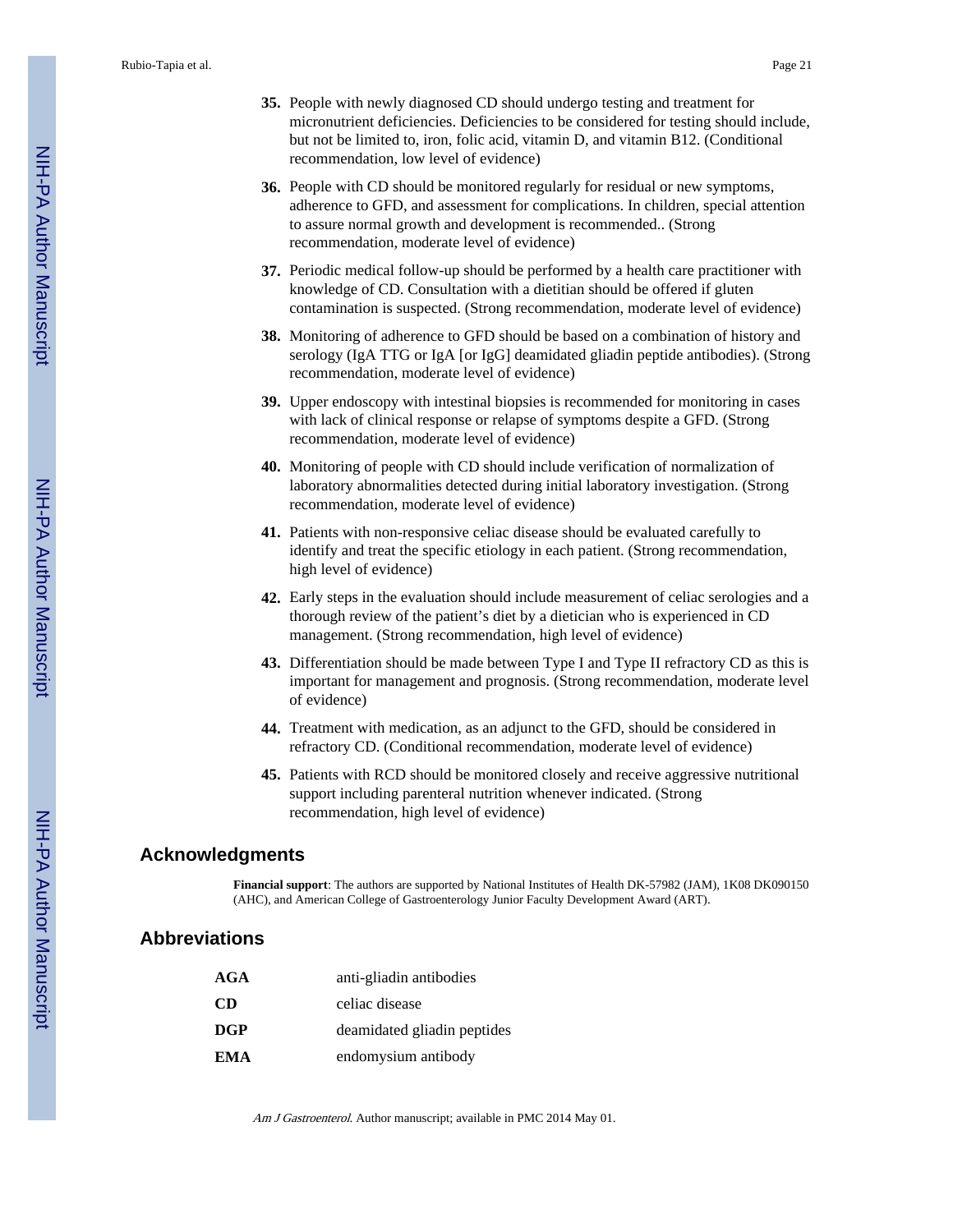35. People with newly diagnosed CD should undergo testing and treatment for micronutrient deficiencies. Deficiencies to be considered for testing should include, but not be limited to, iron, folic acid, vitamin D, and vitamin B12. (Conditional recommendation, low level of evidence)

36. People with CD should be monitored regularly for residual or new symptoms, adherence to GFD, and assessment for complications. In children, special attention to assure normal growth and development is recommended.. (Strong recommendation, moderate level of evidence)

37. Periodic medical follow-up should be performed by a health care practitioner with knowledge of CD. Consultation with a dietitian should be offered if gluten contamination is suspected. (Strong recommendation, moderate level of evidence)

38. Monitoring of adherence to GFD should be based on a combination of history and serology (IgA TTG or IgA [or IgG] deamidated gliadin peptide antibodies). (Strong recommendation, moderate level of evidence)

39. Upper endoscopy with intestinal biopsies is recommended for monitoring in cases with lack of clinical response or relapse of symptoms despite a GFD. (Strong recommendation, moderate level of evidence)

40. Monitoring of people with CD should include verification of normalization of laboratory abnormalities detected during initial laboratory investigation. (Strong recommendation, moderate level of evidence)

41. Patients with non-responsive celiac disease should be evaluated carefully to identify and treat the specific etiology in each patient. (Strong recommendation, high level of evidence)

42. Early steps in the evaluation should include measurement of celiac serologies and a thorough review of the patient's diet by a dietician who is experienced in CD management. (Strong recommendation, high level of evidence)

43. Differentiation should be made between Type I and Type II refractory CD as this is important for management and prognosis. (Strong recommendation, moderate level of evidence)

44. Treatment with medication, as an adjunct to the GFD, should be considered in refractory CD. (Conditional recommendation, moderate level of evidence)

45. Patients with RCD should be monitored closely and receive aggressive nutritional support including parenteral nutrition whenever indicated. (Strong recommendation, high level of evidence)

## Acknowledgments

**Financial support**: The authors are supported by National Institutes of Health DK-57982 (JAM), 1K08 DK090150 (AHC), and American College of Gastroenterology Junior Faculty Development Award (ART).

## Abbreviations

| | |
|---|---|
| **AGA** | anti-gliadin antibodies |
| **CD** | celiac disease |
| **DGP** | deamidated gliadin peptides |
| **EMA** | endomysium antibody |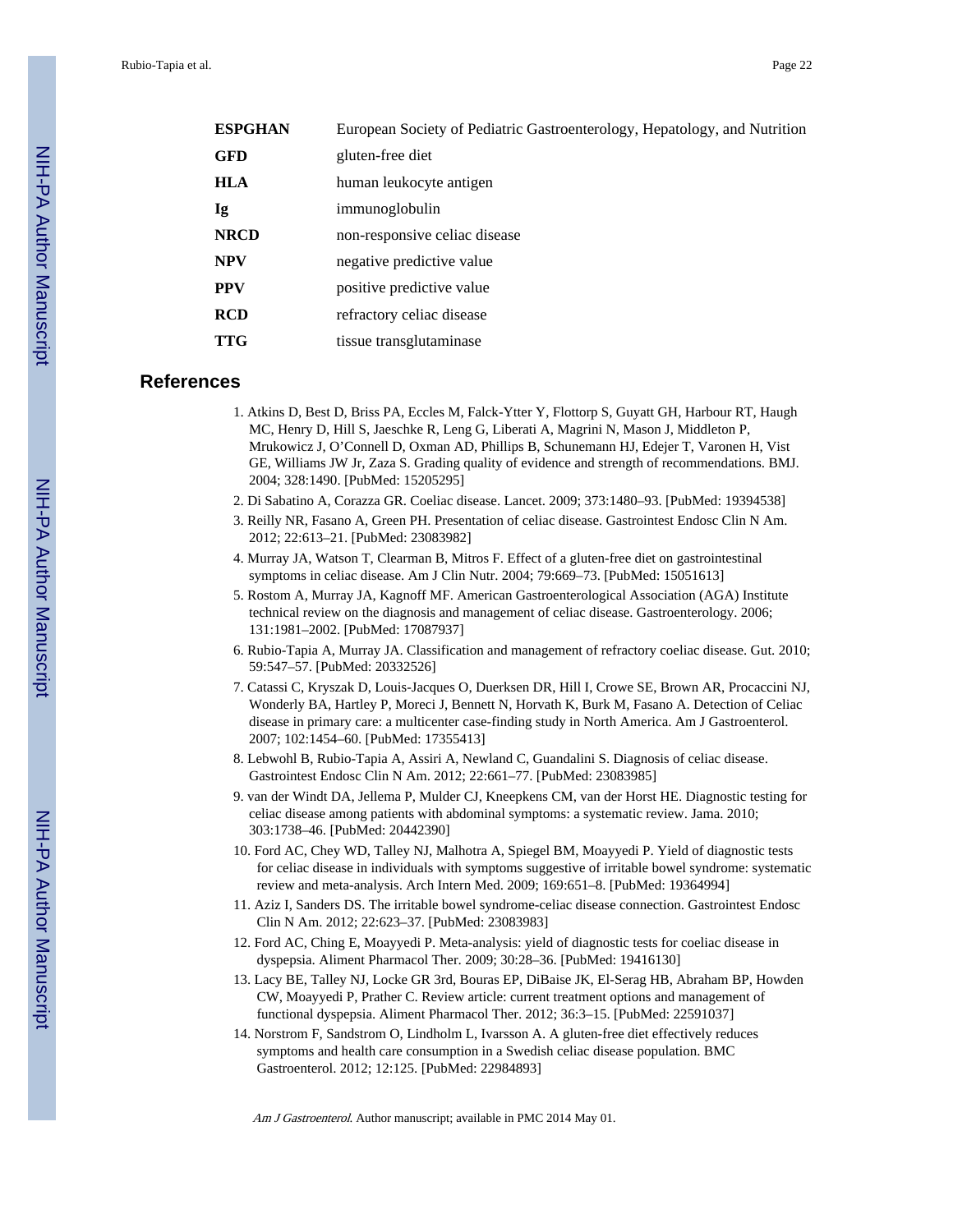| | |
|---|---|
| **ESPGHAN** | European Society of Pediatric Gastroenterology, Hepatology, and Nutrition |
| **GFD** | gluten-free diet |
| **HLA** | human leukocyte antigen |
| **Ig** | immunoglobulin |
| **NRCD** | non-responsive celiac disease |
| **NPV** | negative predictive value |
| **PPV** | positive predictive value |
| **RCD** | refractory celiac disease |
| **TTG** | tissue transglutaminase |

## References

1. Atkins D, Best D, Briss PA, Eccles M, Falck-Ytter Y, Flottorp S, Guyatt GH, Harbour RT, Haugh MC, Henry D, Hill S, Jaeschke R, Leng G, Liberati A, Magrini N, Mason J, Middleton P, Mrukowicz J, O'Connell D, Oxman AD, Phillips B, Schunemann HJ, Edejer T, Varonen H, Vist GE, Williams JW Jr, Zaza S. Grading quality of evidence and strength of recommendations. BMJ. 2004; 328:1490. [PubMed: 15205295]
2. Di Sabatino A, Corazza GR. Coeliac disease. Lancet. 2009; 373:1480–93. [PubMed: 19394538]
3. Reilly NR, Fasano A, Green PH. Presentation of celiac disease. Gastrointest Endosc Clin N Am. 2012; 22:613–21. [PubMed: 23083982]
4. Murray JA, Watson T, Clearman B, Mitros F. Effect of a gluten-free diet on gastrointestinal symptoms in celiac disease. Am J Clin Nutr. 2004; 79:669–73. [PubMed: 15051613]
5. Rostom A, Murray JA, Kagnoff MF. American Gastroenterological Association (AGA) Institute technical review on the diagnosis and management of celiac disease. Gastroenterology. 2006; 131:1981–2002. [PubMed: 17087937]
6. Rubio-Tapia A, Murray JA. Classification and management of refractory coeliac disease. Gut. 2010; 59:547–57. [PubMed: 20332526]
7. Catassi C, Kryszak D, Louis-Jacques O, Duerksen DR, Hill I, Crowe SE, Brown AR, Procaccini NJ, Wonderly BA, Hartley P, Moreci J, Bennett N, Horvath K, Burk M, Fasano A. Detection of Celiac disease in primary care: a multicenter case-finding study in North America. Am J Gastroenterol. 2007; 102:1454–60. [PubMed: 17355413]
8. Lebwohl B, Rubio-Tapia A, Assiri A, Newland C, Guandalini S. Diagnosis of celiac disease. Gastrointest Endosc Clin N Am. 2012; 22:661–77. [PubMed: 23083985]
9. van der Windt DA, Jellema P, Mulder CJ, Kneepkens CM, van der Horst HE. Diagnostic testing for celiac disease among patients with abdominal symptoms: a systematic review. Jama. 2010; 303:1738–46. [PubMed: 20442390]
10. Ford AC, Chey WD, Talley NJ, Malhotra A, Spiegel BM, Moayyedi P. Yield of diagnostic tests for celiac disease in individuals with symptoms suggestive of irritable bowel syndrome: systematic review and meta-analysis. Arch Intern Med. 2009; 169:651–8. [PubMed: 19364994]
11. Aziz I, Sanders DS. The irritable bowel syndrome-celiac disease connection. Gastrointest Endosc Clin N Am. 2012; 22:623–37. [PubMed: 23083983]
12. Ford AC, Ching E, Moayyedi P. Meta-analysis: yield of diagnostic tests for coeliac disease in dyspepsia. Aliment Pharmacol Ther. 2009; 30:28–36. [PubMed: 19416130]
13. Lacy BE, Talley NJ, Locke GR 3rd, Bouras EP, DiBaise JK, El-Serag HB, Abraham BP, Howden CW, Moayyedi P, Prather C. Review article: current treatment options and management of functional dyspepsia. Aliment Pharmacol Ther. 2012; 36:3–15. [PubMed: 22591037]
14. Norstrom F, Sandstrom O, Lindholm L, Ivarsson A. A gluten-free diet effectively reduces symptoms and health care consumption in a Swedish celiac disease population. BMC Gastroenterol. 2012; 12:125. [PubMed: 22984893]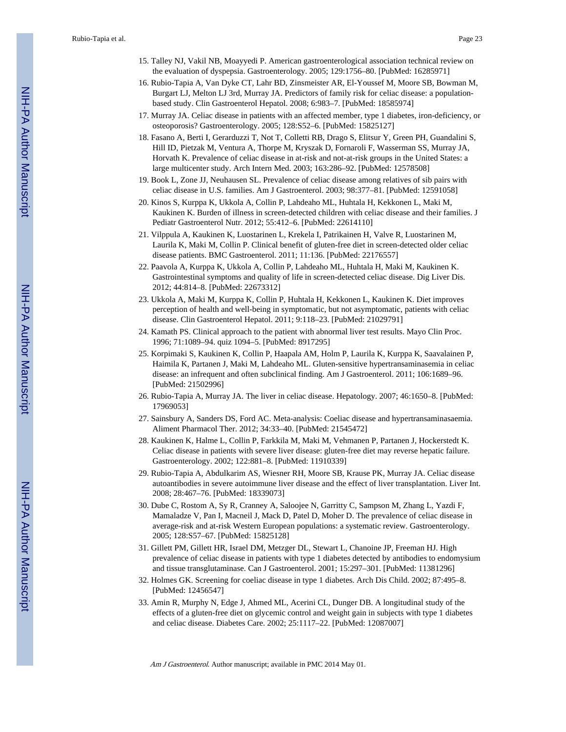15. Talley NJ, Vakil NB, Moayyedi P. American gastroenterological association technical review on the evaluation of dyspepsia. Gastroenterology. 2005; 129:1756–80. [PubMed: 16285971]
16. Rubio-Tapia A, Van Dyke CT, Lahr BD, Zinsmeister AR, El-Youssef M, Moore SB, Bowman M, Burgart LJ, Melton LJ 3rd, Murray JA. Predictors of family risk for celiac disease: a population-based study. Clin Gastroenterol Hepatol. 2008; 6:983–7. [PubMed: 18585974]
17. Murray JA. Celiac disease in patients with an affected member, type 1 diabetes, iron-deficiency, or osteoporosis? Gastroenterology. 2005; 128:S52–6. [PubMed: 15825127]
18. Fasano A, Berti I, Gerarduzzi T, Not T, Colletti RB, Drago S, Elitsur Y, Green PH, Guandalini S, Hill ID, Pietzak M, Ventura A, Thorpe M, Kryszak D, Fornaroli F, Wasserman SS, Murray JA, Horvath K. Prevalence of celiac disease in at-risk and not-at-risk groups in the United States: a large multicenter study. Arch Intern Med. 2003; 163:286–92. [PubMed: 12578508]
19. Book L, Zone JJ, Neuhausen SL. Prevalence of celiac disease among relatives of sib pairs with celiac disease in U.S. families. Am J Gastroenterol. 2003; 98:377–81. [PubMed: 12591058]
20. Kinos S, Kurppa K, Ukkola A, Collin P, Lahdeaho ML, Huhtala H, Kekkonen L, Maki M, Kaukinen K. Burden of illness in screen-detected children with celiac disease and their families. J Pediatr Gastroenterol Nutr. 2012; 55:412–6. [PubMed: 22614110]
21. Vilppula A, Kaukinen K, Luostarinen L, Krekela I, Patrikainen H, Valve R, Luostarinen M, Laurila K, Maki M, Collin P. Clinical benefit of gluten-free diet in screen-detected older celiac disease patients. BMC Gastroenterol. 2011; 11:136. [PubMed: 22176557]
22. Paavola A, Kurppa K, Ukkola A, Collin P, Lahdeaho ML, Huhtala H, Maki M, Kaukinen K. Gastrointestinal symptoms and quality of life in screen-detected celiac disease. Dig Liver Dis. 2012; 44:814–8. [PubMed: 22673312]
23. Ukkola A, Maki M, Kurppa K, Collin P, Huhtala H, Kekkonen L, Kaukinen K. Diet improves perception of health and well-being in symptomatic, but not asymptomatic, patients with celiac disease. Clin Gastroenterol Hepatol. 2011; 9:118–23. [PubMed: 21029791]
24. Kamath PS. Clinical approach to the patient with abnormal liver test results. Mayo Clin Proc. 1996; 71:1089–94. quiz 1094–5. [PubMed: 8917295]
25. Korpimaki S, Kaukinen K, Collin P, Haapala AM, Holm P, Laurila K, Kurppa K, Saavalainen P, Haimila K, Partanen J, Maki M, Lahdeaho ML. Gluten-sensitive hypertransaminasemia in celiac disease: an infrequent and often subclinical finding. Am J Gastroenterol. 2011; 106:1689–96. [PubMed: 21502996]
26. Rubio-Tapia A, Murray JA. The liver in celiac disease. Hepatology. 2007; 46:1650–8. [PubMed: 17969053]
27. Sainsbury A, Sanders DS, Ford AC. Meta-analysis: Coeliac disease and hypertransaminasaemia. Aliment Pharmacol Ther. 2012; 34:33–40. [PubMed: 21545472]
28. Kaukinen K, Halme L, Collin P, Farkkila M, Maki M, Vehmanen P, Partanen J, Hockerstedt K. Celiac disease in patients with severe liver disease: gluten-free diet may reverse hepatic failure. Gastroenterology. 2002; 122:881–8. [PubMed: 11910339]
29. Rubio-Tapia A, Abdulkarim AS, Wiesner RH, Moore SB, Krause PK, Murray JA. Celiac disease autoantibodies in severe autoimmune liver disease and the effect of liver transplantation. Liver Int. 2008; 28:467–76. [PubMed: 18339073]
30. Dube C, Rostom A, Sy R, Cranney A, Saloojee N, Garritty C, Sampson M, Zhang L, Yazdi F, Mamaladze V, Pan I, Macneil J, Mack D, Patel D, Moher D. The prevalence of celiac disease in average-risk and at-risk Western European populations: a systematic review. Gastroenterology. 2005; 128:S57–67. [PubMed: 15825128]
31. Gillett PM, Gillett HR, Israel DM, Metzger DL, Stewart L, Chanoine JP, Freeman HJ. High prevalence of celiac disease in patients with type 1 diabetes detected by antibodies to endomysium and tissue transglutaminase. Can J Gastroenterol. 2001; 15:297–301. [PubMed: 11381296]
32. Holmes GK. Screening for coeliac disease in type 1 diabetes. Arch Dis Child. 2002; 87:495–8. [PubMed: 12456547]
33. Amin R, Murphy N, Edge J, Ahmed ML, Acerini CL, Dunger DB. A longitudinal study of the effects of a gluten-free diet on glycemic control and weight gain in subjects with type 1 diabetes and celiac disease. Diabetes Care. 2002; 25:1117–22. [PubMed: 12087007]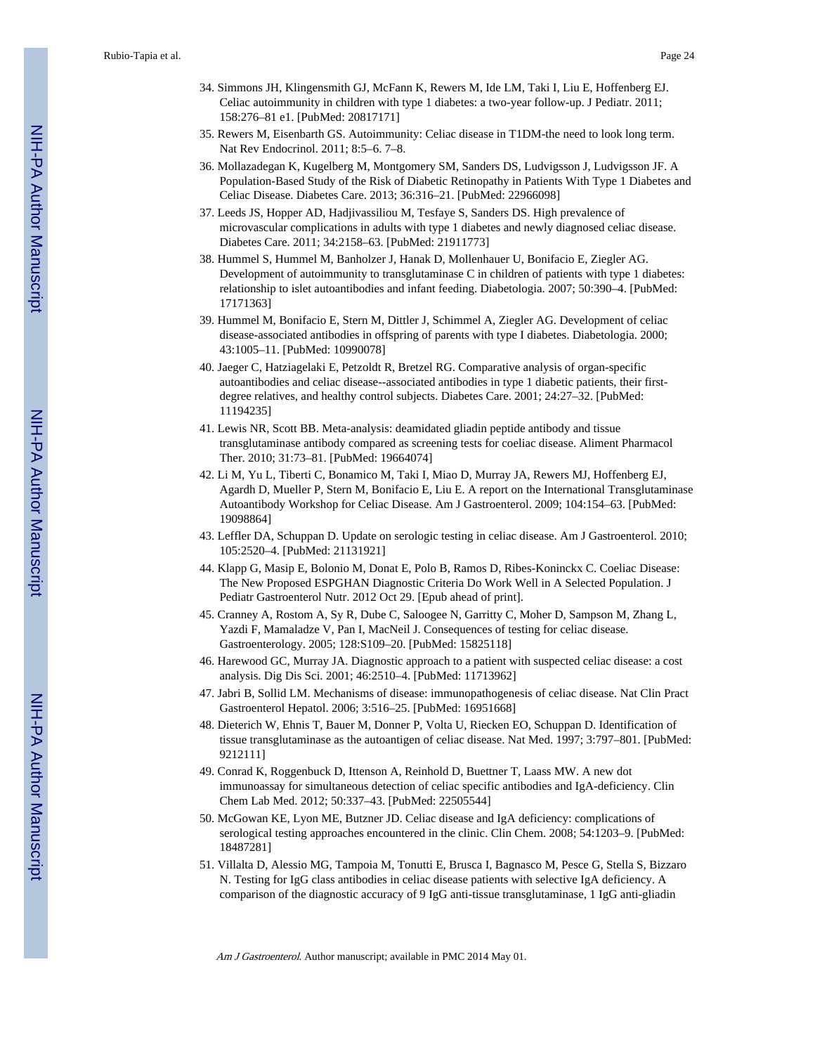34. Simmons JH, Klingensmith GJ, McFann K, Rewers M, Ide LM, Taki I, Liu E, Hoffenberg EJ. Celiac autoimmunity in children with type 1 diabetes: a two-year follow-up. J Pediatr. 2011; 158:276–81 e1. [PubMed: 20817171]
35. Rewers M, Eisenbarth GS. Autoimmunity: Celiac disease in T1DM-the need to look long term. Nat Rev Endocrinol. 2011; 8:5–6. 7–8.
36. Mollazadegan K, Kugelberg M, Montgomery SM, Sanders DS, Ludvigsson J, Ludvigsson JF. A Population-Based Study of the Risk of Diabetic Retinopathy in Patients With Type 1 Diabetes and Celiac Disease. Diabetes Care. 2013; 36:316–21. [PubMed: 22966098]
37. Leeds JS, Hopper AD, Hadjivassiliou M, Tesfaye S, Sanders DS. High prevalence of microvascular complications in adults with type 1 diabetes and newly diagnosed celiac disease. Diabetes Care. 2011; 34:2158–63. [PubMed: 21911773]
38. Hummel S, Hummel M, Banholzer J, Hanak D, Mollenhauer U, Bonifacio E, Ziegler AG. Development of autoimmunity to transglutaminase C in children of patients with type 1 diabetes: relationship to islet autoantibodies and infant feeding. Diabetologia. 2007; 50:390–4. [PubMed: 17171363]
39. Hummel M, Bonifacio E, Stern M, Dittler J, Schimmel A, Ziegler AG. Development of celiac disease-associated antibodies in offspring of parents with type I diabetes. Diabetologia. 2000; 43:1005–11. [PubMed: 10990078]
40. Jaeger C, Hatziagelaki E, Petzoldt R, Bretzel RG. Comparative analysis of organ-specific autoantibodies and celiac disease--associated antibodies in type 1 diabetic patients, their first-degree relatives, and healthy control subjects. Diabetes Care. 2001; 24:27–32. [PubMed: 11194235]
41. Lewis NR, Scott BB. Meta-analysis: deamidated gliadin peptide antibody and tissue transglutaminase antibody compared as screening tests for coeliac disease. Aliment Pharmacol Ther. 2010; 31:73–81. [PubMed: 19664074]
42. Li M, Yu L, Tiberti C, Bonamico M, Taki I, Miao D, Murray JA, Rewers MJ, Hoffenberg EJ, Agardh D, Mueller P, Stern M, Bonifacio E, Liu E. A report on the International Transglutaminase Autoantibody Workshop for Celiac Disease. Am J Gastroenterol. 2009; 104:154–63. [PubMed: 19098864]
43. Leffler DA, Schuppan D. Update on serologic testing in celiac disease. Am J Gastroenterol. 2010; 105:2520–4. [PubMed: 21131921]
44. Klapp G, Masip E, Bolonio M, Donat E, Polo B, Ramos D, Ribes-Koninckx C. Coeliac Disease: The New Proposed ESPGHAN Diagnostic Criteria Do Work Well in A Selected Population. J Pediatr Gastroenterol Nutr. 2012 Oct 29. [Epub ahead of print].
45. Cranney A, Rostom A, Sy R, Dube C, Saloogee N, Garritty C, Moher D, Sampson M, Zhang L, Yazdi F, Mamaladze V, Pan I, MacNeil J. Consequences of testing for celiac disease. Gastroenterology. 2005; 128:S109–20. [PubMed: 15825118]
46. Harewood GC, Murray JA. Diagnostic approach to a patient with suspected celiac disease: a cost analysis. Dig Dis Sci. 2001; 46:2510–4. [PubMed: 11713962]
47. Jabri B, Sollid LM. Mechanisms of disease: immunopathogenesis of celiac disease. Nat Clin Pract Gastroenterol Hepatol. 2006; 3:516–25. [PubMed: 16951668]
48. Dieterich W, Ehnis T, Bauer M, Donner P, Volta U, Riecken EO, Schuppan D. Identification of tissue transglutaminase as the autoantigen of celiac disease. Nat Med. 1997; 3:797–801. [PubMed: 9212111]
49. Conrad K, Roggenbuck D, Ittenson A, Reinhold D, Buettner T, Laass MW. A new dot immunoassay for simultaneous detection of celiac specific antibodies and IgA-deficiency. Clin Chem Lab Med. 2012; 50:337–43. [PubMed: 22505544]
50. McGowan KE, Lyon ME, Butzner JD. Celiac disease and IgA deficiency: complications of serological testing approaches encountered in the clinic. Clin Chem. 2008; 54:1203–9. [PubMed: 18487281]
51. Villalta D, Alessio MG, Tampoia M, Tonutti E, Brusca I, Bagnasco M, Pesce G, Stella S, Bizzaro N. Testing for IgG class antibodies in celiac disease patients with selective IgA deficiency. A comparison of the diagnostic accuracy of 9 IgG anti-tissue transglutaminase, 1 IgG anti-gliadin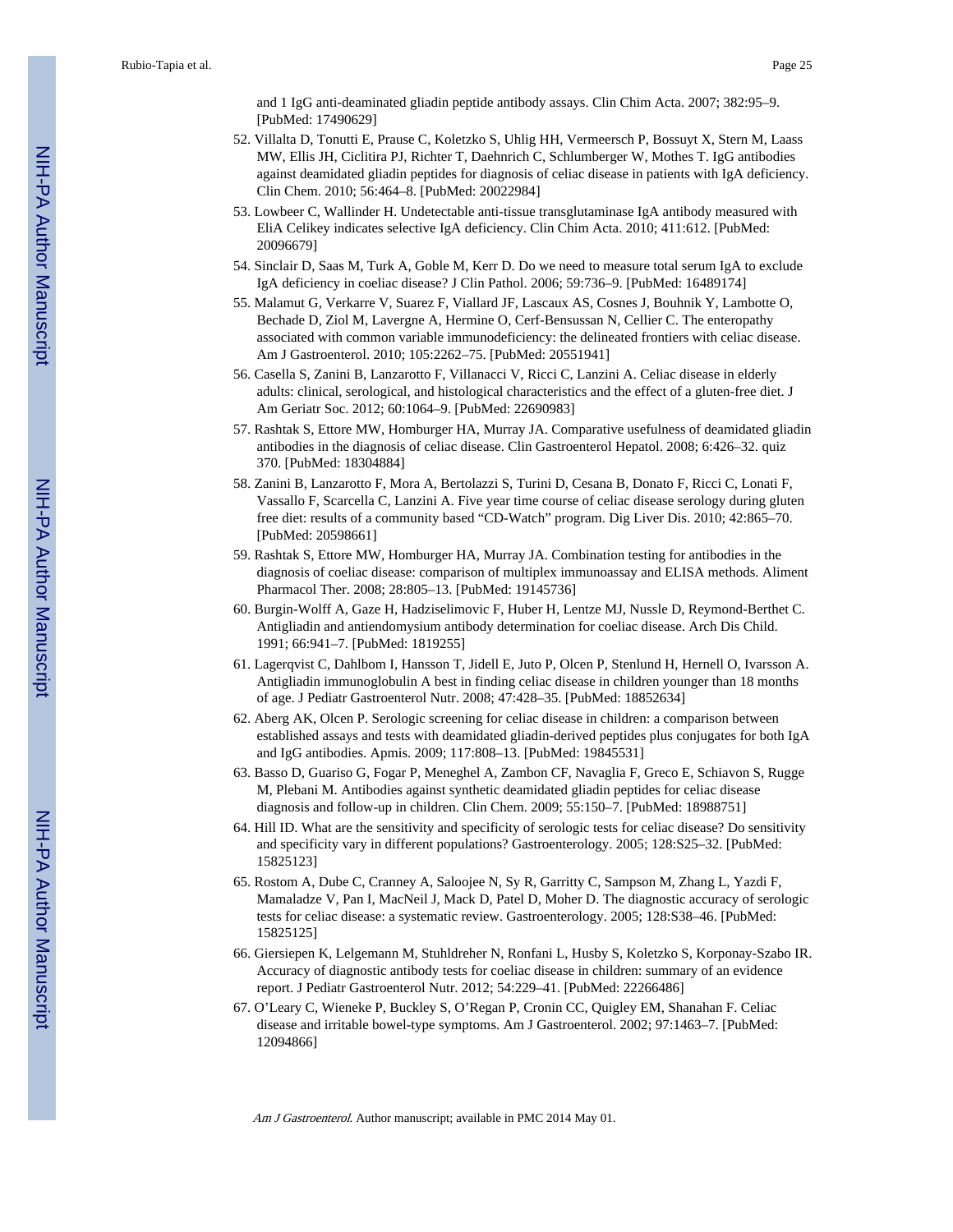and 1 IgG anti-deaminated gliadin peptide antibody assays. Clin Chim Acta. 2007; 382:95–9. [PubMed: 17490629]

52. Villalta D, Tonutti E, Prause C, Koletzko S, Uhlig HH, Vermeersch P, Bossuyt X, Stern M, Laass MW, Ellis JH, Ciclitira PJ, Richter T, Daehnrich C, Schlumberger W, Mothes T. IgG antibodies against deamidated gliadin peptides for diagnosis of celiac disease in patients with IgA deficiency. Clin Chem. 2010; 56:464–8. [PubMed: 20022984]
53. Lowbeer C, Wallinder H. Undetectable anti-tissue transglutaminase IgA antibody measured with EliA Celikey indicates selective IgA deficiency. Clin Chim Acta. 2010; 411:612. [PubMed: 20096679]
54. Sinclair D, Saas M, Turk A, Goble M, Kerr D. Do we need to measure total serum IgA to exclude IgA deficiency in coeliac disease? J Clin Pathol. 2006; 59:736–9. [PubMed: 16489174]
55. Malamut G, Verkarre V, Suarez F, Viallard JF, Lascaux AS, Cosnes J, Bouhnik Y, Lambotte O, Bechade D, Ziol M, Lavergne A, Hermine O, Cerf-Bensussan N, Cellier C. The enteropathy associated with common variable immunodeficiency: the delineated frontiers with celiac disease. Am J Gastroenterol. 2010; 105:2262–75. [PubMed: 20551941]
56. Casella S, Zanini B, Lanzarotto F, Villanacci V, Ricci C, Lanzini A. Celiac disease in elderly adults: clinical, serological, and histological characteristics and the effect of a gluten-free diet. J Am Geriatr Soc. 2012; 60:1064–9. [PubMed: 22690983]
57. Rashtak S, Ettore MW, Homburger HA, Murray JA. Comparative usefulness of deamidated gliadin antibodies in the diagnosis of celiac disease. Clin Gastroenterol Hepatol. 2008; 6:426–32. quiz 370. [PubMed: 18304884]
58. Zanini B, Lanzarotto F, Mora A, Bertolazzi S, Turini D, Cesana B, Donato F, Ricci C, Lonati F, Vassallo F, Scarcella C, Lanzini A. Five year time course of celiac disease serology during gluten free diet: results of a community based “CD-Watch” program. Dig Liver Dis. 2010; 42:865–70. [PubMed: 20598661]
59. Rashtak S, Ettore MW, Homburger HA, Murray JA. Combination testing for antibodies in the diagnosis of coeliac disease: comparison of multiplex immunoassay and ELISA methods. Aliment Pharmacol Ther. 2008; 28:805–13. [PubMed: 19145736]
60. Burgin-Wolff A, Gaze H, Hadziselimovic F, Huber H, Lentze MJ, Nussle D, Reymond-Berthet C. Antigliadin and antiendomysium antibody determination for coeliac disease. Arch Dis Child. 1991; 66:941–7. [PubMed: 1819255]
61. Lagerqvist C, Dahlbom I, Hansson T, Jidell E, Juto P, Olcen P, Stenlund H, Hernell O, Ivarsson A. Antigliadin immunoglobulin A best in finding celiac disease in children younger than 18 months of age. J Pediatr Gastroenterol Nutr. 2008; 47:428–35. [PubMed: 18852634]
62. Aberg AK, Olcen P. Serologic screening for celiac disease in children: a comparison between established assays and tests with deamidated gliadin-derived peptides plus conjugates for both IgA and IgG antibodies. Apmis. 2009; 117:808–13. [PubMed: 19845531]
63. Basso D, Guariso G, Fogar P, Meneghel A, Zambon CF, Navaglia F, Greco E, Schiavon S, Rugge M, Plebani M. Antibodies against synthetic deamidated gliadin peptides for celiac disease diagnosis and follow-up in children. Clin Chem. 2009; 55:150–7. [PubMed: 18988751]
64. Hill ID. What are the sensitivity and specificity of serologic tests for celiac disease? Do sensitivity and specificity vary in different populations? Gastroenterology. 2005; 128:S25–32. [PubMed: 15825123]
65. Rostom A, Dube C, Cranney A, Saloojee N, Sy R, Garritty C, Sampson M, Zhang L, Yazdi F, Mamaladze V, Pan I, MacNeil J, Mack D, Patel D, Moher D. The diagnostic accuracy of serologic tests for celiac disease: a systematic review. Gastroenterology. 2005; 128:S38–46. [PubMed: 15825125]
66. Giersiepen K, Lelgemann M, Stuhldreher N, Ronfani L, Husby S, Koletzko S, Korponay-Szabo IR. Accuracy of diagnostic antibody tests for coeliac disease in children: summary of an evidence report. J Pediatr Gastroenterol Nutr. 2012; 54:229–41. [PubMed: 22266486]
67. O’Leary C, Wieneke P, Buckley S, O’Regan P, Cronin CC, Quigley EM, Shanahan F. Celiac disease and irritable bowel-type symptoms. Am J Gastroenterol. 2002; 97:1463–7. [PubMed: 12094866]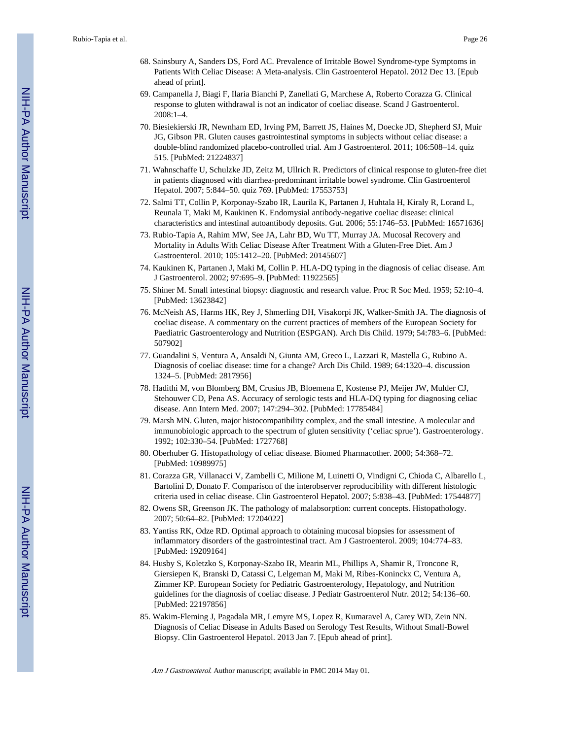68. Sainsbury A, Sanders DS, Ford AC. Prevalence of Irritable Bowel Syndrome-type Symptoms in Patients With Celiac Disease: A Meta-analysis. Clin Gastroenterol Hepatol. 2012 Dec 13. [Epub ahead of print].
69. Campanella J, Biagi F, Ilaria Bianchi P, Zanellati G, Marchese A, Roberto Corazza G. Clinical response to gluten withdrawal is not an indicator of coeliac disease. Scand J Gastroenterol. 2008:1–4.
70. Biesiekierski JR, Newnham ED, Irving PM, Barrett JS, Haines M, Doecke JD, Shepherd SJ, Muir JG, Gibson PR. Gluten causes gastrointestinal symptoms in subjects without celiac disease: a double-blind randomized placebo-controlled trial. Am J Gastroenterol. 2011; 106:508–14. quiz 515. [PubMed: 21224837]
71. Wahnschaffe U, Schulzke JD, Zeitz M, Ullrich R. Predictors of clinical response to gluten-free diet in patients diagnosed with diarrhea-predominant irritable bowel syndrome. Clin Gastroenterol Hepatol. 2007; 5:844–50. quiz 769. [PubMed: 17553753]
72. Salmi TT, Collin P, Korponay-Szabo IR, Laurila K, Partanen J, Huhtala H, Kiraly R, Lorand L, Reunala T, Maki M, Kaukinen K. Endomysial antibody-negative coeliac disease: clinical characteristics and intestinal autoantibody deposits. Gut. 2006; 55:1746–53. [PubMed: 16571636]
73. Rubio-Tapia A, Rahim MW, See JA, Lahr BD, Wu TT, Murray JA. Mucosal Recovery and Mortality in Adults With Celiac Disease After Treatment With a Gluten-Free Diet. Am J Gastroenterol. 2010; 105:1412–20. [PubMed: 20145607]
74. Kaukinen K, Partanen J, Maki M, Collin P. HLA-DQ typing in the diagnosis of celiac disease. Am J Gastroenterol. 2002; 97:695–9. [PubMed: 11922565]
75. Shiner M. Small intestinal biopsy: diagnostic and research value. Proc R Soc Med. 1959; 52:10–4. [PubMed: 13623842]
76. McNeish AS, Harms HK, Rey J, Shmerling DH, Visakorpi JK, Walker-Smith JA. The diagnosis of coeliac disease. A commentary on the current practices of members of the European Society for Paediatric Gastroenterology and Nutrition (ESPGAN). Arch Dis Child. 1979; 54:783–6. [PubMed: 507902]
77. Guandalini S, Ventura A, Ansaldi N, Giunta AM, Greco L, Lazzari R, Mastella G, Rubino A. Diagnosis of coeliac disease: time for a change? Arch Dis Child. 1989; 64:1320–4. discussion 1324–5. [PubMed: 2817956]
78. Hadithi M, von Blomberg BM, Crusius JB, Bloemena E, Kostense PJ, Meijer JW, Mulder CJ, Stehouwer CD, Pena AS. Accuracy of serologic tests and HLA-DQ typing for diagnosing celiac disease. Ann Intern Med. 2007; 147:294–302. [PubMed: 17785484]
79. Marsh MN. Gluten, major histocompatibility complex, and the small intestine. A molecular and immunobiologic approach to the spectrum of gluten sensitivity ('celiac sprue'). Gastroenterology. 1992; 102:330–54. [PubMed: 1727768]
80. Oberhuber G. Histopathology of celiac disease. Biomed Pharmacother. 2000; 54:368–72. [PubMed: 10989975]
81. Corazza GR, Villanacci V, Zambelli C, Milione M, Luinetti O, Vindigni C, Chioda C, Albarello L, Bartolini D, Donato F. Comparison of the interobserver reproducibility with different histologic criteria used in celiac disease. Clin Gastroenterol Hepatol. 2007; 5:838–43. [PubMed: 17544877]
82. Owens SR, Greenson JK. The pathology of malabsorption: current concepts. Histopathology. 2007; 50:64–82. [PubMed: 17204022]
83. Yantiss RK, Odze RD. Optimal approach to obtaining mucosal biopsies for assessment of inflammatory disorders of the gastrointestinal tract. Am J Gastroenterol. 2009; 104:774–83. [PubMed: 19209164]
84. Husby S, Koletzko S, Korponay-Szabo IR, Mearin ML, Phillips A, Shamir R, Troncone R, Giersiepen K, Branski D, Catassi C, Lelgeman M, Maki M, Ribes-Koninckx C, Ventura A, Zimmer KP. European Society for Pediatric Gastroenterology, Hepatology, and Nutrition guidelines for the diagnosis of coeliac disease. J Pediatr Gastroenterol Nutr. 2012; 54:136–60. [PubMed: 22197856]
85. Wakim-Fleming J, Pagadala MR, Lemyre MS, Lopez R, Kumaravel A, Carey WD, Zein NN. Diagnosis of Celiac Disease in Adults Based on Serology Test Results, Without Small-Bowel Biopsy. Clin Gastroenterol Hepatol. 2013 Jan 7. [Epub ahead of print].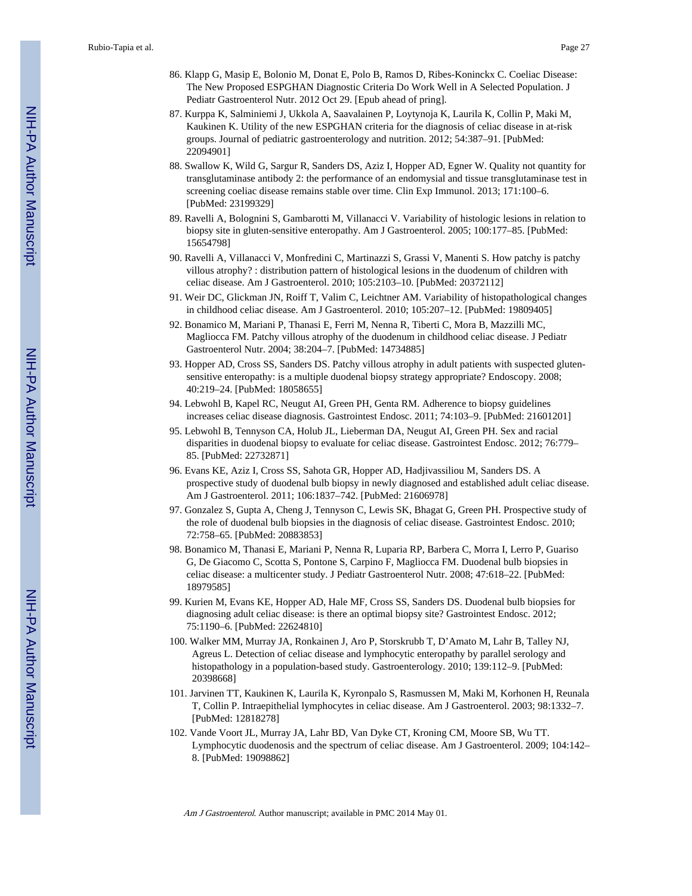86. Klapp G, Masip E, Bolonio M, Donat E, Polo B, Ramos D, Ribes-Koninckx C. Coeliac Disease: The New Proposed ESPGHAN Diagnostic Criteria Do Work Well in A Selected Population. J Pediatr Gastroenterol Nutr. 2012 Oct 29. [Epub ahead of pring].
87. Kurppa K, Salminiemi J, Ukkola A, Saavalainen P, Loytynoja K, Laurila K, Collin P, Maki M, Kaukinen K. Utility of the new ESPGHAN criteria for the diagnosis of celiac disease in at-risk groups. Journal of pediatric gastroenterology and nutrition. 2012; 54:387–91. [PubMed: 22094901]
88. Swallow K, Wild G, Sargur R, Sanders DS, Aziz I, Hopper AD, Egner W. Quality not quantity for transglutaminase antibody 2: the performance of an endomysial and tissue transglutaminase test in screening coeliac disease remains stable over time. Clin Exp Immunol. 2013; 171:100–6. [PubMed: 23199329]
89. Ravelli A, Bolognini S, Gambarotti M, Villanacci V. Variability of histologic lesions in relation to biopsy site in gluten-sensitive enteropathy. Am J Gastroenterol. 2005; 100:177–85. [PubMed: 15654798]
90. Ravelli A, Villanacci V, Monfredini C, Martinazzi S, Grassi V, Manenti S. How patchy is patchy villous atrophy? : distribution pattern of histological lesions in the duodenum of children with celiac disease. Am J Gastroenterol. 2010; 105:2103–10. [PubMed: 20372112]
91. Weir DC, Glickman JN, Roiff T, Valim C, Leichtner AM. Variability of histopathological changes in childhood celiac disease. Am J Gastroenterol. 2010; 105:207–12. [PubMed: 19809405]
92. Bonamico M, Mariani P, Thanasi E, Ferri M, Nenna R, Tiberti C, Mora B, Mazzilli MC, Magliocca FM. Patchy villous atrophy of the duodenum in childhood celiac disease. J Pediatr Gastroenterol Nutr. 2004; 38:204–7. [PubMed: 14734885]
93. Hopper AD, Cross SS, Sanders DS. Patchy villous atrophy in adult patients with suspected gluten-sensitive enteropathy: is a multiple duodenal biopsy strategy appropriate? Endoscopy. 2008; 40:219–24. [PubMed: 18058655]
94. Lebwohl B, Kapel RC, Neugut AI, Green PH, Genta RM. Adherence to biopsy guidelines increases celiac disease diagnosis. Gastrointest Endosc. 2011; 74:103–9. [PubMed: 21601201]
95. Lebwohl B, Tennyson CA, Holub JL, Lieberman DA, Neugut AI, Green PH. Sex and racial disparities in duodenal biopsy to evaluate for celiac disease. Gastrointest Endosc. 2012; 76:779–85. [PubMed: 22732871]
96. Evans KE, Aziz I, Cross SS, Sahota GR, Hopper AD, Hadjivassiliou M, Sanders DS. A prospective study of duodenal bulb biopsy in newly diagnosed and established adult celiac disease. Am J Gastroenterol. 2011; 106:1837–742. [PubMed: 21606978]
97. Gonzalez S, Gupta A, Cheng J, Tennyson C, Lewis SK, Bhagat G, Green PH. Prospective study of the role of duodenal bulb biopsies in the diagnosis of celiac disease. Gastrointest Endosc. 2010; 72:758–65. [PubMed: 20883853]
98. Bonamico M, Thanasi E, Mariani P, Nenna R, Luparia RP, Barbera C, Morra I, Lerro P, Guariso G, De Giacomo C, Scotta S, Pontone S, Carpino F, Magliocca FM. Duodenal bulb biopsies in celiac disease: a multicenter study. J Pediatr Gastroenterol Nutr. 2008; 47:618–22. [PubMed: 18979585]
99. Kurien M, Evans KE, Hopper AD, Hale MF, Cross SS, Sanders DS. Duodenal bulb biopsies for diagnosing adult celiac disease: is there an optimal biopsy site? Gastrointest Endosc. 2012; 75:1190–6. [PubMed: 22624810]
100. Walker MM, Murray JA, Ronkainen J, Aro P, Storskrubb T, D'Amato M, Lahr B, Talley NJ, Agreus L. Detection of celiac disease and lymphocytic enteropathy by parallel serology and histopathology in a population-based study. Gastroenterology. 2010; 139:112–9. [PubMed: 20398668]
101. Jarvinen TT, Kaukinen K, Laurila K, Kyronpalo S, Rasmussen M, Maki M, Korhonen H, Reunala T, Collin P. Intraepithelial lymphocytes in celiac disease. Am J Gastroenterol. 2003; 98:1332–7. [PubMed: 12818278]
102. Vande Voort JL, Murray JA, Lahr BD, Van Dyke CT, Kroning CM, Moore SB, Wu TT. Lymphocytic duodenosis and the spectrum of celiac disease. Am J Gastroenterol. 2009; 104:142–8. [PubMed: 19098862]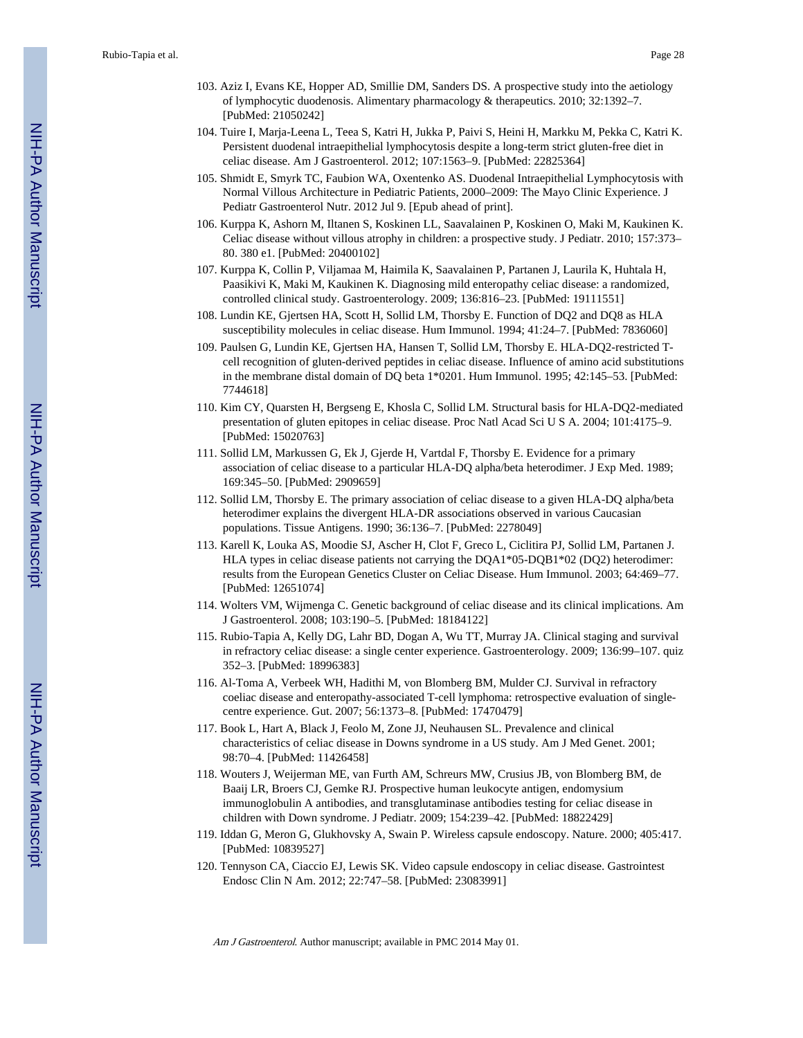103. Aziz I, Evans KE, Hopper AD, Smillie DM, Sanders DS. A prospective study into the aetiology of lymphocytic duodenosis. Alimentary pharmacology & therapeutics. 2010; 32:1392–7. [PubMed: 21050242]

104. Tuire I, Marja-Leena L, Teea S, Katri H, Jukka P, Paivi S, Heini H, Markku M, Pekka C, Katri K. Persistent duodenal intraepithelial lymphocytosis despite a long-term strict gluten-free diet in celiac disease. Am J Gastroenterol. 2012; 107:1563–9. [PubMed: 22825364]

105. Shmidt E, Smyrk TC, Faubion WA, Oxentenko AS. Duodenal Intraepithelial Lymphocytosis with Normal Villous Architecture in Pediatric Patients, 2000–2009: The Mayo Clinic Experience. J Pediatr Gastroenterol Nutr. 2012 Jul 9. [Epub ahead of print].

106. Kurppa K, Ashorn M, Iltanen S, Koskinen LL, Saavalainen P, Koskinen O, Maki M, Kaukinen K. Celiac disease without villous atrophy in children: a prospective study. J Pediatr. 2010; 157:373–80. 380 e1. [PubMed: 20400102]

107. Kurppa K, Collin P, Viljamaa M, Haimila K, Saavalainen P, Partanen J, Laurila K, Huhtala H, Paasikivi K, Maki M, Kaukinen K. Diagnosing mild enteropathy celiac disease: a randomized, controlled clinical study. Gastroenterology. 2009; 136:816–23. [PubMed: 19111551]

108. Lundin KE, Gjertsen HA, Scott H, Sollid LM, Thorsby E. Function of DQ2 and DQ8 as HLA susceptibility molecules in celiac disease. Hum Immunol. 1994; 41:24–7. [PubMed: 7836060]

109. Paulsen G, Lundin KE, Gjertsen HA, Hansen T, Sollid LM, Thorsby E. HLA-DQ2-restricted T-cell recognition of gluten-derived peptides in celiac disease. Influence of amino acid substitutions in the membrane distal domain of DQ beta 1*0201. Hum Immunol. 1995; 42:145–53. [PubMed: 7744618]

110. Kim CY, Quarsten H, Bergseng E, Khosla C, Sollid LM. Structural basis for HLA-DQ2-mediated presentation of gluten epitopes in celiac disease. Proc Natl Acad Sci U S A. 2004; 101:4175–9. [PubMed: 15020763]

111. Sollid LM, Markussen G, Ek J, Gjerde H, Vartdal F, Thorsby E. Evidence for a primary association of celiac disease to a particular HLA-DQ alpha/beta heterodimer. J Exp Med. 1989; 169:345–50. [PubMed: 2909659]

112. Sollid LM, Thorsby E. The primary association of celiac disease to a given HLA-DQ alpha/beta heterodimer explains the divergent HLA-DR associations observed in various Caucasian populations. Tissue Antigens. 1990; 36:136–7. [PubMed: 2278049]

113. Karell K, Louka AS, Moodie SJ, Ascher H, Clot F, Greco L, Ciclitira PJ, Sollid LM, Partanen J. HLA types in celiac disease patients not carrying the DQA1*05-DQB1*02 (DQ2) heterodimer: results from the European Genetics Cluster on Celiac Disease. Hum Immunol. 2003; 64:469–77. [PubMed: 12651074]

114. Wolters VM, Wijmenga C. Genetic background of celiac disease and its clinical implications. Am J Gastroenterol. 2008; 103:190–5. [PubMed: 18184122]

115. Rubio-Tapia A, Kelly DG, Lahr BD, Dogan A, Wu TT, Murray JA. Clinical staging and survival in refractory celiac disease: a single center experience. Gastroenterology. 2009; 136:99–107. quiz 352–3. [PubMed: 18996383]

116. Al-Toma A, Verbeek WH, Hadithi M, von Blomberg BM, Mulder CJ. Survival in refractory coeliac disease and enteropathy-associated T-cell lymphoma: retrospective evaluation of single-centre experience. Gut. 2007; 56:1373–8. [PubMed: 17470479]

117. Book L, Hart A, Black J, Feolo M, Zone JJ, Neuhausen SL. Prevalence and clinical characteristics of celiac disease in Downs syndrome in a US study. Am J Med Genet. 2001; 98:70–4. [PubMed: 11426458]

118. Wouters J, Weijerman ME, van Furth AM, Schreurs MW, Crusius JB, von Blomberg BM, de Baaij LR, Broers CJ, Gemke RJ. Prospective human leukocyte antigen, endomysium immunoglobulin A antibodies, and transglutaminase antibodies testing for celiac disease in children with Down syndrome. J Pediatr. 2009; 154:239–42. [PubMed: 18822429]

119. Iddan G, Meron G, Glukhovsky A, Swain P. Wireless capsule endoscopy. Nature. 2000; 405:417. [PubMed: 10839527]

120. Tennyson CA, Ciaccio EJ, Lewis SK. Video capsule endoscopy in celiac disease. Gastrointest Endosc Clin N Am. 2012; 22:747–58. [PubMed: 23083991]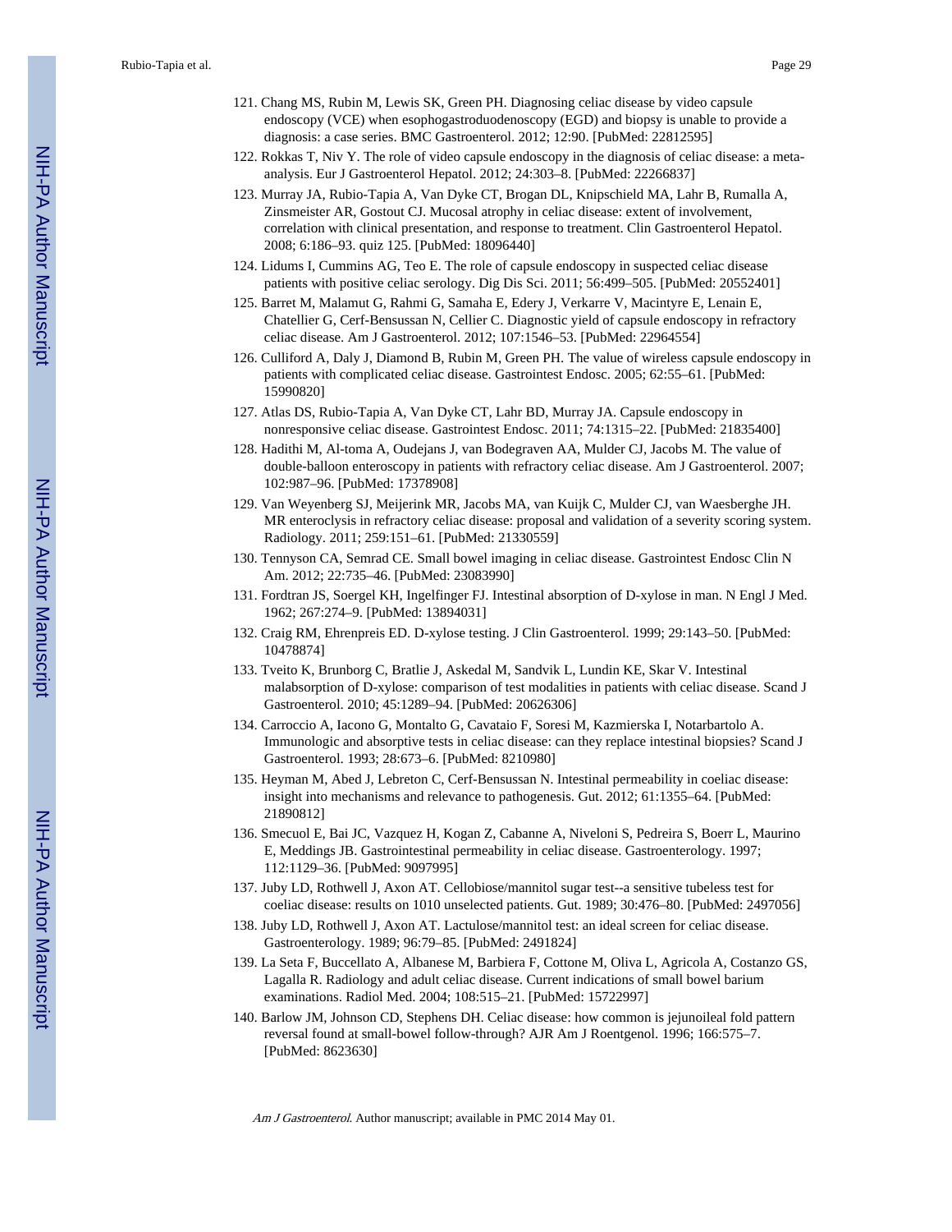121. Chang MS, Rubin M, Lewis SK, Green PH. Diagnosing celiac disease by video capsule endoscopy (VCE) when esophogastroduodenoscopy (EGD) and biopsy is unable to provide a diagnosis: a case series. BMC Gastroenterol. 2012; 12:90. [PubMed: 22812595]

122. Rokkas T, Niv Y. The role of video capsule endoscopy in the diagnosis of celiac disease: a meta-analysis. Eur J Gastroenterol Hepatol. 2012; 24:303–8. [PubMed: 22266837]

123. Murray JA, Rubio-Tapia A, Van Dyke CT, Brogan DL, Knipschield MA, Lahr B, Rumalla A, Zinsmeister AR, Gostout CJ. Mucosal atrophy in celiac disease: extent of involvement, correlation with clinical presentation, and response to treatment. Clin Gastroenterol Hepatol. 2008; 6:186–93. quiz 125. [PubMed: 18096440]

124. Lidums I, Cummins AG, Teo E. The role of capsule endoscopy in suspected celiac disease patients with positive celiac serology. Dig Dis Sci. 2011; 56:499–505. [PubMed: 20552401]

125. Barret M, Malamut G, Rahmi G, Samaha E, Edery J, Verkarre V, Macintyre E, Lenain E, Chatellier G, Cerf-Bensussan N, Cellier C. Diagnostic yield of capsule endoscopy in refractory celiac disease. Am J Gastroenterol. 2012; 107:1546–53. [PubMed: 22964554]

126. Culliford A, Daly J, Diamond B, Rubin M, Green PH. The value of wireless capsule endoscopy in patients with complicated celiac disease. Gastrointest Endosc. 2005; 62:55–61. [PubMed: 15990820]

127. Atlas DS, Rubio-Tapia A, Van Dyke CT, Lahr BD, Murray JA. Capsule endoscopy in nonresponsive celiac disease. Gastrointest Endosc. 2011; 74:1315–22. [PubMed: 21835400]

128. Hadithi M, Al-toma A, Oudejans J, van Bodegraven AA, Mulder CJ, Jacobs M. The value of double-balloon enteroscopy in patients with refractory celiac disease. Am J Gastroenterol. 2007; 102:987–96. [PubMed: 17378908]

129. Van Weyenberg SJ, Meijerink MR, Jacobs MA, van Kuijk C, Mulder CJ, van Waesberghe JH. MR enteroclysis in refractory celiac disease: proposal and validation of a severity scoring system. Radiology. 2011; 259:151–61. [PubMed: 21330559]

130. Tennyson CA, Semrad CE. Small bowel imaging in celiac disease. Gastrointest Endosc Clin N Am. 2012; 22:735–46. [PubMed: 23083990]

131. Fordtran JS, Soergel KH, Ingelfinger FJ. Intestinal absorption of D-xylose in man. N Engl J Med. 1962; 267:274–9. [PubMed: 13894031]

132. Craig RM, Ehrenpreis ED. D-xylose testing. J Clin Gastroenterol. 1999; 29:143–50. [PubMed: 10478874]

133. Tveito K, Brunborg C, Bratlie J, Askedal M, Sandvik L, Lundin KE, Skar V. Intestinal malabsorption of D-xylose: comparison of test modalities in patients with celiac disease. Scand J Gastroenterol. 2010; 45:1289–94. [PubMed: 20626306]

134. Carroccio A, Iacono G, Montalto G, Cavataio F, Soresi M, Kazmierska I, Notarbartolo A. Immunologic and absorptive tests in celiac disease: can they replace intestinal biopsies? Scand J Gastroenterol. 1993; 28:673–6. [PubMed: 8210980]

135. Heyman M, Abed J, Lebreton C, Cerf-Bensussan N. Intestinal permeability in coeliac disease: insight into mechanisms and relevance to pathogenesis. Gut. 2012; 61:1355–64. [PubMed: 21890812]

136. Smecuol E, Bai JC, Vazquez H, Kogan Z, Cabanne A, Niveloni S, Pedreira S, Boerr L, Maurino E, Meddings JB. Gastrointestinal permeability in celiac disease. Gastroenterology. 1997; 112:1129–36. [PubMed: 9097995]

137. Juby LD, Rothwell J, Axon AT. Cellobiose/mannitol sugar test--a sensitive tubeless test for coeliac disease: results on 1010 unselected patients. Gut. 1989; 30:476–80. [PubMed: 2497056]

138. Juby LD, Rothwell J, Axon AT. Lactulose/mannitol test: an ideal screen for celiac disease. Gastroenterology. 1989; 96:79–85. [PubMed: 2491824]

139. La Seta F, Buccellato A, Albanese M, Barbiera F, Cottone M, Oliva L, Agricola A, Costanzo GS, Lagalla R. Radiology and adult celiac disease. Current indications of small bowel barium examinations. Radiol Med. 2004; 108:515–21. [PubMed: 15722997]

140. Barlow JM, Johnson CD, Stephens DH. Celiac disease: how common is jejunoileal fold pattern reversal found at small-bowel follow-through? AJR Am J Roentgenol. 1996; 166:575–7. [PubMed: 8623630]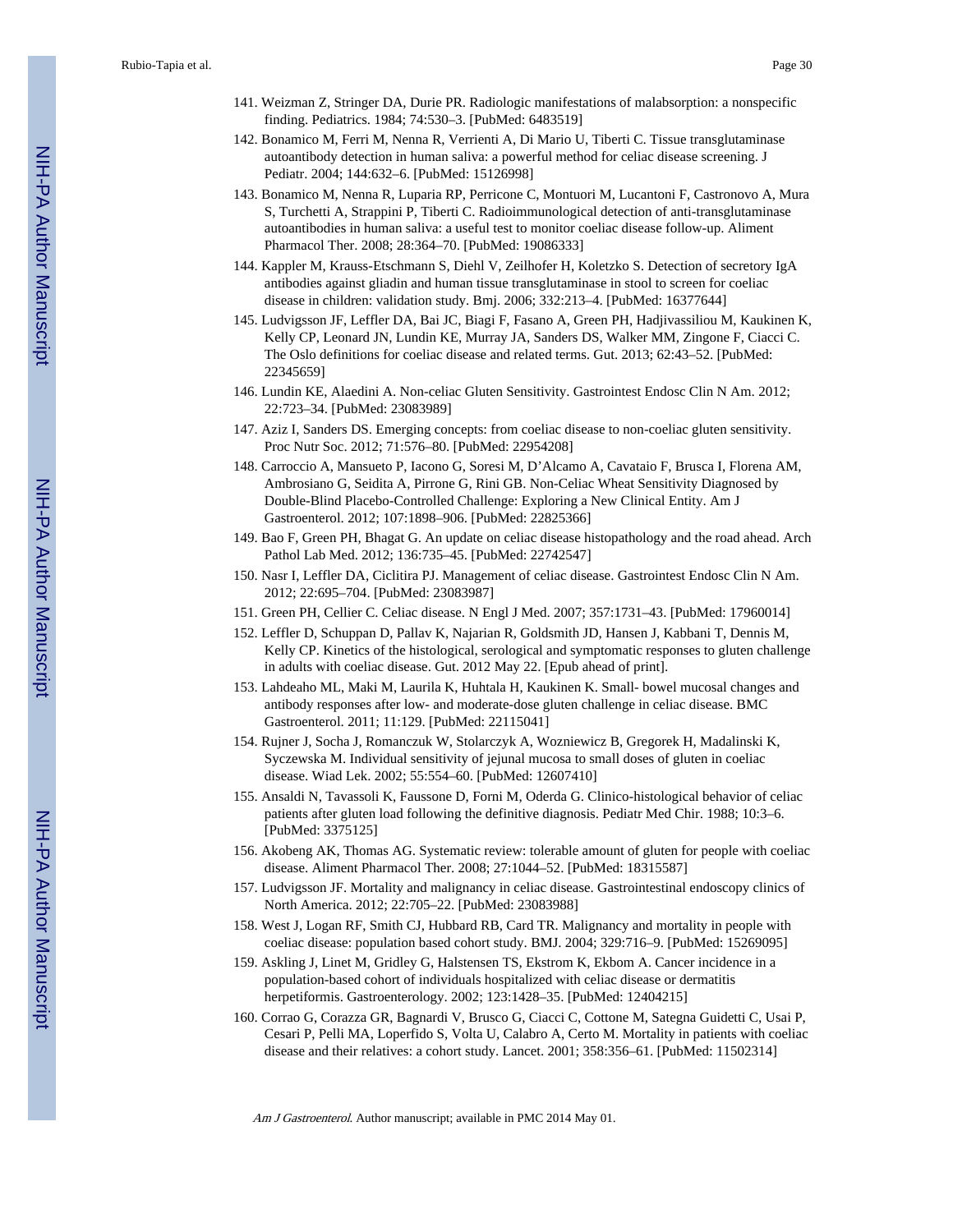141. Weizman Z, Stringer DA, Durie PR. Radiologic manifestations of malabsorption: a nonspecific finding. Pediatrics. 1984; 74:530–3. [PubMed: 6483519]
142. Bonamico M, Ferri M, Nenna R, Verrienti A, Di Mario U, Tiberti C. Tissue transglutaminase autoantibody detection in human saliva: a powerful method for celiac disease screening. J Pediatr. 2004; 144:632–6. [PubMed: 15126998]
143. Bonamico M, Nenna R, Luparia RP, Perricone C, Montuori M, Lucantoni F, Castronovo A, Mura S, Turchetti A, Strappini P, Tiberti C. Radioimmunological detection of anti-transglutaminase autoantibodies in human saliva: a useful test to monitor coeliac disease follow-up. Aliment Pharmacol Ther. 2008; 28:364–70. [PubMed: 19086333]
144. Kappler M, Krauss-Etschmann S, Diehl V, Zeilhofer H, Koletzko S. Detection of secretory IgA antibodies against gliadin and human tissue transglutaminase in stool to screen for coeliac disease in children: validation study. Bmj. 2006; 332:213–4. [PubMed: 16377644]
145. Ludvigsson JF, Leffler DA, Bai JC, Biagi F, Fasano A, Green PH, Hadjivassiliou M, Kaukinen K, Kelly CP, Leonard JN, Lundin KE, Murray JA, Sanders DS, Walker MM, Zingone F, Ciacci C. The Oslo definitions for coeliac disease and related terms. Gut. 2013; 62:43–52. [PubMed: 22345659]
146. Lundin KE, Alaedini A. Non-celiac Gluten Sensitivity. Gastrointest Endosc Clin N Am. 2012; 22:723–34. [PubMed: 23083989]
147. Aziz I, Sanders DS. Emerging concepts: from coeliac disease to non-coeliac gluten sensitivity. Proc Nutr Soc. 2012; 71:576–80. [PubMed: 22954208]
148. Carroccio A, Mansueto P, Iacono G, Soresi M, D'Alcamo A, Cavataio F, Brusca I, Florena AM, Ambrosiano G, Seidita A, Pirrone G, Rini GB. Non-Celiac Wheat Sensitivity Diagnosed by Double-Blind Placebo-Controlled Challenge: Exploring a New Clinical Entity. Am J Gastroenterol. 2012; 107:1898–906. [PubMed: 22825366]
149. Bao F, Green PH, Bhagat G. An update on celiac disease histopathology and the road ahead. Arch Pathol Lab Med. 2012; 136:735–45. [PubMed: 22742547]
150. Nasr I, Leffler DA, Ciclitira PJ. Management of celiac disease. Gastrointest Endosc Clin N Am. 2012; 22:695–704. [PubMed: 23083987]
151. Green PH, Cellier C. Celiac disease. N Engl J Med. 2007; 357:1731–43. [PubMed: 17960014]
152. Leffler D, Schuppan D, Pallav K, Najarian R, Goldsmith JD, Hansen J, Kabbani T, Dennis M, Kelly CP. Kinetics of the histological, serological and symptomatic responses to gluten challenge in adults with coeliac disease. Gut. 2012 May 22. [Epub ahead of print].
153. Lahdeaho ML, Maki M, Laurila K, Huhtala H, Kaukinen K. Small- bowel mucosal changes and antibody responses after low- and moderate-dose gluten challenge in celiac disease. BMC Gastroenterol. 2011; 11:129. [PubMed: 22115041]
154. Rujner J, Socha J, Romanczuk W, Stolarczyk A, Wozniewicz B, Gregorek H, Madalinski K, Syczewska M. Individual sensitivity of jejunal mucosa to small doses of gluten in coeliac disease. Wiad Lek. 2002; 55:554–60. [PubMed: 12607410]
155. Ansaldi N, Tavassoli K, Faussone D, Forni M, Oderda G. Clinico-histological behavior of celiac patients after gluten load following the definitive diagnosis. Pediatr Med Chir. 1988; 10:3–6. [PubMed: 3375125]
156. Akobeng AK, Thomas AG. Systematic review: tolerable amount of gluten for people with coeliac disease. Aliment Pharmacol Ther. 2008; 27:1044–52. [PubMed: 18315587]
157. Ludvigsson JF. Mortality and malignancy in celiac disease. Gastrointestinal endoscopy clinics of North America. 2012; 22:705–22. [PubMed: 23083988]
158. West J, Logan RF, Smith CJ, Hubbard RB, Card TR. Malignancy and mortality in people with coeliac disease: population based cohort study. BMJ. 2004; 329:716–9. [PubMed: 15269095]
159. Askling J, Linet M, Gridley G, Halstensen TS, Ekstrom K, Ekbom A. Cancer incidence in a population-based cohort of individuals hospitalized with celiac disease or dermatitis herpetiformis. Gastroenterology. 2002; 123:1428–35. [PubMed: 12404215]
160. Corrao G, Corazza GR, Bagnardi V, Brusco G, Ciacci C, Cottone M, Sategna Guidetti C, Usai P, Cesari P, Pelli MA, Loperfido S, Volta U, Calabro A, Certo M. Mortality in patients with coeliac disease and their relatives: a cohort study. Lancet. 2001; 358:356–61. [PubMed: 11502314]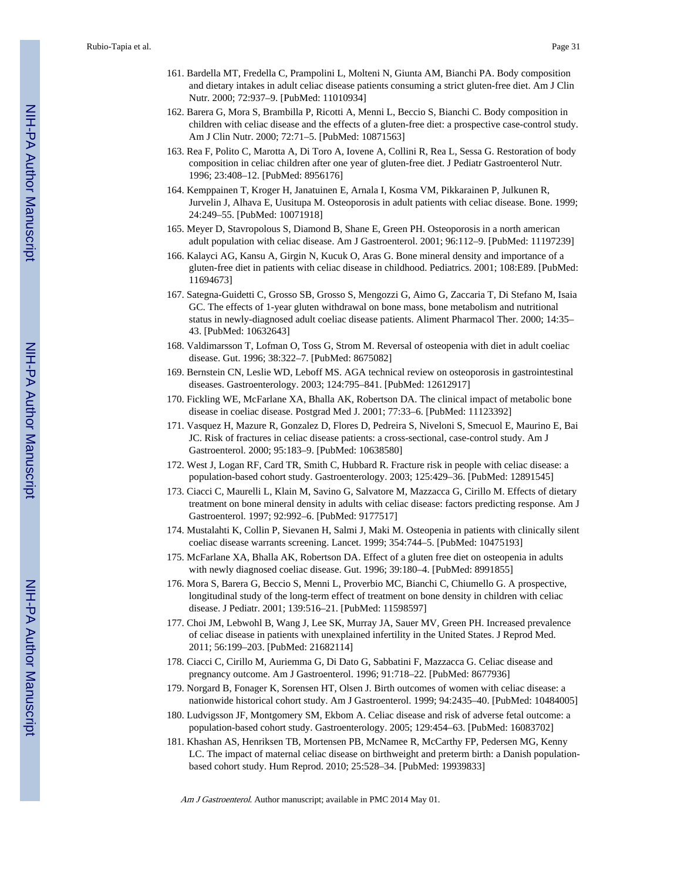161. Bardella MT, Fredella C, Prampolini L, Molteni N, Giunta AM, Bianchi PA. Body composition and dietary intakes in adult celiac disease patients consuming a strict gluten-free diet. Am J Clin Nutr. 2000; 72:937–9. [PubMed: 11010934]
162. Barera G, Mora S, Brambilla P, Ricotti A, Menni L, Beccio S, Bianchi C. Body composition in children with celiac disease and the effects of a gluten-free diet: a prospective case-control study. Am J Clin Nutr. 2000; 72:71–5. [PubMed: 10871563]
163. Rea F, Polito C, Marotta A, Di Toro A, Iovene A, Collini R, Rea L, Sessa G. Restoration of body composition in celiac children after one year of gluten-free diet. J Pediatr Gastroenterol Nutr. 1996; 23:408–12. [PubMed: 8956176]
164. Kemppainen T, Kroger H, Janatuinen E, Arnala I, Kosma VM, Pikkarainen P, Julkunen R, Jurvelin J, Alhava E, Uusitupa M. Osteoporosis in adult patients with celiac disease. Bone. 1999; 24:249–55. [PubMed: 10071918]
165. Meyer D, Stavropolous S, Diamond B, Shane E, Green PH. Osteoporosis in a north american adult population with celiac disease. Am J Gastroenterol. 2001; 96:112–9. [PubMed: 11197239]
166. Kalayci AG, Kansu A, Girgin N, Kucuk O, Aras G. Bone mineral density and importance of a gluten-free diet in patients with celiac disease in childhood. Pediatrics. 2001; 108:E89. [PubMed: 11694673]
167. Sategna-Guidetti C, Grosso SB, Grosso S, Mengozzi G, Aimo G, Zaccaria T, Di Stefano M, Isaia GC. The effects of 1-year gluten withdrawal on bone mass, bone metabolism and nutritional status in newly-diagnosed adult coeliac disease patients. Aliment Pharmacol Ther. 2000; 14:35–43. [PubMed: 10632643]
168. Valdimarsson T, Lofman O, Toss G, Strom M. Reversal of osteopenia with diet in adult coeliac disease. Gut. 1996; 38:322–7. [PubMed: 8675082]
169. Bernstein CN, Leslie WD, Leboff MS. AGA technical review on osteoporosis in gastrointestinal diseases. Gastroenterology. 2003; 124:795–841. [PubMed: 12612917]
170. Fickling WE, McFarlane XA, Bhalla AK, Robertson DA. The clinical impact of metabolic bone disease in coeliac disease. Postgrad Med J. 2001; 77:33–6. [PubMed: 11123392]
171. Vasquez H, Mazure R, Gonzalez D, Flores D, Pedreira S, Niveloni S, Smecuol E, Maurino E, Bai JC. Risk of fractures in celiac disease patients: a cross-sectional, case-control study. Am J Gastroenterol. 2000; 95:183–9. [PubMed: 10638580]
172. West J, Logan RF, Card TR, Smith C, Hubbard R. Fracture risk in people with celiac disease: a population-based cohort study. Gastroenterology. 2003; 125:429–36. [PubMed: 12891545]
173. Ciacci C, Maurelli L, Klain M, Savino G, Salvatore M, Mazzacca G, Cirillo M. Effects of dietary treatment on bone mineral density in adults with celiac disease: factors predicting response. Am J Gastroenterol. 1997; 92:992–6. [PubMed: 9177517]
174. Mustalahti K, Collin P, Sievanen H, Salmi J, Maki M. Osteopenia in patients with clinically silent coeliac disease warrants screening. Lancet. 1999; 354:744–5. [PubMed: 10475193]
175. McFarlane XA, Bhalla AK, Robertson DA. Effect of a gluten free diet on osteopenia in adults with newly diagnosed coeliac disease. Gut. 1996; 39:180–4. [PubMed: 8991855]
176. Mora S, Barera G, Beccio S, Menni L, Proverbio MC, Bianchi C, Chiumello G. A prospective, longitudinal study of the long-term effect of treatment on bone density in children with celiac disease. J Pediatr. 2001; 139:516–21. [PubMed: 11598597]
177. Choi JM, Lebwohl B, Wang J, Lee SK, Murray JA, Sauer MV, Green PH. Increased prevalence of celiac disease in patients with unexplained infertility in the United States. J Reprod Med. 2011; 56:199–203. [PubMed: 21682114]
178. Ciacci C, Cirillo M, Auriemma G, Di Dato G, Sabbatini F, Mazzacca G. Celiac disease and pregnancy outcome. Am J Gastroenterol. 1996; 91:718–22. [PubMed: 8677936]
179. Norgard B, Fonager K, Sorensen HT, Olsen J. Birth outcomes of women with celiac disease: a nationwide historical cohort study. Am J Gastroenterol. 1999; 94:2435–40. [PubMed: 10484005]
180. Ludvigsson JF, Montgomery SM, Ekbom A. Celiac disease and risk of adverse fetal outcome: a population-based cohort study. Gastroenterology. 2005; 129:454–63. [PubMed: 16083702]
181. Khashan AS, Henriksen TB, Mortensen PB, McNamee R, McCarthy FP, Pedersen MG, Kenny LC. The impact of maternal celiac disease on birthweight and preterm birth: a Danish population-based cohort study. Hum Reprod. 2010; 25:528–34. [PubMed: 19939833]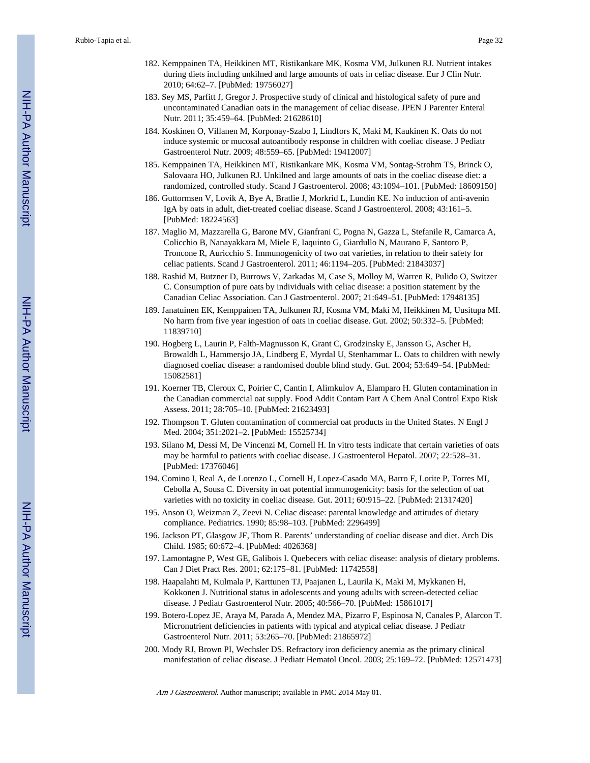182. Kemppainen TA, Heikkinen MT, Ristikankare MK, Kosma VM, Julkunen RJ. Nutrient intakes during diets including unkilned and large amounts of oats in celiac disease. Eur J Clin Nutr. 2010; 64:62–7. [PubMed: 19756027]
183. Sey MS, Parfitt J, Gregor J. Prospective study of clinical and histological safety of pure and uncontaminated Canadian oats in the management of celiac disease. JPEN J Parenter Enteral Nutr. 2011; 35:459–64. [PubMed: 21628610]
184. Koskinen O, Villanen M, Korponay-Szabo I, Lindfors K, Maki M, Kaukinen K. Oats do not induce systemic or mucosal autoantibody response in children with coeliac disease. J Pediatr Gastroenterol Nutr. 2009; 48:559–65. [PubMed: 19412007]
185. Kemppainen TA, Heikkinen MT, Ristikankare MK, Kosma VM, Sontag-Strohm TS, Brinck O, Salovaara HO, Julkunen RJ. Unkilned and large amounts of oats in the coeliac disease diet: a randomized, controlled study. Scand J Gastroenterol. 2008; 43:1094–101. [PubMed: 18609150]
186. Guttormsen V, Lovik A, Bye A, Bratlie J, Morkrid L, Lundin KE. No induction of anti-avenin IgA by oats in adult, diet-treated coeliac disease. Scand J Gastroenterol. 2008; 43:161–5. [PubMed: 18224563]
187. Maglio M, Mazzarella G, Barone MV, Gianfrani C, Pogna N, Gazza L, Stefanile R, Camarca A, Colicchio B, Nanayakkara M, Miele E, Iaquinto G, Giardullo N, Maurano F, Santoro P, Troncone R, Auricchio S. Immunogenicity of two oat varieties, in relation to their safety for celiac patients. Scand J Gastroenterol. 2011; 46:1194–205. [PubMed: 21843037]
188. Rashid M, Butzner D, Burrows V, Zarkadas M, Case S, Molloy M, Warren R, Pulido O, Switzer C. Consumption of pure oats by individuals with celiac disease: a position statement by the Canadian Celiac Association. Can J Gastroenterol. 2007; 21:649–51. [PubMed: 17948135]
189. Janatuinen EK, Kemppainen TA, Julkunen RJ, Kosma VM, Maki M, Heikkinen M, Uusitupa MI. No harm from five year ingestion of oats in coeliac disease. Gut. 2002; 50:332–5. [PubMed: 11839710]
190. Hogberg L, Laurin P, Falth-Magnusson K, Grant C, Grodzinsky E, Jansson G, Ascher H, Browaldh L, Hammersjo JA, Lindberg E, Myrdal U, Stenhammar L. Oats to children with newly diagnosed coeliac disease: a randomised double blind study. Gut. 2004; 53:649–54. [PubMed: 15082581]
191. Koerner TB, Cleroux C, Poirier C, Cantin I, Alimkulov A, Elamparo H. Gluten contamination in the Canadian commercial oat supply. Food Addit Contam Part A Chem Anal Control Expo Risk Assess. 2011; 28:705–10. [PubMed: 21623493]
192. Thompson T. Gluten contamination of commercial oat products in the United States. N Engl J Med. 2004; 351:2021–2. [PubMed: 15525734]
193. Silano M, Dessi M, De Vincenzi M, Cornell H. In vitro tests indicate that certain varieties of oats may be harmful to patients with coeliac disease. J Gastroenterol Hepatol. 2007; 22:528–31. [PubMed: 17376046]
194. Comino I, Real A, de Lorenzo L, Cornell H, Lopez-Casado MA, Barro F, Lorite P, Torres MI, Cebolla A, Sousa C. Diversity in oat potential immunogenicity: basis for the selection of oat varieties with no toxicity in coeliac disease. Gut. 2011; 60:915–22. [PubMed: 21317420]
195. Anson O, Weizman Z, Zeevi N. Celiac disease: parental knowledge and attitudes of dietary compliance. Pediatrics. 1990; 85:98–103. [PubMed: 2296499]
196. Jackson PT, Glasgow JF, Thom R. Parents' understanding of coeliac disease and diet. Arch Dis Child. 1985; 60:672–4. [PubMed: 4026368]
197. Lamontagne P, West GE, Galibois I. Quebecers with celiac disease: analysis of dietary problems. Can J Diet Pract Res. 2001; 62:175–81. [PubMed: 11742558]
198. Haapalahti M, Kulmala P, Karttunen TJ, Paajanen L, Laurila K, Maki M, Mykkanen H, Kokkonen J. Nutritional status in adolescents and young adults with screen-detected celiac disease. J Pediatr Gastroenterol Nutr. 2005; 40:566–70. [PubMed: 15861017]
199. Botero-Lopez JE, Araya M, Parada A, Mendez MA, Pizarro F, Espinosa N, Canales P, Alarcon T. Micronutrient deficiencies in patients with typical and atypical celiac disease. J Pediatr Gastroenterol Nutr. 2011; 53:265–70. [PubMed: 21865972]
200. Mody RJ, Brown PI, Wechsler DS. Refractory iron deficiency anemia as the primary clinical manifestation of celiac disease. J Pediatr Hematol Oncol. 2003; 25:169–72. [PubMed: 12571473]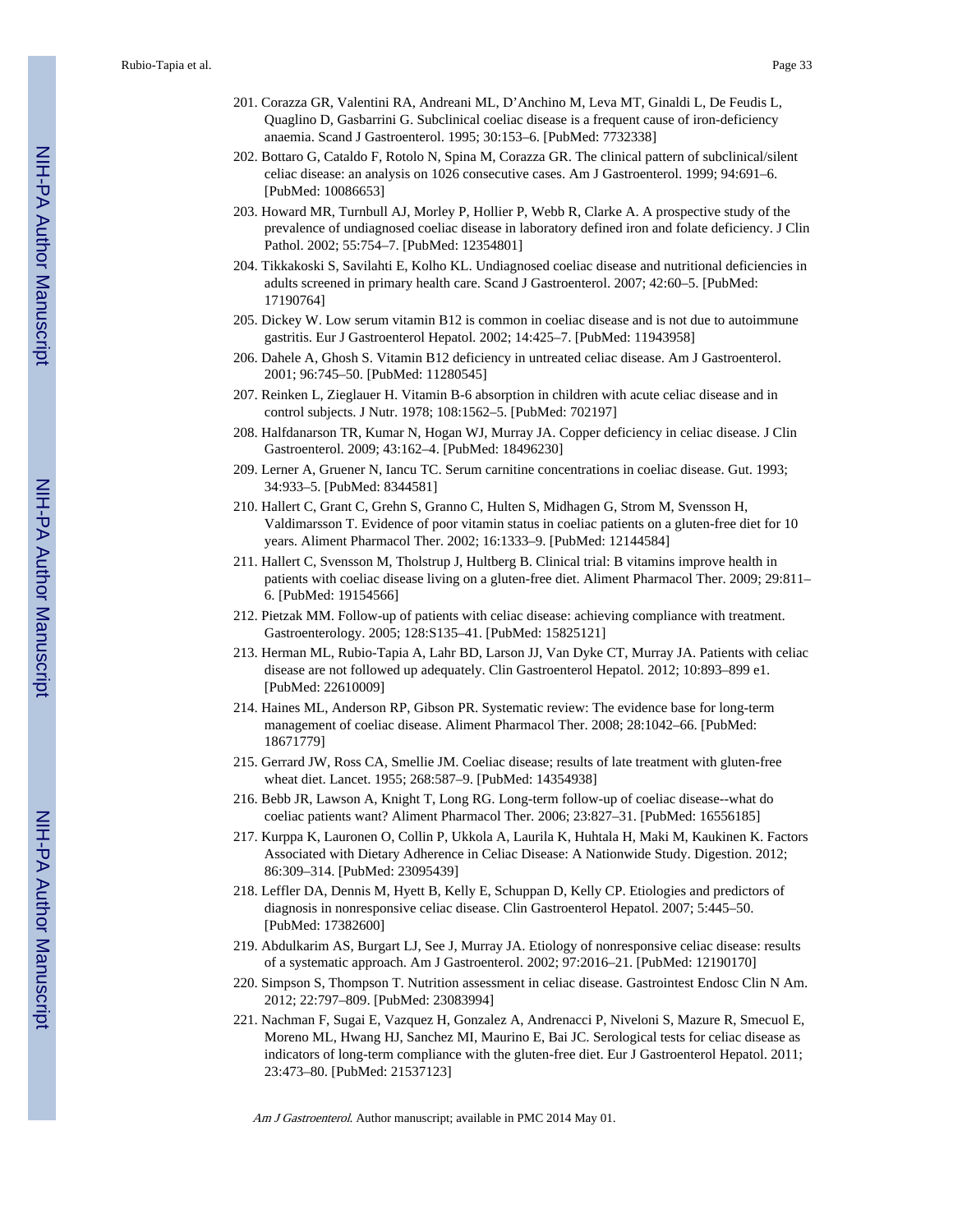201. Corazza GR, Valentini RA, Andreani ML, D'Anchino M, Leva MT, Ginaldi L, De Feudis L, Quaglino D, Gasbarrini G. Subclinical coeliac disease is a frequent cause of iron-deficiency anaemia. Scand J Gastroenterol. 1995; 30:153–6. [PubMed: 7732338]

202. Bottaro G, Cataldo F, Rotolo N, Spina M, Corazza GR. The clinical pattern of subclinical/silent celiac disease: an analysis on 1026 consecutive cases. Am J Gastroenterol. 1999; 94:691–6. [PubMed: 10086653]

203. Howard MR, Turnbull AJ, Morley P, Hollier P, Webb R, Clarke A. A prospective study of the prevalence of undiagnosed coeliac disease in laboratory defined iron and folate deficiency. J Clin Pathol. 2002; 55:754–7. [PubMed: 12354801]

204. Tikkakoski S, Savilahti E, Kolho KL. Undiagnosed coeliac disease and nutritional deficiencies in adults screened in primary health care. Scand J Gastroenterol. 2007; 42:60–5. [PubMed: 17190764]

205. Dickey W. Low serum vitamin B12 is common in coeliac disease and is not due to autoimmune gastritis. Eur J Gastroenterol Hepatol. 2002; 14:425–7. [PubMed: 11943958]

206. Dahele A, Ghosh S. Vitamin B12 deficiency in untreated celiac disease. Am J Gastroenterol. 2001; 96:745–50. [PubMed: 11280545]

207. Reinken L, Zieglauer H. Vitamin B-6 absorption in children with acute celiac disease and in control subjects. J Nutr. 1978; 108:1562–5. [PubMed: 702197]

208. Halfdanarson TR, Kumar N, Hogan WJ, Murray JA. Copper deficiency in celiac disease. J Clin Gastroenterol. 2009; 43:162–4. [PubMed: 18496230]

209. Lerner A, Gruener N, Iancu TC. Serum carnitine concentrations in coeliac disease. Gut. 1993; 34:933–5. [PubMed: 8344581]

210. Hallert C, Grant C, Grehn S, Granno C, Hulten S, Midhagen G, Strom M, Svensson H, Valdimarsson T. Evidence of poor vitamin status in coeliac patients on a gluten-free diet for 10 years. Aliment Pharmacol Ther. 2002; 16:1333–9. [PubMed: 12144584]

211. Hallert C, Svensson M, Tholstrup J, Hultberg B. Clinical trial: B vitamins improve health in patients with coeliac disease living on a gluten-free diet. Aliment Pharmacol Ther. 2009; 29:811–6. [PubMed: 19154566]

212. Pietzak MM. Follow-up of patients with celiac disease: achieving compliance with treatment. Gastroenterology. 2005; 128:S135–41. [PubMed: 15825121]

213. Herman ML, Rubio-Tapia A, Lahr BD, Larson JJ, Van Dyke CT, Murray JA. Patients with celiac disease are not followed up adequately. Clin Gastroenterol Hepatol. 2012; 10:893–899 e1. [PubMed: 22610009]

214. Haines ML, Anderson RP, Gibson PR. Systematic review: The evidence base for long-term management of coeliac disease. Aliment Pharmacol Ther. 2008; 28:1042–66. [PubMed: 18671779]

215. Gerrard JW, Ross CA, Smellie JM. Coeliac disease; results of late treatment with gluten-free wheat diet. Lancet. 1955; 268:587–9. [PubMed: 14354938]

216. Bebb JR, Lawson A, Knight T, Long RG. Long-term follow-up of coeliac disease--what do coeliac patients want? Aliment Pharmacol Ther. 2006; 23:827–31. [PubMed: 16556185]

217. Kurppa K, Lauronen O, Collin P, Ukkola A, Laurila K, Huhtala H, Maki M, Kaukinen K. Factors Associated with Dietary Adherence in Celiac Disease: A Nationwide Study. Digestion. 2012; 86:309–314. [PubMed: 23095439]

218. Leffler DA, Dennis M, Hyett B, Kelly E, Schuppan D, Kelly CP. Etiologies and predictors of diagnosis in nonresponsive celiac disease. Clin Gastroenterol Hepatol. 2007; 5:445–50. [PubMed: 17382600]

219. Abdulkarim AS, Burgart LJ, See J, Murray JA. Etiology of nonresponsive celiac disease: results of a systematic approach. Am J Gastroenterol. 2002; 97:2016–21. [PubMed: 12190170]

220. Simpson S, Thompson T. Nutrition assessment in celiac disease. Gastrointest Endosc Clin N Am. 2012; 22:797–809. [PubMed: 23083994]

221. Nachman F, Sugai E, Vazquez H, Gonzalez A, Andrenacci P, Niveloni S, Mazure R, Smecuol E, Moreno ML, Hwang HJ, Sanchez MI, Maurino E, Bai JC. Serological tests for celiac disease as indicators of long-term compliance with the gluten-free diet. Eur J Gastroenterol Hepatol. 2011; 23:473–80. [PubMed: 21537123]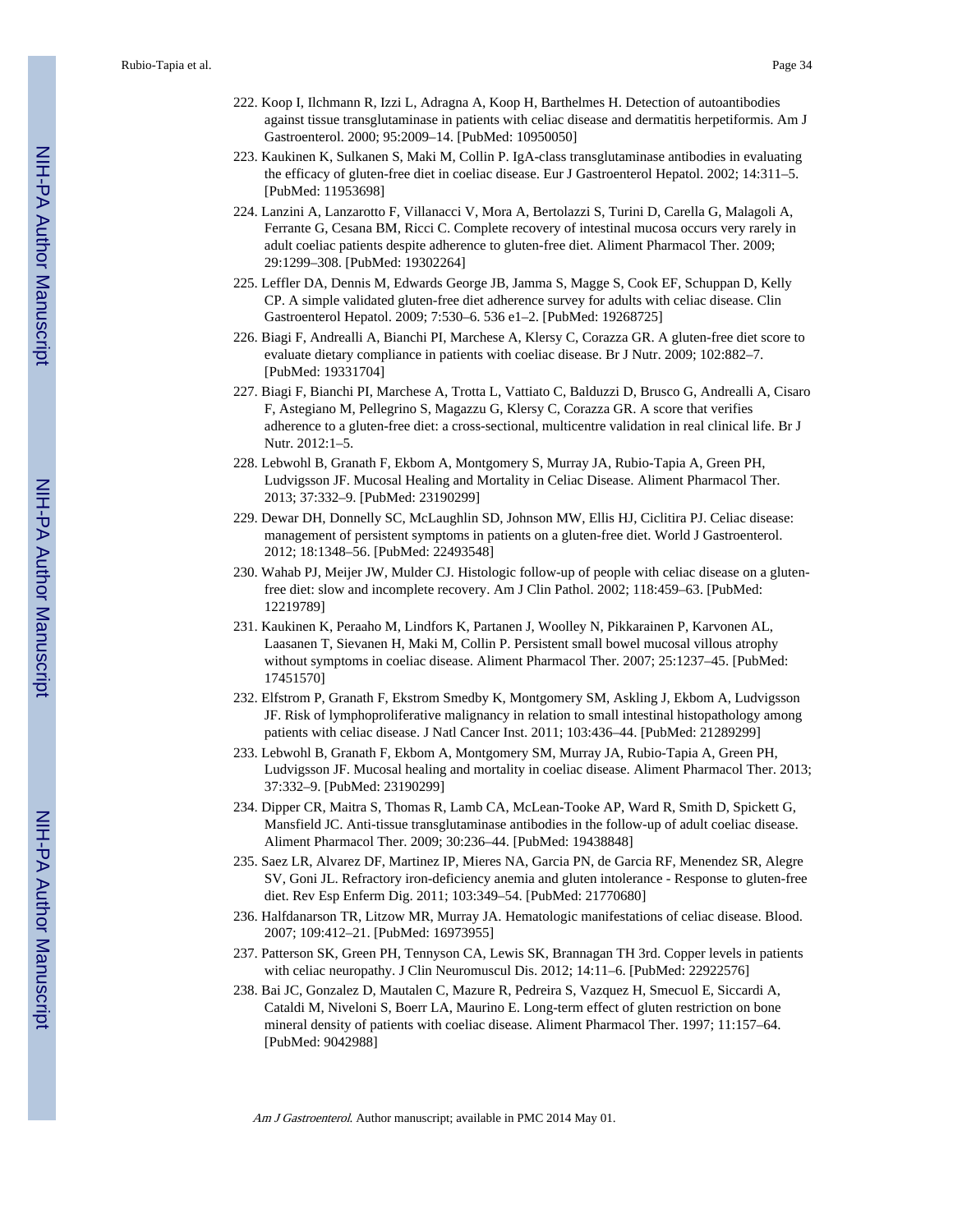222. Koop I, Ilchmann R, Izzi L, Adragna A, Koop H, Barthelmes H. Detection of autoantibodies against tissue transglutaminase in patients with celiac disease and dermatitis herpetiformis. Am J Gastroenterol. 2000; 95:2009–14. [PubMed: 10950050]

223. Kaukinen K, Sulkanen S, Maki M, Collin P. IgA-class transglutaminase antibodies in evaluating the efficacy of gluten-free diet in coeliac disease. Eur J Gastroenterol Hepatol. 2002; 14:311–5. [PubMed: 11953698]

224. Lanzini A, Lanzarotto F, Villanacci V, Mora A, Bertolazzi S, Turini D, Carella G, Malagoli A, Ferrante G, Cesana BM, Ricci C. Complete recovery of intestinal mucosa occurs very rarely in adult coeliac patients despite adherence to gluten-free diet. Aliment Pharmacol Ther. 2009; 29:1299–308. [PubMed: 19302264]

225. Leffler DA, Dennis M, Edwards George JB, Jamma S, Magge S, Cook EF, Schuppan D, Kelly CP. A simple validated gluten-free diet adherence survey for adults with celiac disease. Clin Gastroenterol Hepatol. 2009; 7:530–6. 536 e1–2. [PubMed: 19268725]

226. Biagi F, Andrealli A, Bianchi PI, Marchese A, Klersy C, Corazza GR. A gluten-free diet score to evaluate dietary compliance in patients with coeliac disease. Br J Nutr. 2009; 102:882–7. [PubMed: 19331704]

227. Biagi F, Bianchi PI, Marchese A, Trotta L, Vattiato C, Balduzzi D, Brusco G, Andrealli A, Cisaro F, Astegiano M, Pellegrino S, Magazzu G, Klersy C, Corazza GR. A score that verifies adherence to a gluten-free diet: a cross-sectional, multicentre validation in real clinical life. Br J Nutr. 2012:1–5.

228. Lebwohl B, Granath F, Ekbom A, Montgomery S, Murray JA, Rubio-Tapia A, Green PH, Ludvigsson JF. Mucosal Healing and Mortality in Celiac Disease. Aliment Pharmacol Ther. 2013; 37:332–9. [PubMed: 23190299]

229. Dewar DH, Donnelly SC, McLaughlin SD, Johnson MW, Ellis HJ, Ciclitira PJ. Celiac disease: management of persistent symptoms in patients on a gluten-free diet. World J Gastroenterol. 2012; 18:1348–56. [PubMed: 22493548]

230. Wahab PJ, Meijer JW, Mulder CJ. Histologic follow-up of people with celiac disease on a gluten-free diet: slow and incomplete recovery. Am J Clin Pathol. 2002; 118:459–63. [PubMed: 12219789]

231. Kaukinen K, Peraaho M, Lindfors K, Partanen J, Woolley N, Pikkarainen P, Karvonen AL, Laasanen T, Sievanen H, Maki M, Collin P. Persistent small bowel mucosal villous atrophy without symptoms in coeliac disease. Aliment Pharmacol Ther. 2007; 25:1237–45. [PubMed: 17451570]

232. Elfstrom P, Granath F, Ekstrom Smedby K, Montgomery SM, Askling J, Ekbom A, Ludvigsson JF. Risk of lymphoproliferative malignancy in relation to small intestinal histopathology among patients with celiac disease. J Natl Cancer Inst. 2011; 103:436–44. [PubMed: 21289299]

233. Lebwohl B, Granath F, Ekbom A, Montgomery SM, Murray JA, Rubio-Tapia A, Green PH, Ludvigsson JF. Mucosal healing and mortality in coeliac disease. Aliment Pharmacol Ther. 2013; 37:332–9. [PubMed: 23190299]

234. Dipper CR, Maitra S, Thomas R, Lamb CA, McLean-Tooke AP, Ward R, Smith D, Spickett G, Mansfield JC. Anti-tissue transglutaminase antibodies in the follow-up of adult coeliac disease. Aliment Pharmacol Ther. 2009; 30:236–44. [PubMed: 19438848]

235. Saez LR, Alvarez DF, Martinez IP, Mieres NA, Garcia PN, de Garcia RF, Menendez SR, Alegre SV, Goni JL. Refractory iron-deficiency anemia and gluten intolerance - Response to gluten-free diet. Rev Esp Enferm Dig. 2011; 103:349–54. [PubMed: 21770680]

236. Halfdanarson TR, Litzow MR, Murray JA. Hematologic manifestations of celiac disease. Blood. 2007; 109:412–21. [PubMed: 16973955]

237. Patterson SK, Green PH, Tennyson CA, Lewis SK, Brannagan TH 3rd. Copper levels in patients with celiac neuropathy. J Clin Neuromuscul Dis. 2012; 14:11–6. [PubMed: 22922576]

238. Bai JC, Gonzalez D, Mautalen C, Mazure R, Pedreira S, Vazquez H, Smecuol E, Siccardi A, Cataldi M, Niveloni S, Boerr LA, Maurino E. Long-term effect of gluten restriction on bone mineral density of patients with coeliac disease. Aliment Pharmacol Ther. 1997; 11:157–64. [PubMed: 9042988]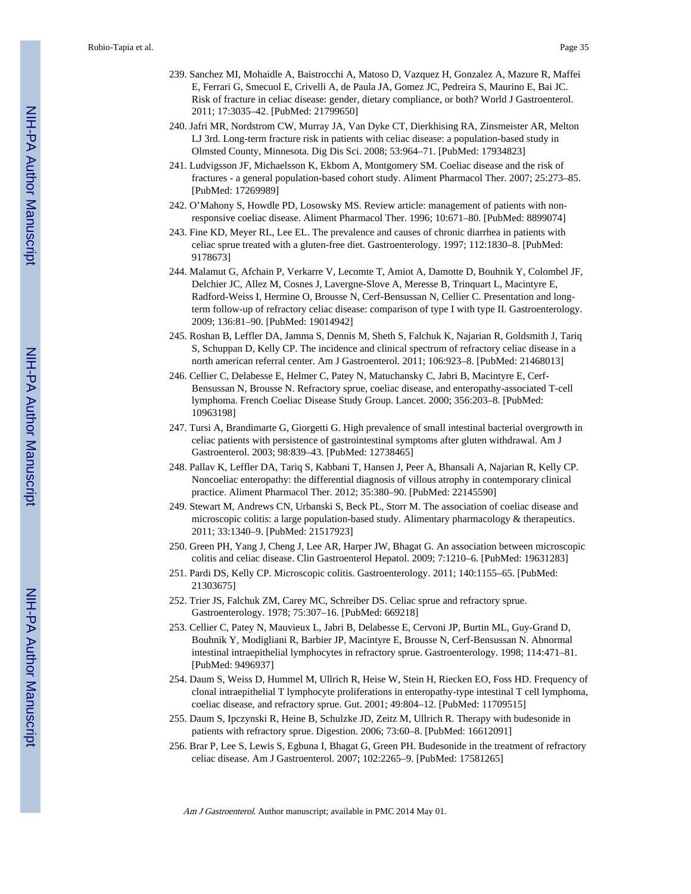239. Sanchez MI, Mohaidle A, Baistrocchi A, Matoso D, Vazquez H, Gonzalez A, Mazure R, Maffei E, Ferrari G, Smecuol E, Crivelli A, de Paula JA, Gomez JC, Pedreira S, Maurino E, Bai JC. Risk of fracture in celiac disease: gender, dietary compliance, or both? World J Gastroenterol. 2011; 17:3035–42. [PubMed: 21799650]

240. Jafri MR, Nordstrom CW, Murray JA, Van Dyke CT, Dierkhising RA, Zinsmeister AR, Melton LJ 3rd. Long-term fracture risk in patients with celiac disease: a population-based study in Olmsted County, Minnesota. Dig Dis Sci. 2008; 53:964–71. [PubMed: 17934823]

241. Ludvigsson JF, Michaelsson K, Ekbom A, Montgomery SM. Coeliac disease and the risk of fractures - a general population-based cohort study. Aliment Pharmacol Ther. 2007; 25:273–85. [PubMed: 17269989]

242. O'Mahony S, Howdle PD, Losowsky MS. Review article: management of patients with non-responsive coeliac disease. Aliment Pharmacol Ther. 1996; 10:671–80. [PubMed: 8899074]

243. Fine KD, Meyer RL, Lee EL. The prevalence and causes of chronic diarrhea in patients with celiac sprue treated with a gluten-free diet. Gastroenterology. 1997; 112:1830–8. [PubMed: 9178673]

244. Malamut G, Afchain P, Verkarre V, Lecomte T, Amiot A, Damotte D, Bouhnik Y, Colombel JF, Delchier JC, Allez M, Cosnes J, Lavergne-Slove A, Meresse B, Trinquart L, Macintyre E, Radford-Weiss I, Hermine O, Brousse N, Cerf-Bensussan N, Cellier C. Presentation and long-term follow-up of refractory celiac disease: comparison of type I with type II. Gastroenterology. 2009; 136:81–90. [PubMed: 19014942]

245. Roshan B, Leffler DA, Jamma S, Dennis M, Sheth S, Falchuk K, Najarian R, Goldsmith J, Tariq S, Schuppan D, Kelly CP. The incidence and clinical spectrum of refractory celiac disease in a north american referral center. Am J Gastroenterol. 2011; 106:923–8. [PubMed: 21468013]

246. Cellier C, Delabesse E, Helmer C, Patey N, Matuchansky C, Jabri B, Macintyre E, Cerf-Bensussan N, Brousse N. Refractory sprue, coeliac disease, and enteropathy-associated T-cell lymphoma. French Coeliac Disease Study Group. Lancet. 2000; 356:203–8. [PubMed: 10963198]

247. Tursi A, Brandimarte G, Giorgetti G. High prevalence of small intestinal bacterial overgrowth in celiac patients with persistence of gastrointestinal symptoms after gluten withdrawal. Am J Gastroenterol. 2003; 98:839–43. [PubMed: 12738465]

248. Pallav K, Leffler DA, Tariq S, Kabbani T, Hansen J, Peer A, Bhansali A, Najarian R, Kelly CP. Noncoeliac enteropathy: the differential diagnosis of villous atrophy in contemporary clinical practice. Aliment Pharmacol Ther. 2012; 35:380–90. [PubMed: 22145590]

249. Stewart M, Andrews CN, Urbanski S, Beck PL, Storr M. The association of coeliac disease and microscopic colitis: a large population-based study. Alimentary pharmacology & therapeutics. 2011; 33:1340–9. [PubMed: 21517923]

250. Green PH, Yang J, Cheng J, Lee AR, Harper JW, Bhagat G. An association between microscopic colitis and celiac disease. Clin Gastroenterol Hepatol. 2009; 7:1210–6. [PubMed: 19631283]

251. Pardi DS, Kelly CP. Microscopic colitis. Gastroenterology. 2011; 140:1155–65. [PubMed: 21303675]

252. Trier JS, Falchuk ZM, Carey MC, Schreiber DS. Celiac sprue and refractory sprue. Gastroenterology. 1978; 75:307–16. [PubMed: 669218]

253. Cellier C, Patey N, Mauvieux L, Jabri B, Delabesse E, Cervoni JP, Burtin ML, Guy-Grand D, Bouhnik Y, Modigliani R, Barbier JP, Macintyre E, Brousse N, Cerf-Bensussan N. Abnormal intestinal intraepithelial lymphocytes in refractory sprue. Gastroenterology. 1998; 114:471–81. [PubMed: 9496937]

254. Daum S, Weiss D, Hummel M, Ullrich R, Heise W, Stein H, Riecken EO, Foss HD. Frequency of clonal intraepithelial T lymphocyte proliferations in enteropathy-type intestinal T cell lymphoma, coeliac disease, and refractory sprue. Gut. 2001; 49:804–12. [PubMed: 11709515]

255. Daum S, Ipczynski R, Heine B, Schulzke JD, Zeitz M, Ullrich R. Therapy with budesonide in patients with refractory sprue. Digestion. 2006; 73:60–8. [PubMed: 16612091]

256. Brar P, Lee S, Lewis S, Egbuna I, Bhagat G, Green PH. Budesonide in the treatment of refractory celiac disease. Am J Gastroenterol. 2007; 102:2265–9. [PubMed: 17581265]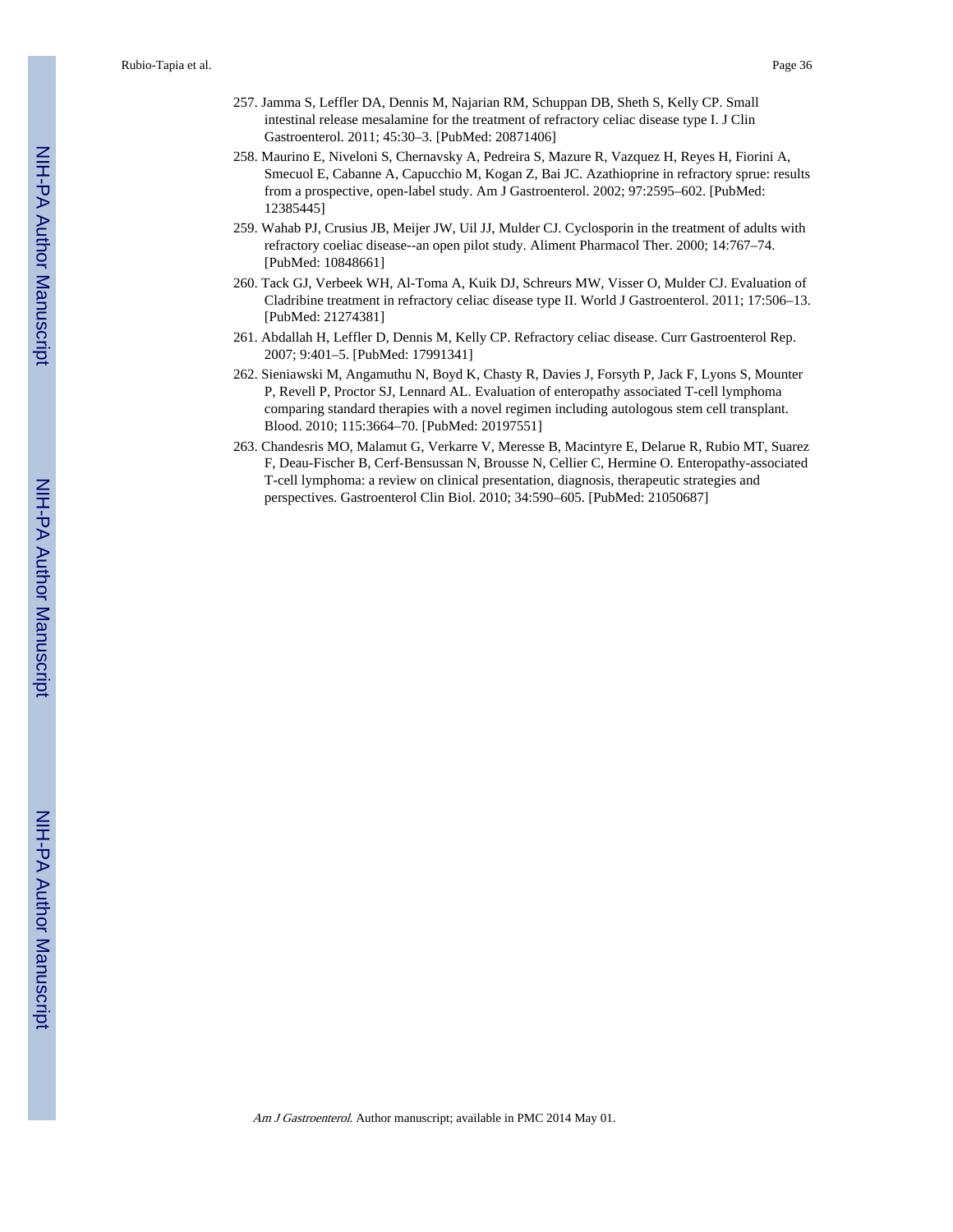257. Jamma S, Leffler DA, Dennis M, Najarian RM, Schuppan DB, Sheth S, Kelly CP. Small intestinal release mesalamine for the treatment of refractory celiac disease type I. J Clin Gastroenterol. 2011; 45:30–3. [PubMed: 20871406]
258. Maurino E, Niveloni S, Chernavsky A, Pedreira S, Mazure R, Vazquez H, Reyes H, Fiorini A, Smecuol E, Cabanne A, Capucchio M, Kogan Z, Bai JC. Azathioprine in refractory sprue: results from a prospective, open-label study. Am J Gastroenterol. 2002; 97:2595–602. [PubMed: 12385445]
259. Wahab PJ, Crusius JB, Meijer JW, Uil JJ, Mulder CJ. Cyclosporin in the treatment of adults with refractory coeliac disease--an open pilot study. Aliment Pharmacol Ther. 2000; 14:767–74. [PubMed: 10848661]
260. Tack GJ, Verbeek WH, Al-Toma A, Kuik DJ, Schreurs MW, Visser O, Mulder CJ. Evaluation of Cladribine treatment in refractory celiac disease type II. World J Gastroenterol. 2011; 17:506–13. [PubMed: 21274381]
261. Abdallah H, Leffler D, Dennis M, Kelly CP. Refractory celiac disease. Curr Gastroenterol Rep. 2007; 9:401–5. [PubMed: 17991341]
262. Sieniawski M, Angamuthu N, Boyd K, Chasty R, Davies J, Forsyth P, Jack F, Lyons S, Mounter P, Revell P, Proctor SJ, Lennard AL. Evaluation of enteropathy associated T-cell lymphoma comparing standard therapies with a novel regimen including autologous stem cell transplant. Blood. 2010; 115:3664–70. [PubMed: 20197551]
263. Chandesris MO, Malamut G, Verkarre V, Meresse B, Macintyre E, Delarue R, Rubio MT, Suarez F, Deau-Fischer B, Cerf-Bensussan N, Brousse N, Cellier C, Hermine O. Enteropathy-associated T-cell lymphoma: a review on clinical presentation, diagnosis, therapeutic strategies and perspectives. Gastroenterol Clin Biol. 2010; 34:590–605. [PubMed: 21050687]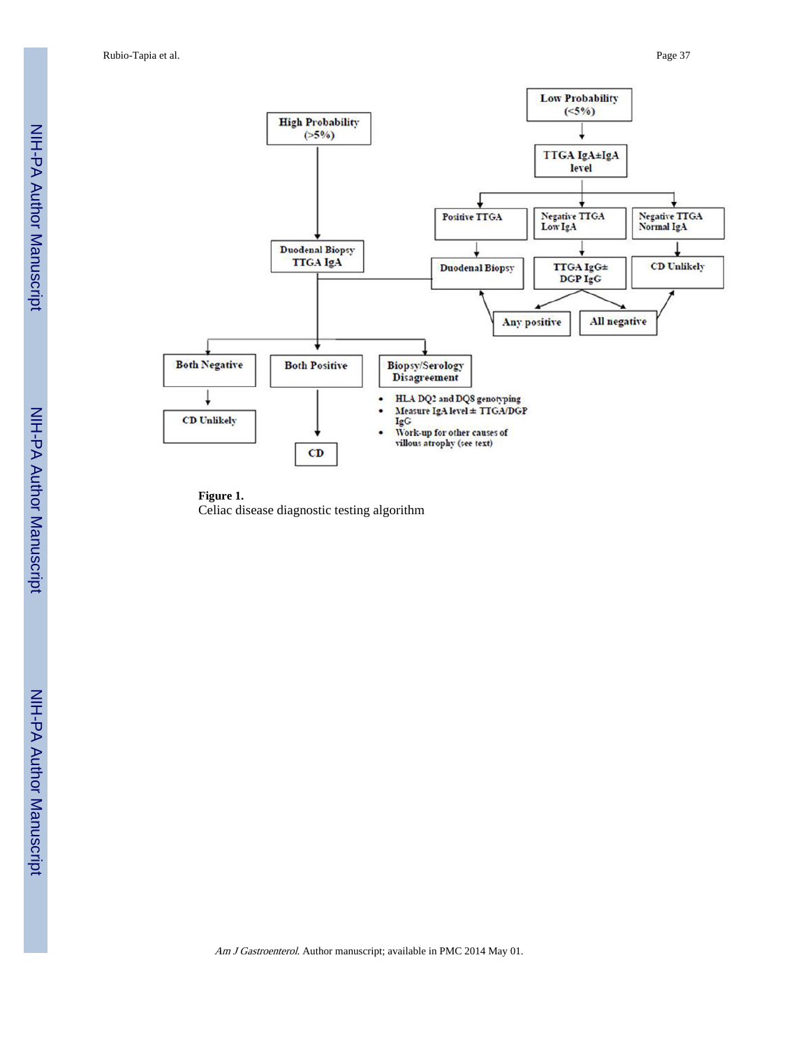High Probability (>5%)

Low Probability (<5%)

TTGA IgA±IgA level

Positive TTGA

Negative TTGA Low IgA

Negative TTGA Normal IgA

Duodenal Biopsy TTGA IgA

Duodenal Biopsy

TTGA IgG± DGP IgG

CD Unlikely

Any positive

All negative

Both Negative

Both Positive

Biopsy/Serology Disagreement

CD Unlikely

CD

- HLA DQ2 and DQ8 genotyping
- Measure IgA level ± TTGA/DGP IgG
- Work-up for other causes of villous atrophy (see text)

**Figure 1.**

Celiac disease diagnostic testing algorithm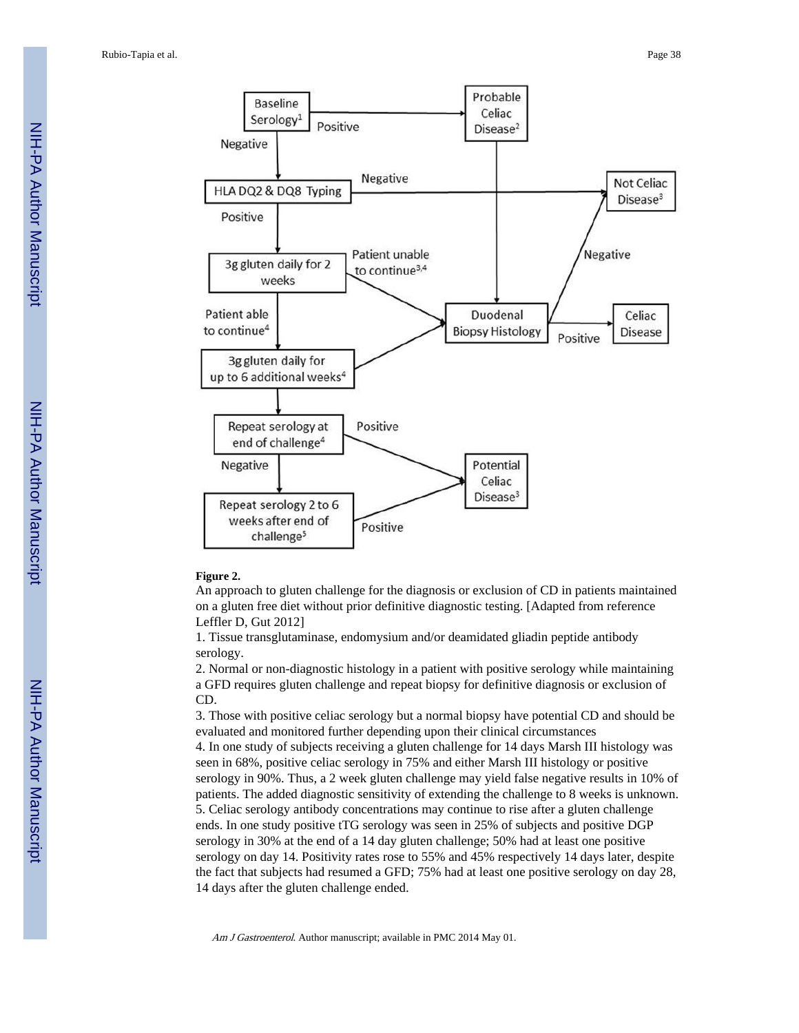**Figure 2.**

An approach to gluten challenge for the diagnosis or exclusion of CD in patients maintained on a gluten free diet without prior definitive diagnostic testing. [Adapted from reference Leffler D, Gut 2012]

1. Tissue transglutaminase, endomysium and/or deamidated gliadin peptide antibody serology.
2. Normal or non-diagnostic histology in a patient with positive serology while maintaining a GFD requires gluten challenge and repeat biopsy for definitive diagnosis or exclusion of CD.
3. Those with positive celiac serology but a normal biopsy have potential CD and should be evaluated and monitored further depending upon their clinical circumstances
4. In one study of subjects receiving a gluten challenge for 14 days Marsh III histology was seen in 68%, positive celiac serology in 75% and either Marsh III histology or positive serology in 90%. Thus, a 2 week gluten challenge may yield false negative results in 10% of patients. The added diagnostic sensitivity of extending the challenge to 8 weeks is unknown.
5. Celiac serology antibody concentrations may continue to rise after a gluten challenge ends. In one study positive tTG serology was seen in 25% of subjects and positive DGP serology in 30% at the end of a 14 day gluten challenge; 50% had at least one positive serology on day 14. Positivity rates rose to 55% and 45% respectively 14 days later, despite the fact that subjects had resumed a GFD; 75% had at least one positive serology on day 28, 14 days after the gluten challenge ended.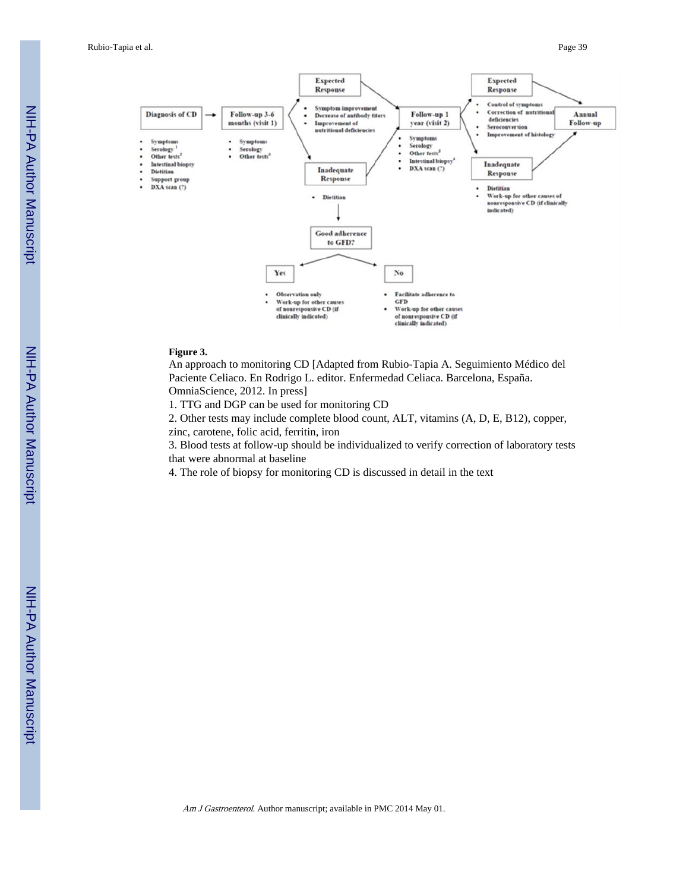**Figure 3.**

An approach to monitoring CD [Adapted from Rubio-Tapia A. Seguimiento Médico del Paciente Celiaco. En Rodrigo L. editor. Enfermedad Celiaca. Barcelona, España. OmniaScience, 2012. In press]

1. TTG and DGP can be used for monitoring CD

2. Other tests may include complete blood count, ALT, vitamins (A, D, E, B12), copper, zinc, carotene, folic acid, ferritin, iron

3. Blood tests at follow-up should be individualized to verify correction of laboratory tests that were abnormal at baseline

4. The role of biopsy for monitoring CD is discussed in detail in the text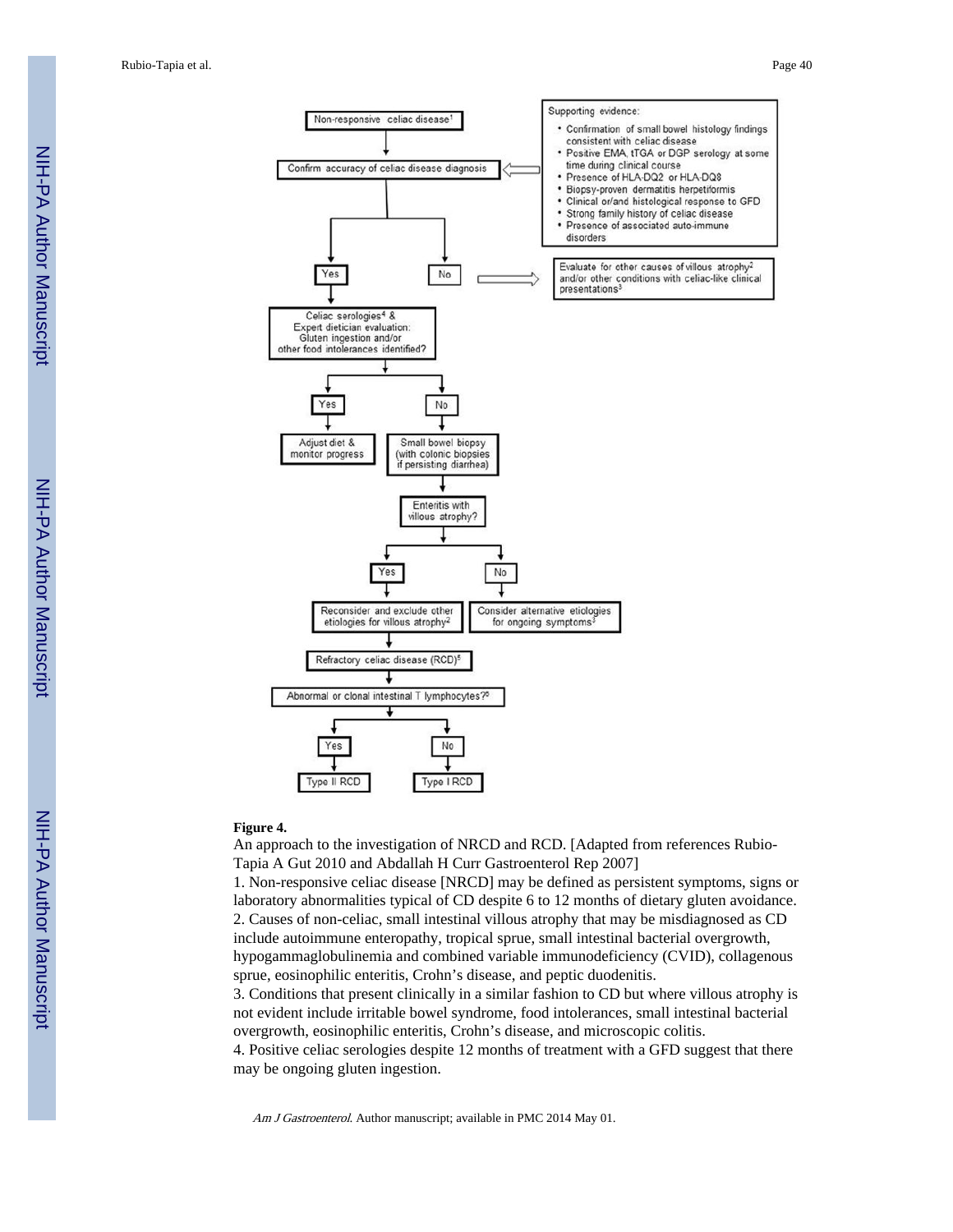Non-responsive celiac disease[1]

Confirm accuracy of celiac disease diagnosis

Supporting evidence:

- Confirmation of small bowel histology findings consistent with celiac disease
- Positive EMA, tTGA or DGP serology at some time during clinical course
- Presence of HLA-DQ2 or HLA-DQ8
- Biopsy-proven dermatitis herpetiformis
- Clinical or/and histological response to GFD
- Strong family history of celiac disease
- Presence of associated auto-immune disorders

Yes / No

No → Evaluate for other causes of villous atrophy[2] and/or other conditions with celiac-like clinical presentations[3]

Yes → Celiac serologies[4] & Expert dietician evaluation: Gluten ingestion and/or other food intolerances identified?

Yes → Adjust diet & monitor progress

No → Small bowel biopsy (with colonic biopsies if persisting diarrhea)

Enteritis with villous atrophy?

Yes → Reconsider and exclude other etiologies for villous atrophy[2]

No → Consider alternative etiologies for ongoing symptoms[3]

Refractory celiac disease (RCD)[5]

Abnormal or clonal intestinal T lymphocytes?[6]

Yes → Type II RCD

No → Type I RCD

**Figure 4.**

An approach to the investigation of NRCD and RCD. [Adapted from references Rubio-Tapia A Gut 2010 and Abdallah H Curr Gastroenterol Rep 2007]

1. Non-responsive celiac disease [NRCD] may be defined as persistent symptoms, signs or laboratory abnormalities typical of CD despite 6 to 12 months of dietary gluten avoidance.
2. Causes of non-celiac, small intestinal villous atrophy that may be misdiagnosed as CD include autoimmune enteropathy, tropical sprue, small intestinal bacterial overgrowth, hypogammaglobulinemia and combined variable immunodeficiency (CVID), collagenous sprue, eosinophilic enteritis, Crohn's disease, and peptic duodenitis.
3. Conditions that present clinically in a similar fashion to CD but where villous atrophy is not evident include irritable bowel syndrome, food intolerances, small intestinal bacterial overgrowth, eosinophilic enteritis, Crohn's disease, and microscopic colitis.
4. Positive celiac serologies despite 12 months of treatment with a GFD suggest that there may be ongoing gluten ingestion.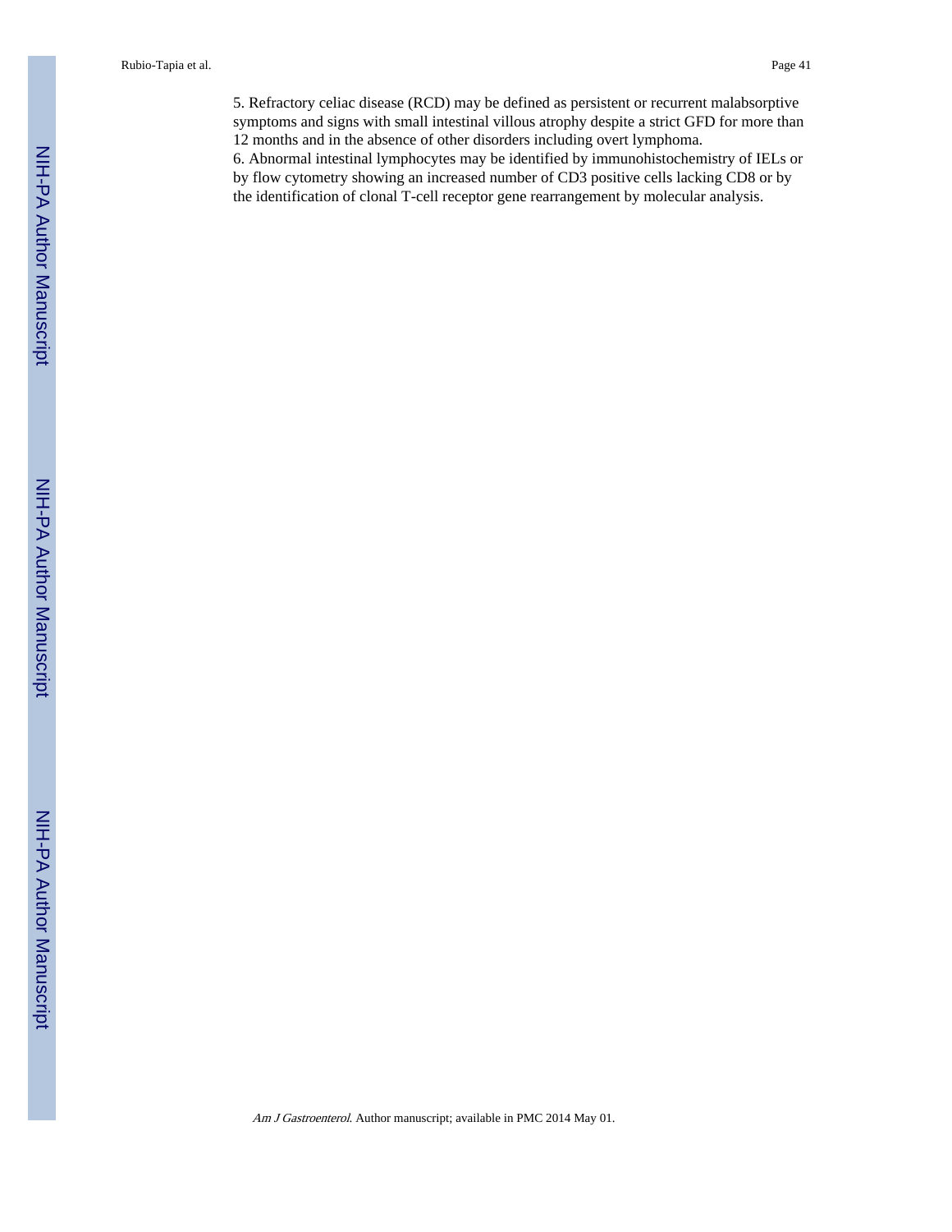5. Refractory celiac disease (RCD) may be defined as persistent or recurrent malabsorptive symptoms and signs with small intestinal villous atrophy despite a strict GFD for more than 12 months and in the absence of other disorders including overt lymphoma.

6. Abnormal intestinal lymphocytes may be identified by immunohistochemistry of IELs or by flow cytometry showing an increased number of CD3 positive cells lacking CD8 or by the identification of clonal T-cell receptor gene rearrangement by molecular analysis.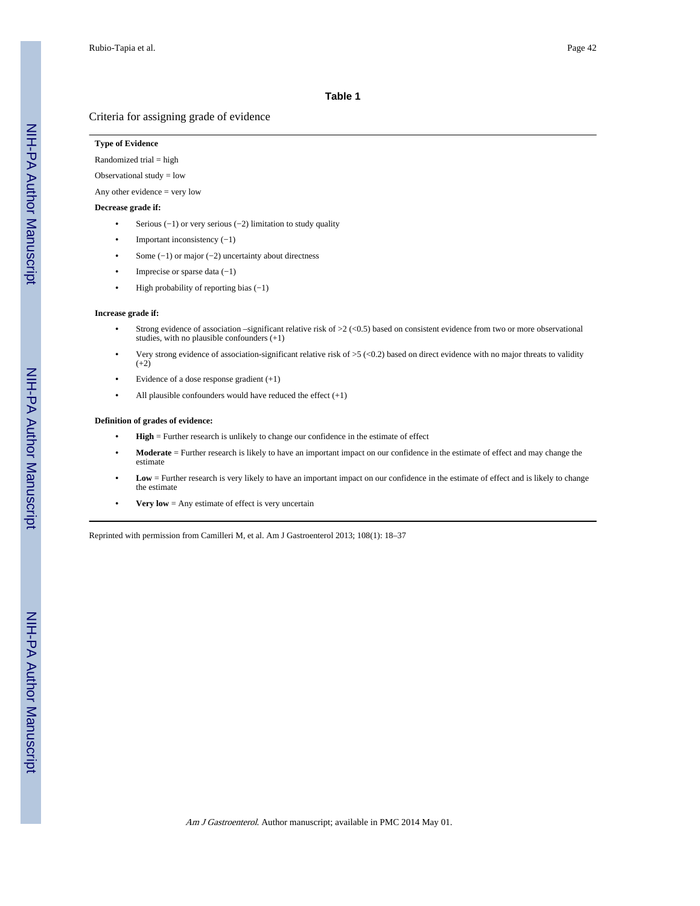**Table 1**

Criteria for assigning grade of evidence

**Type of Evidence**

Randomized trial = high

Observational study = low

Any other evidence = very low

**Decrease grade if:**

- Serious (−1) or very serious (−2) limitation to study quality
- Important inconsistency (−1)
- Some (−1) or major (−2) uncertainty about directness
- Imprecise or sparse data (−1)
- High probability of reporting bias (−1)

**Increase grade if:**

- Strong evidence of association –significant relative risk of >2 (<0.5) based on consistent evidence from two or more observational studies, with no plausible confounders (+1)
- Very strong evidence of association-significant relative risk of >5 (<0.2) based on direct evidence with no major threats to validity (+2)
- Evidence of a dose response gradient (+1)
- All plausible confounders would have reduced the effect (+1)

**Definition of grades of evidence:**

- **High** = Further research is unlikely to change our confidence in the estimate of effect
- **Moderate** = Further research is likely to have an important impact on our confidence in the estimate of effect and may change the estimate
- **Low** = Further research is very likely to have an important impact on our confidence in the estimate of effect and is likely to change the estimate
- **Very low** = Any estimate of effect is very uncertain

Reprinted with permission from Camilleri M, et al. Am J Gastroenterol 2013; 108(1): 18–37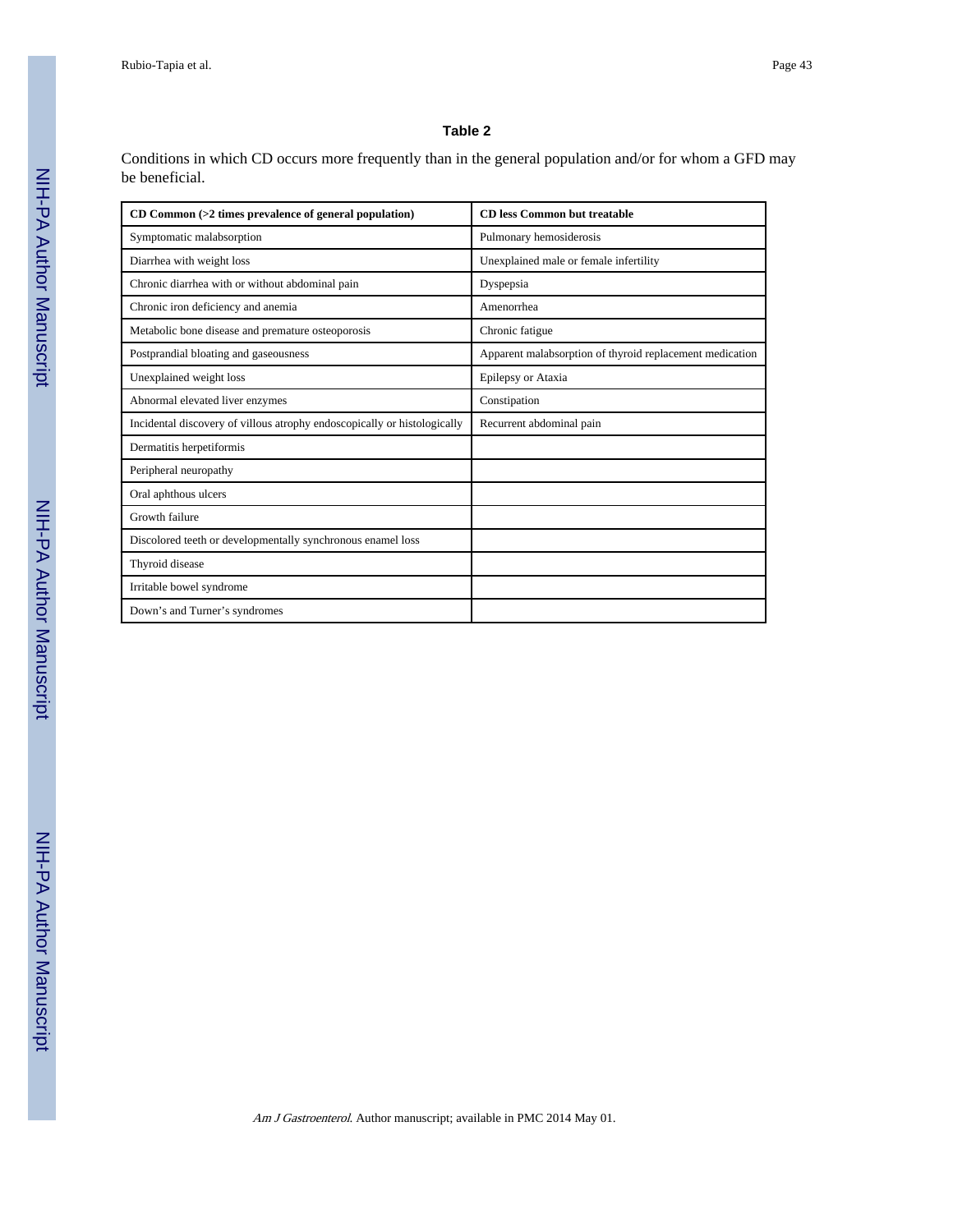**Table 2**

Conditions in which CD occurs more frequently than in the general population and/or for whom a GFD may be beneficial.

| CD Common (>2 times prevalence of general population) | CD less Common but treatable |
|---|---|
| Symptomatic malabsorption | Pulmonary hemosiderosis |
| Diarrhea with weight loss | Unexplained male or female infertility |
| Chronic diarrhea with or without abdominal pain | Dyspepsia |
| Chronic iron deficiency and anemia | Amenorrhea |
| Metabolic bone disease and premature osteoporosis | Chronic fatigue |
| Postprandial bloating and gaseousness | Apparent malabsorption of thyroid replacement medication |
| Unexplained weight loss | Epilepsy or Ataxia |
| Abnormal elevated liver enzymes | Constipation |
| Incidental discovery of villous atrophy endoscopically or histologically | Recurrent abdominal pain |
| Dermatitis herpetiformis | |
| Peripheral neuropathy | |
| Oral aphthous ulcers | |
| Growth failure | |
| Discolored teeth or developmentally synchronous enamel loss | |
| Thyroid disease | |
| Irritable bowel syndrome | |
| Down's and Turner's syndromes | |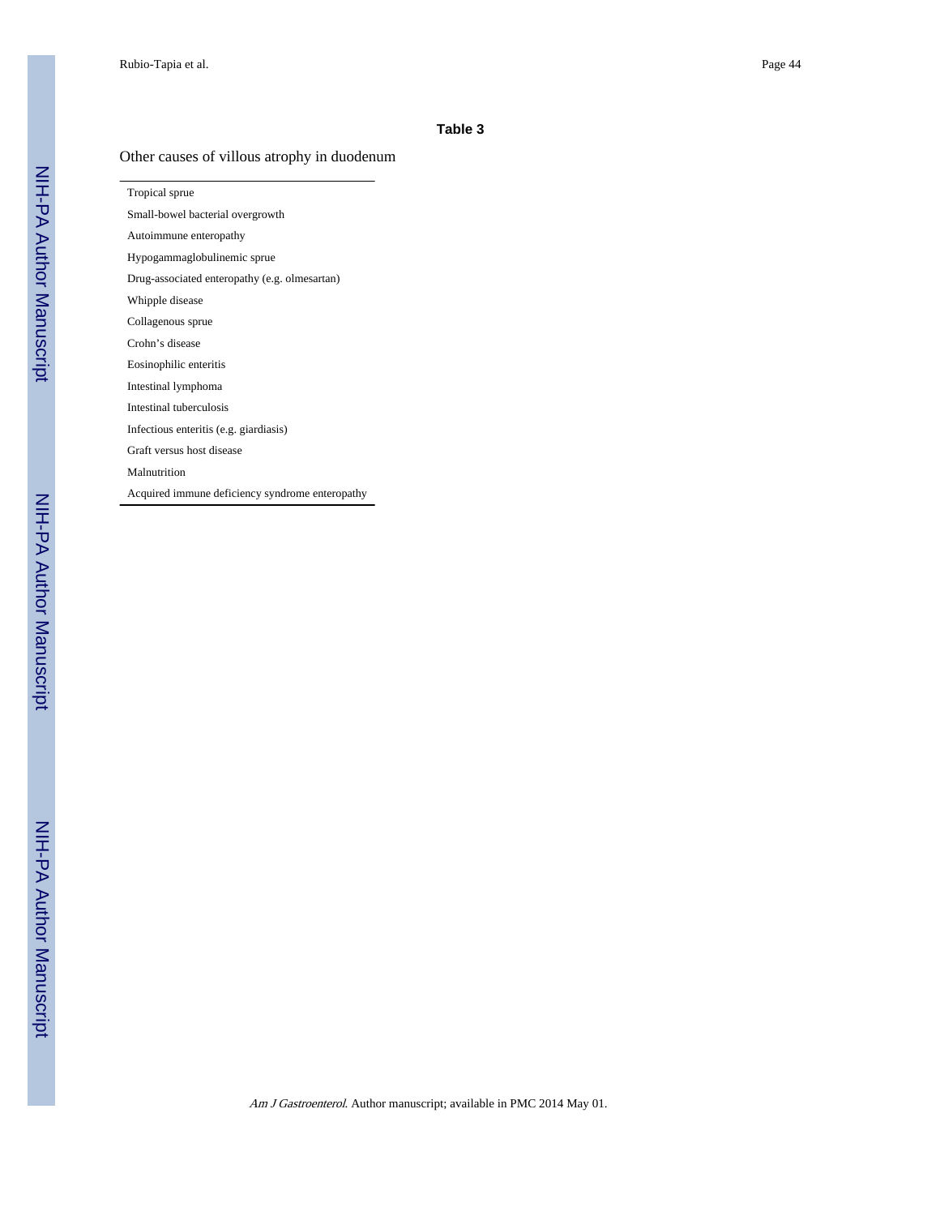**Table 3**

Other causes of villous atrophy in duodenum

| |
|---|
| Tropical sprue |
| Small-bowel bacterial overgrowth |
| Autoimmune enteropathy |
| Hypogammaglobulinemic sprue |
| Drug-associated enteropathy (e.g. olmesartan) |
| Whipple disease |
| Collagenous sprue |
| Crohn's disease |
| Eosinophilic enteritis |
| Intestinal lymphoma |
| Intestinal tuberculosis |
| Infectious enteritis (e.g. giardiasis) |
| Graft versus host disease |
| Malnutrition |
| Acquired immune deficiency syndrome enteropathy |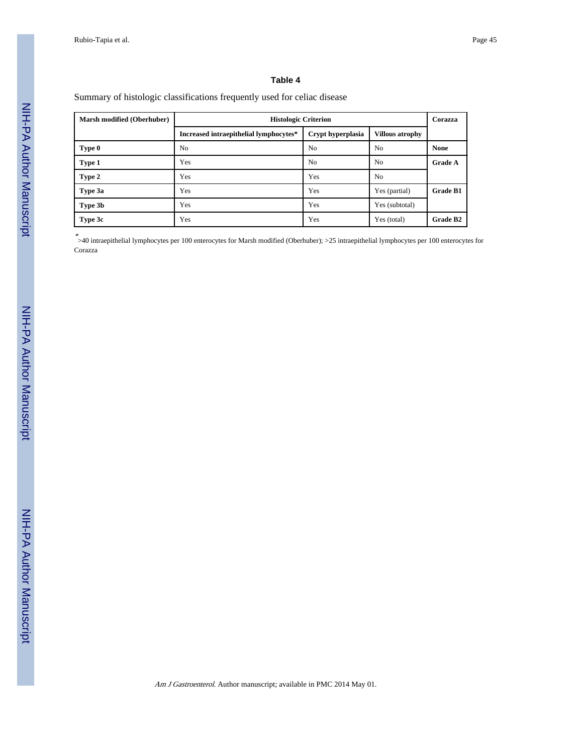**Table 4**

Summary of histologic classifications frequently used for celiac disease

| Marsh modified (Oberhuber) | Histologic Criterion | | | Corazza |
|---|---|---|---|---|
| | Increased intraepithelial lymphocytes* | Crypt hyperplasia | Villous atrophy | |
| **Type 0** | No | No | No | **None** |
| **Type 1** | Yes | No | No | **Grade A** |
| **Type 2** | Yes | Yes | No | |
| **Type 3a** | Yes | Yes | Yes (partial) | **Grade B1** |
| **Type 3b** | Yes | Yes | Yes (subtotal) | |
| **Type 3c** | Yes | Yes | Yes (total) | **Grade B2** |

*>40 intraepithelial lymphocytes per 100 enterocytes for Marsh modified (Oberhuber); >25 intraepithelial lymphocytes per 100 enterocytes for Corazza